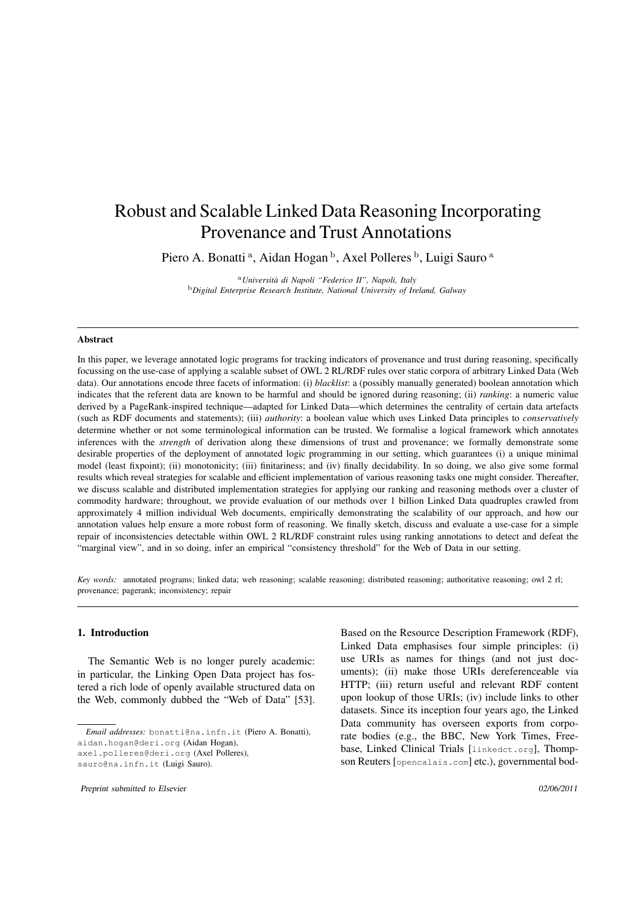# Robust and Scalable Linked Data Reasoning Incorporating Provenance and Trust Annotations

Piero A. Bonatti [a], Aidan Hogan [b], Axel Polleres [b], Luigi Sauro [a]

[a] *Università di Napoli "Federico II", Napoli, Italy*
[b] *Digital Enterprise Research Institute, National University of Ireland, Galway*

---

**Abstract**

In this paper, we leverage annotated logic programs for tracking indicators of provenance and trust during reasoning, specifically focussing on the use-case of applying a scalable subset of OWL 2 RL/RDF rules over static corpora of arbitrary Linked Data (Web data). Our annotations encode three facets of information: (i) *blacklist*: a (possibly manually generated) boolean annotation which indicates that the referent data are known to be harmful and should be ignored during reasoning; (ii) *ranking*: a numeric value derived by a PageRank-inspired technique—adapted for Linked Data—which determines the centrality of certain data artefacts (such as RDF documents and statements); (iii) *authority*: a boolean value which uses Linked Data principles to *conservatively* determine whether or not some terminological information can be trusted. We formalise a logical framework which annotates inferences with the *strength* of derivation along these dimensions of trust and provenance; we formally demonstrate some desirable properties of the deployment of annotated logic programming in our setting, which guarantees (i) a unique minimal model (least fixpoint); (ii) monotonicity; (iii) finitariness; and (iv) finally decidability. In so doing, we also give some formal results which reveal strategies for scalable and efficient implementation of various reasoning tasks one might consider. Thereafter, we discuss scalable and distributed implementation strategies for applying our ranking and reasoning methods over a cluster of commodity hardware; throughout, we provide evaluation of our methods over 1 billion Linked Data quadruples crawled from approximately 4 million individual Web documents, empirically demonstrating the scalability of our approach, and how our annotation values help ensure a more robust form of reasoning. We finally sketch, discuss and evaluate a use-case for a simple repair of inconsistencies detectable within OWL 2 RL/RDF constraint rules using ranking annotations to detect and defeat the "marginal view", and in so doing, infer an empirical "consistency threshold" for the Web of Data in our setting.

*Key words:* annotated programs; linked data; web reasoning; scalable reasoning; distributed reasoning; authoritative reasoning; owl 2 rl; provenance; pagerank; inconsistency; repair

---

## 1. Introduction

The Semantic Web is no longer purely academic: in particular, the Linking Open Data project has fostered a rich lode of openly available structured data on the Web, commonly dubbed the "Web of Data" [53].

Based on the Resource Description Framework (RDF), Linked Data emphasises four simple principles: (i) use URIs as names for things (and not just documents); (ii) make those URIs dereferenceable via HTTP; (iii) return useful and relevant RDF content upon lookup of those URIs; (iv) include links to other datasets. Since its inception four years ago, the Linked Data community has overseen exports from corporate bodies (e.g., the BBC, New York Times, Freebase, Linked Clinical Trials [linkedct.org], Thompson Reuters [opencalais.com] etc.), governmental bod-

*Email addresses:* bonatti@na.infn.it (Piero A. Bonatti), aidan.hogan@deri.org (Aidan Hogan), axel.polleres@deri.org (Axel Polleres), sauro@na.infn.it (Luigi Sauro).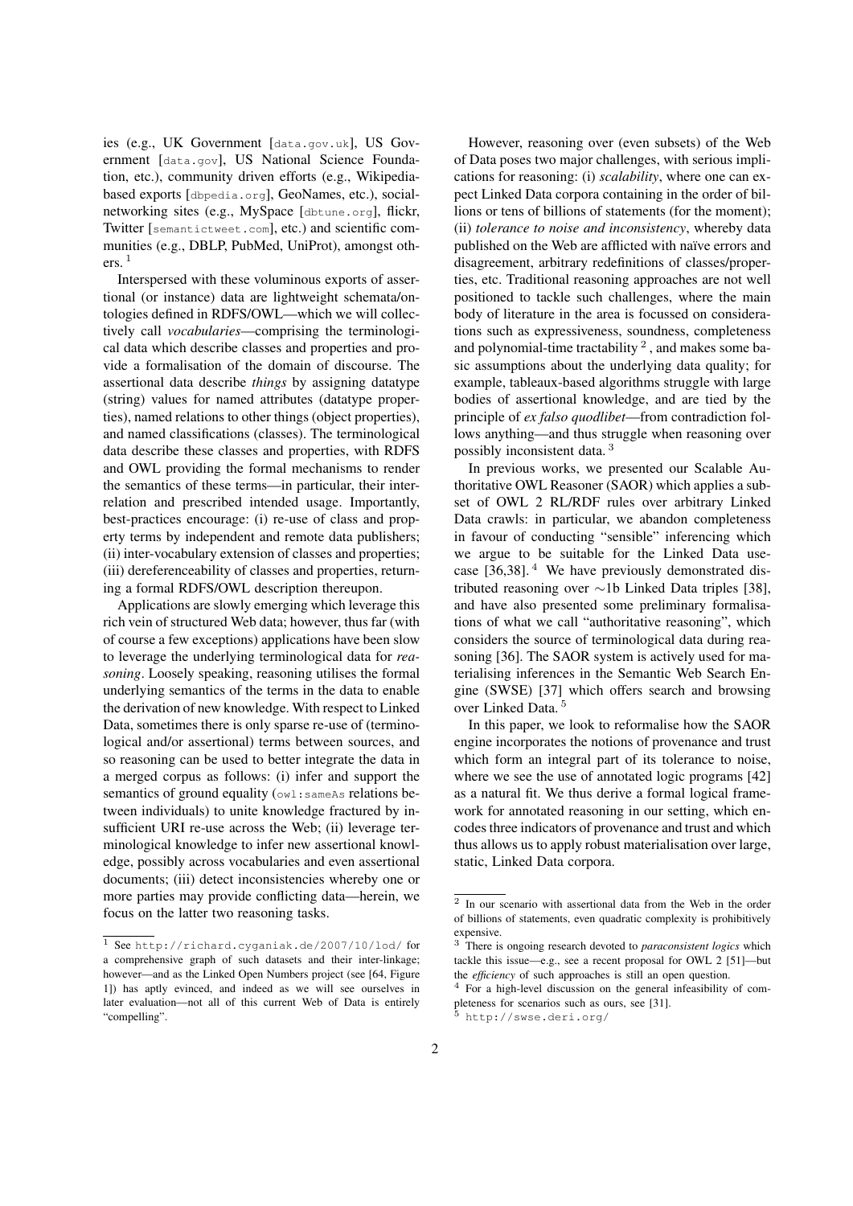ies (e.g., UK Government [data.gov.uk], US Government [data.gov], US National Science Foundation, etc.), community driven efforts (e.g., Wikipedia-based exports [dbpedia.org], GeoNames, etc.), social-networking sites (e.g., MySpace [dbtune.org], flickr, Twitter [semantictweet.com], etc.) and scientific communities (e.g., DBLP, PubMed, UniProt), amongst others. [1]

Interspersed with these voluminous exports of assertional (or instance) data are lightweight schemata/ontologies defined in RDFS/OWL—which we will collectively call *vocabularies*—comprising the terminological data which describe classes and properties and provide a formalisation of the domain of discourse. The assertional data describe *things* by assigning datatype (string) values for named attributes (datatype properties), named relations to other things (object properties), and named classifications (classes). The terminological data describe these classes and properties, with RDFS and OWL providing the formal mechanisms to render the semantics of these terms—in particular, their inter-relation and prescribed intended usage. Importantly, best-practices encourage: (i) re-use of class and property terms by independent and remote data publishers; (ii) inter-vocabulary extension of classes and properties; (iii) dereferenceability of classes and properties, returning a formal RDFS/OWL description thereupon.

Applications are slowly emerging which leverage this rich vein of structured Web data; however, thus far (with of course a few exceptions) applications have been slow to leverage the underlying terminological data for *reasoning*. Loosely speaking, reasoning utilises the formal underlying semantics of the terms in the data to enable the derivation of new knowledge. With respect to Linked Data, sometimes there is only sparse re-use of (terminological and/or assertional) terms between sources, and so reasoning can be used to better integrate the data in a merged corpus as follows: (i) infer and support the semantics of ground equality (owl:sameAs relations between individuals) to unite knowledge fractured by insufficient URI re-use across the Web; (ii) leverage terminological knowledge to infer new assertional knowledge, possibly across vocabularies and even assertional documents; (iii) detect inconsistencies whereby one or more parties may provide conflicting data—herein, we focus on the latter two reasoning tasks.

However, reasoning over (even subsets) of the Web of Data poses two major challenges, with serious implications for reasoning: (i) *scalability*, where one can expect Linked Data corpora containing in the order of billions or tens of billions of statements (for the moment); (ii) *tolerance to noise and inconsistency*, whereby data published on the Web are afflicted with naïve errors and disagreement, arbitrary redefinitions of classes/properties, etc. Traditional reasoning approaches are not well positioned to tackle such challenges, where the main body of literature in the area is focussed on considerations such as expressiveness, soundness, completeness and polynomial-time tractability [2], and makes some basic assumptions about the underlying data quality; for example, tableaux-based algorithms struggle with large bodies of assertional knowledge, and are tied by the principle of *ex falso quodlibet*—from contradiction follows anything—and thus struggle when reasoning over possibly inconsistent data. [3]

In previous works, we presented our Scalable Authoritative OWL Reasoner (SAOR) which applies a subset of OWL 2 RL/RDF rules over arbitrary Linked Data crawls: in particular, we abandon completeness in favour of conducting "sensible" inferencing which we argue to be suitable for the Linked Data use-case [36,38]. [4] We have previously demonstrated distributed reasoning over ∼1b Linked Data triples [38], and have also presented some preliminary formalisations of what we call "authoritative reasoning", which considers the source of terminological data during reasoning [36]. The SAOR system is actively used for materialising inferences in the Semantic Web Search Engine (SWSE) [37] which offers search and browsing over Linked Data. [5]

In this paper, we look to reformalise how the SAOR engine incorporates the notions of provenance and trust which form an integral part of its tolerance to noise, where we see the use of annotated logic programs [42] as a natural fit. We thus derive a formal logical framework for annotated reasoning in our setting, which encodes three indicators of provenance and trust and which thus allows us to apply robust materialisation over large, static, Linked Data corpora.

---

[1] See http://richard.cyganiak.de/2007/10/lod/ for a comprehensive graph of such datasets and their inter-linkage; however—and as the Linked Open Numbers project (see [64, Figure 1]) has aptly evinced, and indeed as we will see ourselves in later evaluation—not all of this current Web of Data is entirely "compelling".

[2] In our scenario with assertional data from the Web in the order of billions of statements, even quadratic complexity is prohibitively expensive.

[3] There is ongoing research devoted to *paraconsistent logics* which tackle this issue—e.g., see a recent proposal for OWL 2 [51]—but the *efficiency* of such approaches is still an open question.

[4] For a high-level discussion on the general infeasibility of completeness for scenarios such as ours, see [31].

[5] http://swse.deri.org/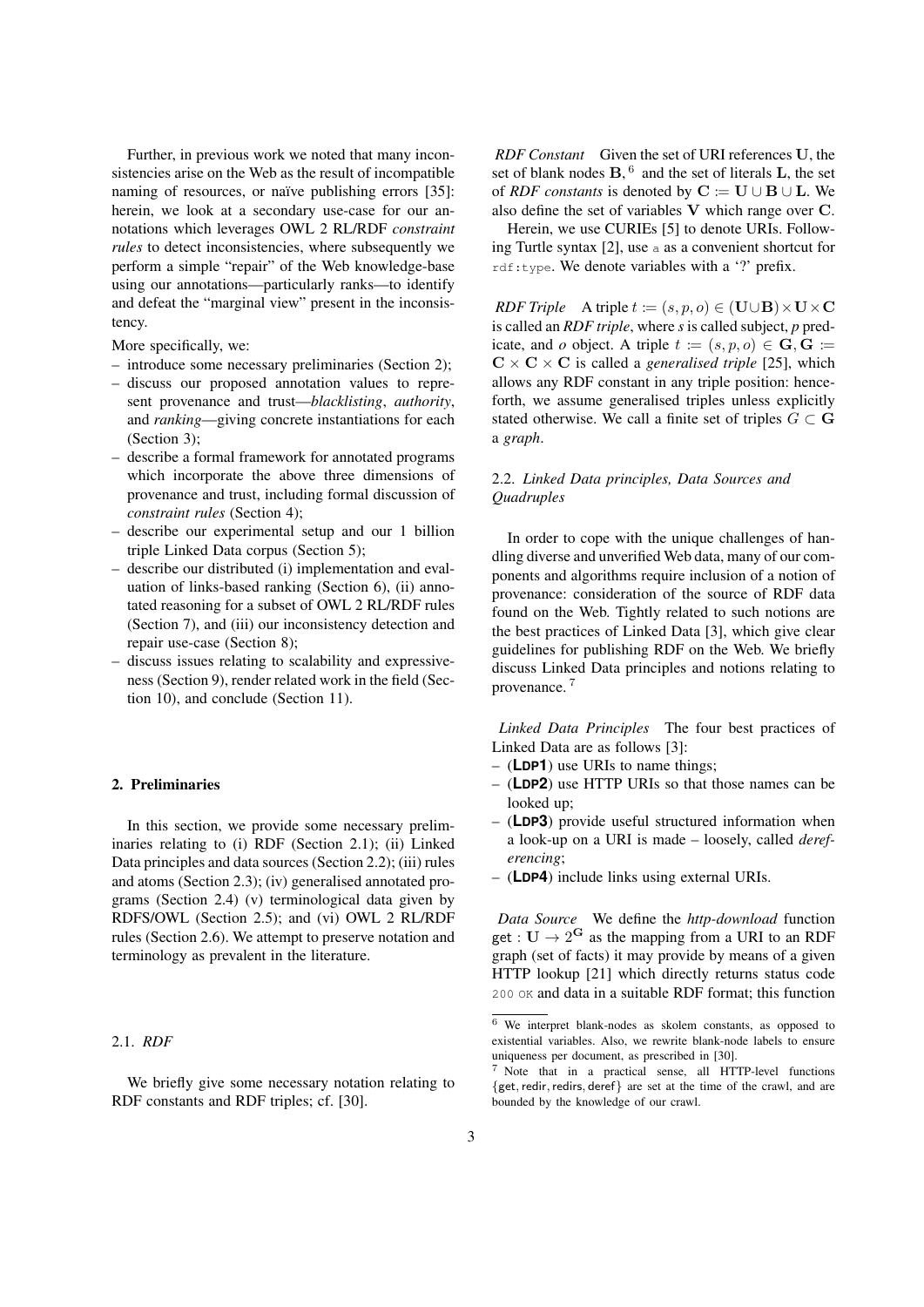Further, in previous work we noted that many inconsistencies arise on the Web as the result of incompatible naming of resources, or naïve publishing errors [35]: herein, we look at a secondary use-case for our annotations which leverages OWL 2 RL/RDF *constraint rules* to detect inconsistencies, where subsequently we perform a simple "repair" of the Web knowledge-base using our annotations—particularly ranks—to identify and defeat the "marginal view" present in the inconsistency.

More specifically, we:

– introduce some necessary preliminaries (Section 2);
– discuss our proposed annotation values to represent provenance and trust—*blacklisting*, *authority*, and *ranking*—giving concrete instantiations for each (Section 3);
– describe a formal framework for annotated programs which incorporate the above three dimensions of provenance and trust, including formal discussion of *constraint rules* (Section 4);
– describe our experimental setup and our 1 billion triple Linked Data corpus (Section 5);
– describe our distributed (i) implementation and evaluation of links-based ranking (Section 6), (ii) annotated reasoning for a subset of OWL 2 RL/RDF rules (Section 7), and (iii) our inconsistency detection and repair use-case (Section 8);
– discuss issues relating to scalability and expressiveness (Section 9), render related work in the field (Section 10), and conclude (Section 11).

## 2. Preliminaries

In this section, we provide some necessary preliminaries relating to (i) RDF (Section 2.1); (ii) Linked Data principles and data sources (Section 2.2); (iii) rules and atoms (Section 2.3); (iv) generalised annotated programs (Section 2.4) (v) terminological data given by RDFS/OWL (Section 2.5); and (vi) OWL 2 RL/RDF rules (Section 2.6). We attempt to preserve notation and terminology as prevalent in the literature.

### 2.1. *RDF*

We briefly give some necessary notation relating to RDF constants and RDF triples; cf. [30].

*RDF Constant* Given the set of URI references $\mathbf{U}$, the set of blank nodes $\mathbf{B}$, [6] and the set of literals $\mathbf{L}$, the set of *RDF constants* is denoted by $\mathbf{C} := \mathbf{U} \cup \mathbf{B} \cup \mathbf{L}$. We also define the set of variables $\mathbf{V}$ which range over $\mathbf{C}$.

Herein, we use CURIEs [5] to denote URIs. Following Turtle syntax [2], use `a` as a convenient shortcut for `rdf:type`. We denote variables with a '?' prefix.

*RDF Triple* A triple $t := (s, p, o) \in (\mathbf{U} \cup \mathbf{B}) \times \mathbf{U} \times \mathbf{C}$ is called an *RDF triple*, where *s* is called subject, *p* predicate, and *o* object. A triple $t := (s, p, o) \in \mathbf{G}, \mathbf{G} := \mathbf{C} \times \mathbf{C} \times \mathbf{C}$ is called a *generalised triple* [25], which allows any RDF constant in any triple position: henceforth, we assume generalised triples unless explicitly stated otherwise. We call a finite set of triples $G \subset \mathbf{G}$ a *graph*.

### 2.2. *Linked Data principles, Data Sources and Quadruples*

In order to cope with the unique challenges of handling diverse and unverified Web data, many of our components and algorithms require inclusion of a notion of provenance: consideration of the source of RDF data found on the Web. Tightly related to such notions are the best practices of Linked Data [3], which give clear guidelines for publishing RDF on the Web. We briefly discuss Linked Data principles and notions relating to provenance. [7]

*Linked Data Principles* The four best practices of Linked Data are as follows [3]:

– (**LDP1**) use URIs to name things;
– (**LDP2**) use HTTP URIs so that those names can be looked up;
– (**LDP3**) provide useful structured information when a look-up on a URI is made – loosely, called *dereferencing*;
– (**LDP4**) include links using external URIs.

*Data Source* We define the *http-download* function $\mathsf{get} : \mathbf{U} \rightarrow 2^{\mathbf{G}}$ as the mapping from a URI to an RDF graph (set of facts) it may provide by means of a given HTTP lookup [21] which directly returns status code `200 OK` and data in a suitable RDF format; this function

[6] We interpret blank-nodes as skolem constants, as opposed to existential variables. Also, we rewrite blank-node labels to ensure uniqueness per document, as prescribed in [30].

[7] Note that in a practical sense, all HTTP-level functions $\{\mathsf{get}, \mathsf{redir}, \mathsf{redirs}, \mathsf{deref}\}$ are set at the time of the crawl, and are bounded by the knowledge of our crawl.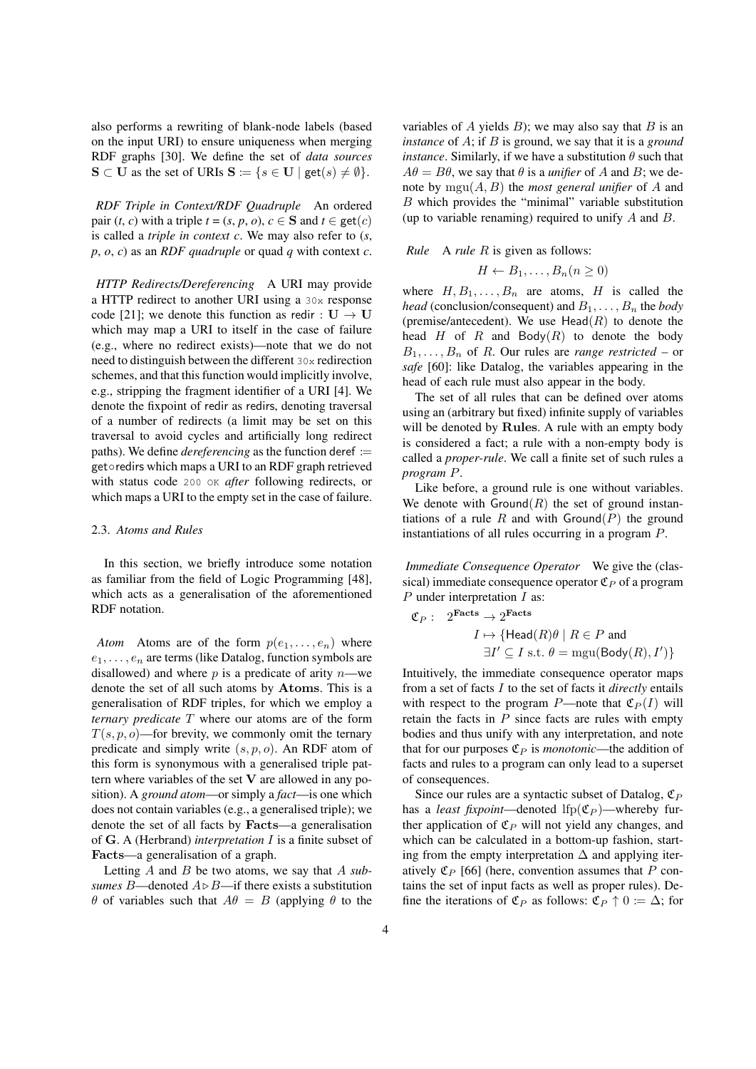also performs a rewriting of blank-node labels (based on the input URI) to ensure uniqueness when merging RDF graphs [30]. We define the set of *data sources* $\mathbf{S} \subset \mathbf{U}$ as the set of URIs $\mathbf{S} := \{s \in \mathbf{U} \mid \mathsf{get}(s) \neq \emptyset\}$.

*RDF Triple in Context/RDF Quadruple* An ordered pair $(t, c)$ with a triple $t = (s, p, o)$, $c \in \mathbf{S}$ and $t \in \mathsf{get}(c)$ is called a *triple in context c*. We may also refer to $(s, p, o, c)$ as an *RDF quadruple* or quad $q$ with context $c$.

*HTTP Redirects/Dereferencing* A URI may provide a HTTP redirect to another URI using a `30x` response code [21]; we denote this function as $\mathsf{redir} : \mathbf{U} \to \mathbf{U}$ which may map a URI to itself in the case of failure (e.g., where no redirect exists)—note that we do not need to distinguish between the different `30x` redirection schemes, and that this function would implicitly involve, e.g., stripping the fragment identifier of a URI [4]. We denote the fixpoint of redir as redirs, denoting traversal of a number of redirects (a limit may be set on this traversal to avoid cycles and artificially long redirect paths). We define *dereferencing* as the function $\mathsf{deref} := \mathsf{get} \circ \mathsf{redirs}$ which maps a URI to an RDF graph retrieved with status code `200 OK` *after* following redirects, or which maps a URI to the empty set in the case of failure.

### 2.3. *Atoms and Rules*

In this section, we briefly introduce some notation as familiar from the field of Logic Programming [48], which acts as a generalisation of the aforementioned RDF notation.

*Atom* Atoms are of the form $p(e_1, \ldots, e_n)$ where $e_1, \ldots, e_n$ are terms (like Datalog, function symbols are disallowed) and where $p$ is a predicate of arity $n$—we denote the set of all such atoms by $\mathbf{Atoms}$. This is a generalisation of RDF triples, for which we employ a *ternary predicate* $T$ where our atoms are of the form $T(s, p, o)$—for brevity, we commonly omit the ternary predicate and simply write $(s, p, o)$. An RDF atom of this form is synonymous with a generalised triple pattern where variables of the set $\mathbf{V}$ are allowed in any position). A *ground atom*—or simply a *fact*—is one which does not contain variables (e.g., a generalised triple); we denote the set of all facts by $\mathbf{Facts}$—a generalisation of $\mathbf{G}$. A (Herbrand) *interpretation* $I$ is a finite subset of $\mathbf{Facts}$—a generalisation of a graph.

Letting $A$ and $B$ be two atoms, we say that $A$ *subsumes* $B$—denoted $A \triangleright B$—if there exists a substitution $\theta$ of variables such that $A\theta = B$ (applying $\theta$ to the variables of $A$ yields $B$); we may also say that $B$ is an *instance* of $A$; if $B$ is ground, we say that it is a *ground instance*. Similarly, if we have a substitution $\theta$ such that $A\theta = B\theta$, we say that $\theta$ is a *unifier* of $A$ and $B$; we denote by $\mathrm{mgu}(A, B)$ the *most general unifier* of $A$ and $B$ which provides the "minimal" variable substitution (up to variable renaming) required to unify $A$ and $B$.

*Rule* A *rule* $R$ is given as follows:

$$H \leftarrow B_1, \ldots, B_n (n \geq 0)$$

where $H, B_1, \ldots, B_n$ are atoms, $H$ is called the *head* (conclusion/consequent) and $B_1, \ldots, B_n$ the *body* (premise/antecedent). We use $\mathsf{Head}(R)$ to denote the head $H$ of $R$ and $\mathsf{Body}(R)$ to denote the body $B_1, \ldots, B_n$ of $R$. Our rules are *range restricted* – or *safe* [60]: like Datalog, the variables appearing in the head of each rule must also appear in the body.

The set of all rules that can be defined over atoms using an (arbitrary but fixed) infinite supply of variables will be denoted by $\mathbf{Rules}$. A rule with an empty body is considered a fact; a rule with a non-empty body is called a *proper-rule*. We call a finite set of such rules a *program* $P$.

Like before, a ground rule is one without variables. We denote with $\mathsf{Ground}(R)$ the set of ground instantiations of a rule $R$ and with $\mathsf{Ground}(P)$ the ground instantiations of all rules occurring in a program $P$.

*Immediate Consequence Operator* We give the (classical) immediate consequence operator $\mathfrak{C}_P$ of a program $P$ under interpretation $I$ as:

$$\begin{aligned}\mathfrak{C}_P : \quad & 2^{\mathbf{Facts}} \to 2^{\mathbf{Facts}} \\ & I \mapsto \{\mathsf{Head}(R)\theta \mid R \in P \text{ and} \\ & \quad \exists I' \subseteq I \text{ s.t. } \theta = \mathrm{mgu}(\mathsf{Body}(R), I')\}\end{aligned}$$

Intuitively, the immediate consequence operator maps from a set of facts $I$ to the set of facts it *directly* entails with respect to the program $P$—note that $\mathfrak{C}_P(I)$ will retain the facts in $P$ since facts are rules with empty bodies and thus unify with any interpretation, and note that for our purposes $\mathfrak{C}_P$ is *monotonic*—the addition of facts and rules to a program can only lead to a superset of consequences.

Since our rules are a syntactic subset of Datalog, $\mathfrak{C}_P$ has a *least fixpoint*—denoted $\mathrm{lfp}(\mathfrak{C}_P)$—whereby further application of $\mathfrak{C}_P$ will not yield any changes, and which can be calculated in a bottom-up fashion, starting from the empty interpretation $\Delta$ and applying iteratively $\mathfrak{C}_P$ [66] (here, convention assumes that $P$ contains the set of input facts as well as proper rules). Define the iterations of $\mathfrak{C}_P$ as follows: $\mathfrak{C}_P \uparrow 0 := \Delta$; for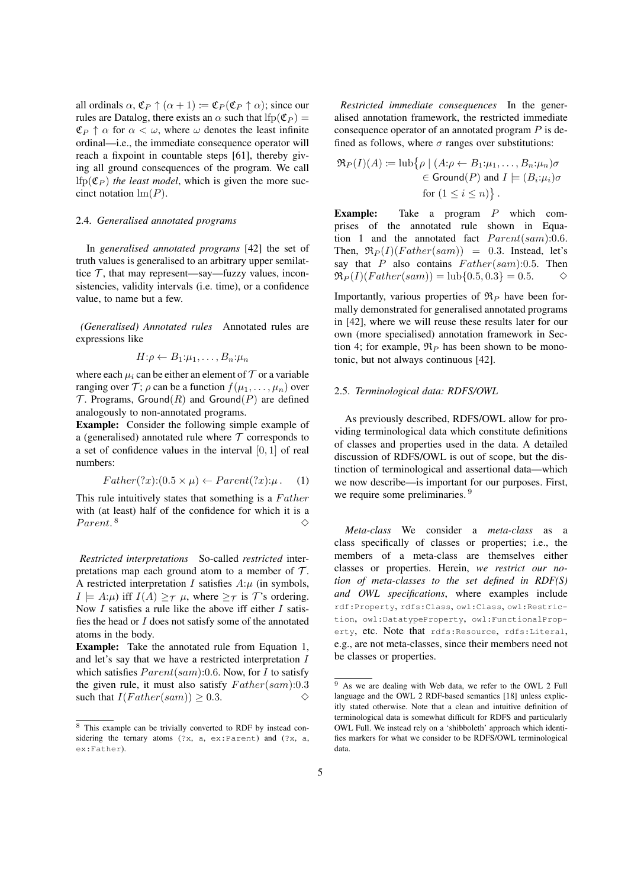all ordinals $\alpha$, $\mathfrak{C}_P \uparrow (\alpha+1) := \mathfrak{C}_P(\mathfrak{C}_P \uparrow \alpha)$; since our rules are Datalog, there exists an $\alpha$ such that $\text{lfp}(\mathfrak{C}_P) = \mathfrak{C}_P \uparrow \alpha$ for $\alpha < \omega$, where $\omega$ denotes the least infinite ordinal—i.e., the immediate consequence operator will reach a fixpoint in countable steps [61], thereby giving all ground consequences of the program. We call $\text{lfp}(\mathfrak{C}_P)$ *the least model*, which is given the more succinct notation $\text{lm}(P)$.

### 2.4. *Generalised annotated programs*

In *generalised annotated programs* [42] the set of truth values is generalised to an arbitrary upper semilattice $\mathcal{T}$, that may represent—say—fuzzy values, inconsistencies, validity intervals (i.e. time), or a confidence value, to name but a few.

*(Generalised) Annotated rules* Annotated rules are expressions like

$$H{:}\rho \leftarrow B_1{:}\mu_1, \ldots, B_n{:}\mu_n$$

where each $\mu_i$ can be either an element of $\mathcal{T}$ or a variable ranging over $\mathcal{T}$; $\rho$ can be a function $f(\mu_1, \ldots, \mu_n)$ over $\mathcal{T}$. Programs, $\mathsf{Ground}(R)$ and $\mathsf{Ground}(P)$ are defined analogously to non-annotated programs.

**Example:** Consider the following simple example of a (generalised) annotated rule where $\mathcal{T}$ corresponds to a set of confidence values in the interval $[0,1]$ of real numbers:

$$Father(?x){:}(0.5 \times \mu) \leftarrow Parent(?x){:}\mu\,. \quad (1)$$

This rule intuitively states that something is a $Father$ with (at least) half of the confidence for which it is a $Parent$.[8] ◇

*Restricted interpretations* So-called *restricted* interpretations map each ground atom to a member of $\mathcal{T}$. A restricted interpretation $I$ satisfies $A{:}\mu$ (in symbols, $I \models A{:}\mu$) iff $I(A) \geq_{\mathcal{T}} \mu$, where $\geq_{\mathcal{T}}$ is $\mathcal{T}$'s ordering. Now $I$ satisfies a rule like the above iff either $I$ satisfies the head or $I$ does not satisfy some of the annotated atoms in the body.

**Example:** Take the annotated rule from Equation 1, and let's say that we have a restricted interpretation $I$ which satisfies $Parent(sam){:}0.6$. Now, for $I$ to satisfy the given rule, it must also satisfy $Father(sam){:}0.3$ such that $I(Father(sam)) \geq 0.3$. ◇

*Restricted immediate consequences* In the generalised annotation framework, the restricted immediate consequence operator of an annotated program $P$ is defined as follows, where $\sigma$ ranges over substitutions:

$$\mathfrak{R}_P(I)(A) := \text{lub}\big\{\rho \mid (A{:}\rho \leftarrow B_1{:}\mu_1, \ldots, B_n{:}\mu_n)\sigma \in \mathsf{Ground}(P) \text{ and } I \models (B_i{:}\mu_i)\sigma \text{ for } (1 \leq i \leq n)\big\}\,.$$

**Example:** Take a program $P$ which comprises of the annotated rule shown in Equation 1 and the annotated fact $Parent(sam){:}0.6$. Then, $\mathfrak{R}_P(I)(Father(sam)) = 0.3$. Instead, let's say that $P$ also contains $Father(sam){:}0.5$. Then $\mathfrak{R}_P(I)(Father(sam)) = \text{lub}\{0.5, 0.3\} = 0.5$. ◇

Importantly, various properties of $\mathfrak{R}_P$ have been formally demonstrated for generalised annotated programs in [42], where we will reuse these results later for our own (more specialised) annotation framework in Section 4; for example, $\mathfrak{R}_P$ has been shown to be monotonic, but not always continuous [42].

### 2.5. *Terminological data: RDFS/OWL*

As previously described, RDFS/OWL allow for providing terminological data which constitute definitions of classes and properties used in the data. A detailed discussion of RDFS/OWL is out of scope, but the distinction of terminological and assertional data—which we now describe—is important for our purposes. First, we require some preliminaries.[9]

*Meta-class* We consider a *meta-class* as a class specifically of classes or properties; i.e., the members of a meta-class are themselves either classes or properties. Herein, *we restrict our notion of meta-classes to the set defined in RDF(S) and OWL specifications*, where examples include `rdf:Property`, `rdfs:Class`, `owl:Class`, `owl:Restriction`, `owl:DatatypeProperty`, `owl:FunctionalProperty`, etc. Note that `rdfs:Resource`, `rdfs:Literal`, e.g., are not meta-classes, since their members need not be classes or properties.

[8] This example can be trivially converted to RDF by instead considering the ternary atoms (`?x, a, ex:Parent`) and (`?x, a, ex:Father`).

[9] As we are dealing with Web data, we refer to the OWL 2 Full language and the OWL 2 RDF-based semantics [18] unless explicitly stated otherwise. Note that a clean and intuitive definition of terminological data is somewhat difficult for RDFS and particularly OWL Full. We instead rely on a 'shibboleth' approach which identifies markers for what we consider to be RDFS/OWL terminological data.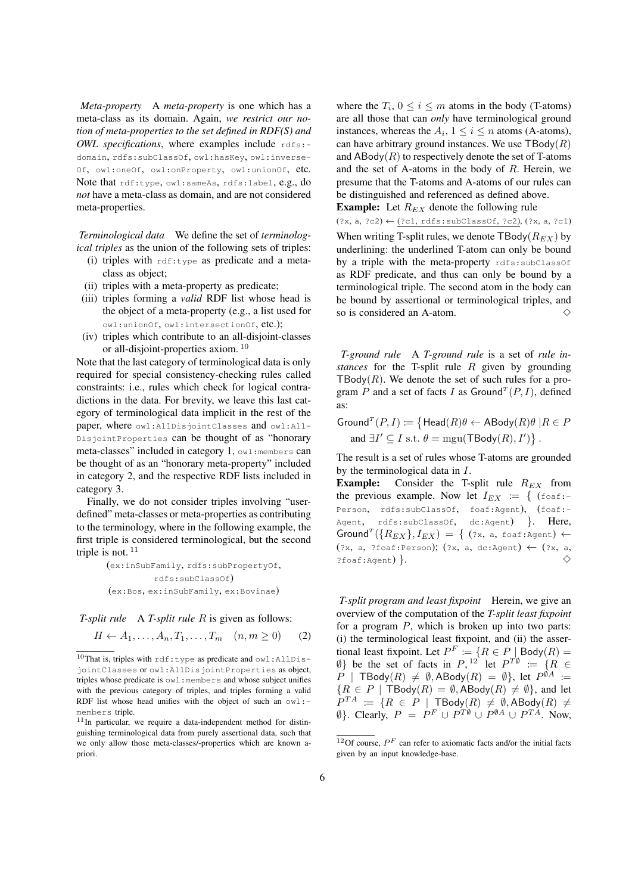*Meta-property* A *meta-property* is one which has a meta-class as its domain. Again, *we restrict our notion of meta-properties to the set defined in RDF(S) and OWL specifications*, where examples include `rdfs:domain`, `rdfs:subClassOf`, `owl:hasKey`, `owl:inverseOf`, `owl:oneOf`, `owl:onProperty`, `owl:unionOf`, etc. Note that `rdf:type`, `owl:sameAs`, `rdfs:label`, e.g., do *not* have a meta-class as domain, and are not considered meta-properties.

*Terminological data* We define the set of *terminological triples* as the union of the following sets of triples:

(i) triples with `rdf:type` as predicate and a meta-class as object;
(ii) triples with a meta-property as predicate;
(iii) triples forming a *valid* RDF list whose head is the object of a meta-property (e.g., a list used for `owl:unionOf`, `owl:intersectionOf`, etc.);
(iv) triples which contribute to an all-disjoint-classes or all-disjoint-properties axiom. [10]

Note that the last category of terminological data is only required for special consistency-checking rules called constraints: i.e., rules which check for logical contradictions in the data. For brevity, we leave this last category of terminological data implicit in the rest of the paper, where `owl:AllDisjointClasses` and `owl:AllDisjointProperties` can be thought of as "honorary meta-classes" included in category 1, `owl:members` can be thought of as an "honorary meta-property" included in category 2, and the respective RDF lists included in category 3.

Finally, we do not consider triples involving "user-defined" meta-classes or meta-properties as contributing to the terminology, where in the following example, the first triple is considered terminological, but the second triple is not. [11]

(`ex:inSubFamily`, `rdfs:subPropertyOf`, `rdfs:subClassOf`)
(`ex:Bos`, `ex:inSubFamily`, `ex:Bovinae`)

*T-split rule* A *T-split rule* $R$ is given as follows:

$$H \leftarrow A_1, \ldots, A_n, T_1, \ldots, T_m \quad (n, m \geq 0) \qquad (2)$$

where the $T_i$, $0 \leq i \leq m$ atoms in the body (T-atoms) are all those that can *only* have terminological ground instances, whereas the $A_i$, $1 \leq i \leq n$ atoms (A-atoms), can have arbitrary ground instances. We use $\mathsf{TBody}(R)$ and $\mathsf{ABody}(R)$ to respectively denote the set of T-atoms and the set of A-atoms in the body of $R$. Herein, we presume that the T-atoms and A-atoms of our rules can be distinguished and referenced as defined above.

**Example:** Let $R_{EX}$ denote the following rule

(`?x, a, ?c2`) ← <u>(`?c1, rdfs:subClassOf, ?c2`)</u>, (`?x, a, ?c1`)

When writing T-split rules, we denote $\mathsf{TBody}(R_{EX})$ by underlining: the underlined T-atom can only be bound by a triple with the meta-property `rdfs:subClassOf` as RDF predicate, and thus can only be bound by a terminological triple. The second atom in the body can be bound by assertional or terminological triples, and so is considered an A-atom. ◇

*T-ground rule* A *T-ground rule* is a set of *rule instances* for the T-split rule $R$ given by grounding $\mathsf{TBody}(R)$. We denote the set of such rules for a program $P$ and a set of facts $I$ as $\mathsf{Ground}^T(P, I)$, defined as:

$$\mathsf{Ground}^T(P, I) := \big\{ \mathsf{Head}(R)\theta \leftarrow \mathsf{ABody}(R)\theta \,|\, R \in P \text{ and } \exists I' \subseteq I \text{ s.t. } \theta = \mathrm{mgu}(\mathsf{TBody}(R), I') \big\}\,.$$

The result is a set of rules whose T-atoms are grounded by the terminological data in $I$.

**Example:** Consider the T-split rule $R_{EX}$ from the previous example. Now let $I_{EX} := \{$ (`foaf:Person, rdfs:subClassOf, foaf:Agent`), (`foaf:Agent, rdfs:subClassOf, dc:Agent`) $\}$. Here, $\mathsf{Ground}^T(\{R_{EX}\}, I_{EX}) = \{$ (`?x, a, foaf:Agent`) ← (`?x, a, ?foaf:Person`); (`?x, a, dc:Agent`) ← (`?x, a, ?foaf:Agent`) $\}$. ◇

*T-split program and least fixpoint* Herein, we give an overview of the computation of the *T-split least fixpoint* for a program $P$, which is broken up into two parts: (i) the terminological least fixpoint, and (ii) the assertional least fixpoint. Let $P^F := \{R \in P \mid \mathsf{Body}(R) = \emptyset\}$ be the set of facts in $P$, [12] let $P^{T\emptyset} := \{R \in P \mid \mathsf{TBody}(R) \neq \emptyset, \mathsf{ABody}(R) = \emptyset\}$, let $P^{\emptyset A} := \{R \in P \mid \mathsf{TBody}(R) = \emptyset, \mathsf{ABody}(R) \neq \emptyset\}$, and let $P^{TA} := \{R \in P \mid \mathsf{TBody}(R) \neq \emptyset, \mathsf{ABody}(R) \neq \emptyset\}$. Clearly, $P = P^F \cup P^{T\emptyset} \cup P^{\emptyset A} \cup P^{TA}$. Now,

---

[10] That is, triples with `rdf:type` as predicate and `owl:AllDisjointClasses` or `owl:AllDisjointProperties` as object, triples whose predicate is `owl:members` and whose subject unifies with the previous category of triples, and triples forming a valid RDF list whose head unifies with the object of such an `owl:members` triple.

[11] In particular, we require a data-independent method for distinguishing terminological data from purely assertional data, such that we only allow those meta-classes/-properties which are known a-priori.

[12] Of course, $P^F$ can refer to axiomatic facts and/or the initial facts given by an input knowledge-base.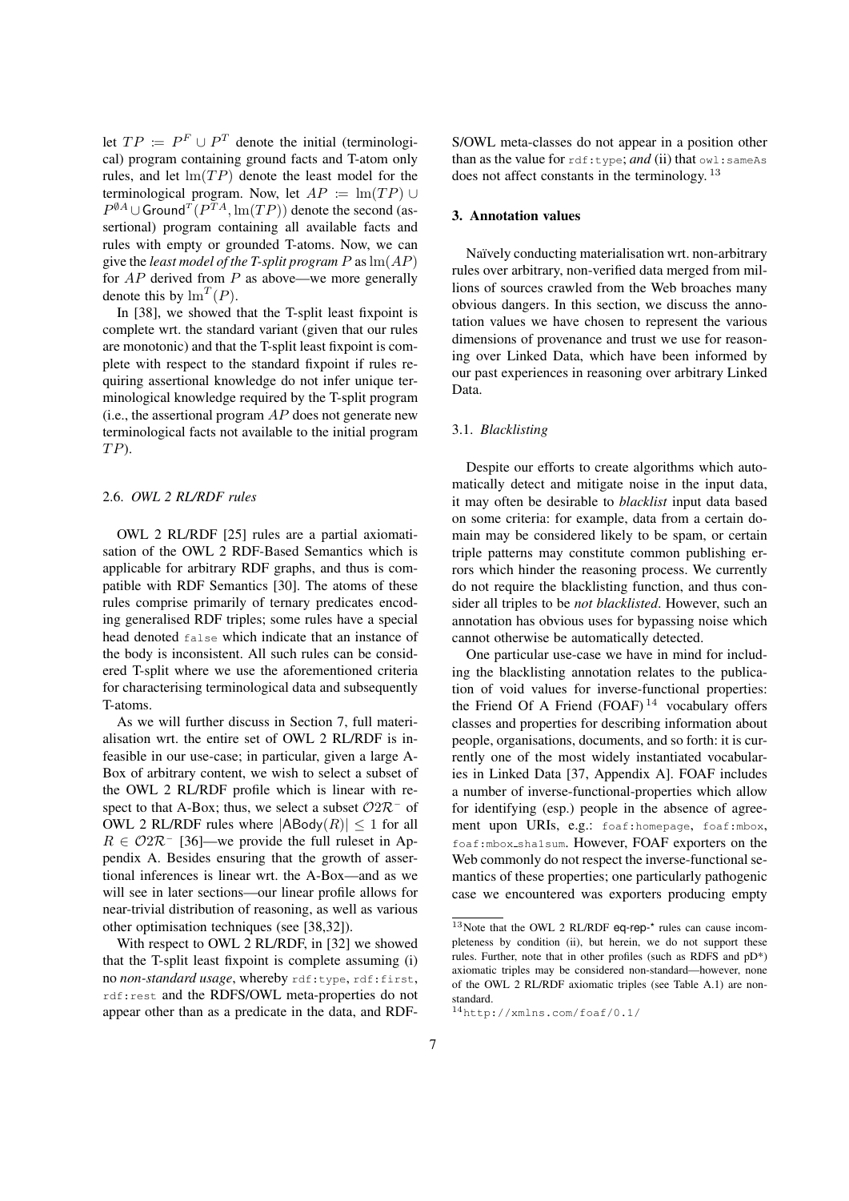let $TP := P^F \cup P^T$ denote the initial (terminological) program containing ground facts and T-atom only rules, and let $\mathrm{lm}(TP)$ denote the least model for the terminological program. Now, let $AP := \mathrm{lm}(TP) \cup P^{\emptyset A} \cup \mathsf{Ground}^T(P^{TA}, \mathrm{lm}(TP))$ denote the second (assertional) program containing all available facts and rules with empty or grounded T-atoms. Now, we can give the *least model of the T-split program* $P$ as $\mathrm{lm}(AP)$ for $AP$ derived from $P$ as above—we more generally denote this by $\mathrm{lm}^T(P)$.

In [38], we showed that the T-split least fixpoint is complete wrt. the standard variant (given that our rules are monotonic) and that the T-split least fixpoint is complete with respect to the standard fixpoint if rules requiring assertional knowledge do not infer unique terminological knowledge required by the T-split program (i.e., the assertional program $AP$ does not generate new terminological facts not available to the initial program $TP$).

### 2.6. *OWL 2 RL/RDF rules*

OWL 2 RL/RDF [25] rules are a partial axiomatisation of the OWL 2 RDF-Based Semantics which is applicable for arbitrary RDF graphs, and thus is compatible with RDF Semantics [30]. The atoms of these rules comprise primarily of ternary predicates encoding generalised RDF triples; some rules have a special head denoted `false` which indicate that an instance of the body is inconsistent. All such rules can be considered T-split where we use the aforementioned criteria for characterising terminological data and subsequently T-atoms.

As we will further discuss in Section 7, full materialisation wrt. the entire set of OWL 2 RL/RDF is infeasible in our use-case; in particular, given a large A-Box of arbitrary content, we wish to select a subset of the OWL 2 RL/RDF profile which is linear with respect to that A-Box; thus, we select a subset $\mathcal{O2R}^-$ of OWL 2 RL/RDF rules where $|\mathsf{ABody}(R)| \leq 1$ for all $R \in \mathcal{O2R}^-$ [36]—we provide the full ruleset in Appendix A. Besides ensuring that the growth of assertional inferences is linear wrt. the A-Box—and as we will see in later sections—our linear profile allows for near-trivial distribution of reasoning, as well as various other optimisation techniques (see [38,32]).

With respect to OWL 2 RL/RDF, in [32] we showed that the T-split least fixpoint is complete assuming (i) no *non-standard usage*, whereby `rdf:type`, `rdf:first`, `rdf:rest` and the RDFS/OWL meta-properties do not appear other than as a predicate in the data, and RDFS/OWL meta-classes do not appear in a position other than as the value for `rdf:type`; *and* (ii) that `owl:sameAs` does not affect constants in the terminology. [13]

## 3. Annotation values

Naïvely conducting materialisation wrt. non-arbitrary rules over arbitrary, non-verified data merged from millions of sources crawled from the Web broaches many obvious dangers. In this section, we discuss the annotation values we have chosen to represent the various dimensions of provenance and trust we use for reasoning over Linked Data, which have been informed by our past experiences in reasoning over arbitrary Linked Data.

### 3.1. *Blacklisting*

Despite our efforts to create algorithms which automatically detect and mitigate noise in the input data, it may often be desirable to *blacklist* input data based on some criteria: for example, data from a certain domain may be considered likely to be spam, or certain triple patterns may constitute common publishing errors which hinder the reasoning process. We currently do not require the blacklisting function, and thus consider all triples to be *not blacklisted*. However, such an annotation has obvious uses for bypassing noise which cannot otherwise be automatically detected.

One particular use-case we have in mind for including the blacklisting annotation relates to the publication of void values for inverse-functional properties: the Friend Of A Friend (FOAF) [14] vocabulary offers classes and properties for describing information about people, organisations, documents, and so forth: it is currently one of the most widely instantiated vocabularies in Linked Data [37, Appendix A]. FOAF includes a number of inverse-functional-properties which allow for identifying (esp.) people in the absence of agreement upon URIs, e.g.: `foaf:homepage`, `foaf:mbox`, `foaf:mbox_sha1sum`. However, FOAF exporters on the Web commonly do not respect the inverse-functional semantics of these properties; one particularly pathogenic case we encountered was exporters producing empty

[13] Note that the OWL 2 RL/RDF eq-rep-* rules can cause incompleteness by condition (ii), but herein, we do not support these rules. Further, note that in other profiles (such as RDFS and pD*) axiomatic triples may be considered non-standard—however, none of the OWL 2 RL/RDF axiomatic triples (see Table A.1) are non-standard.

[14] `http://xmlns.com/foaf/0.1/`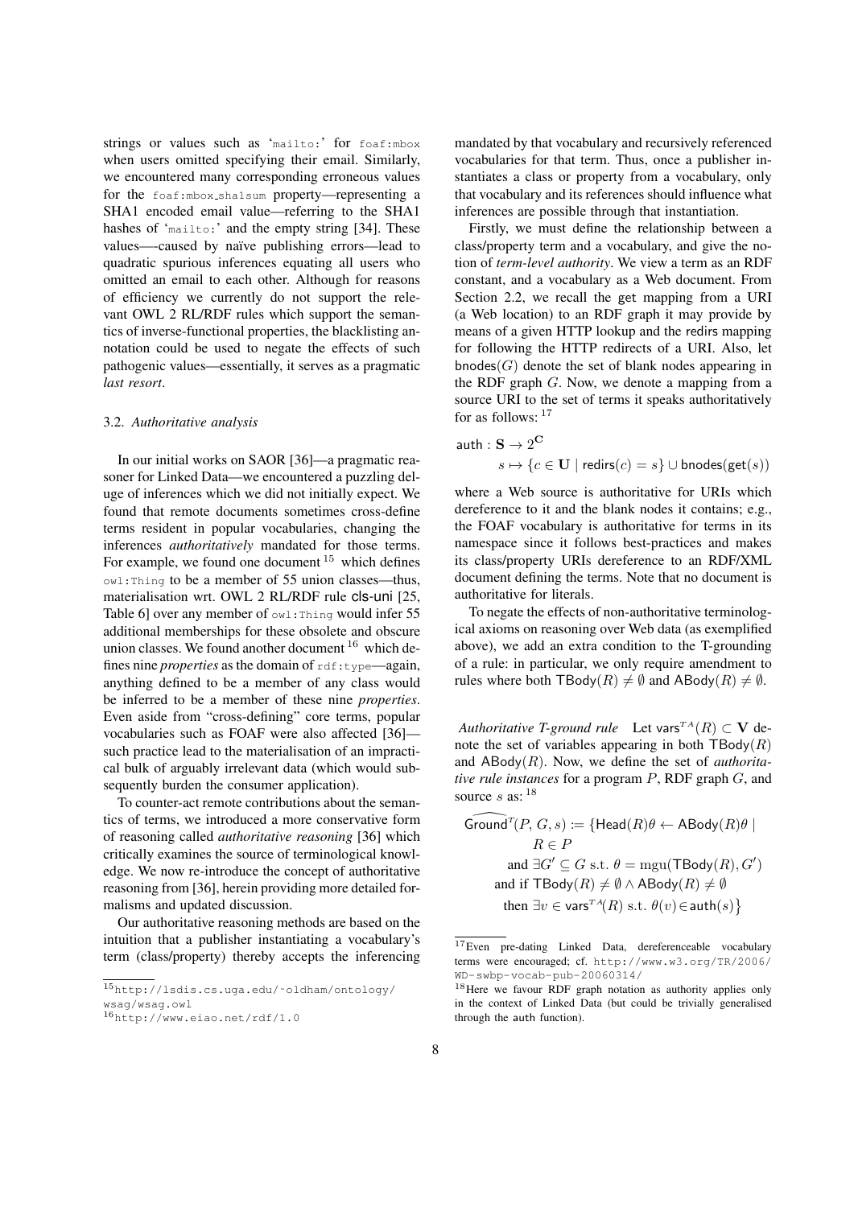strings or values such as 'mailto:' for foaf:mbox when users omitted specifying their email. Similarly, we encountered many corresponding erroneous values for the foaf:mbox_sha1sum property—representing a SHA1 encoded email value—referring to the SHA1 hashes of 'mailto:' and the empty string [34]. These values—-caused by naïve publishing errors—lead to quadratic spurious inferences equating all users who omitted an email to each other. Although for reasons of efficiency we currently do not support the relevant OWL 2 RL/RDF rules which support the semantics of inverse-functional properties, the blacklisting annotation could be used to negate the effects of such pathogenic values—essentially, it serves as a pragmatic *last resort*.

### 3.2. *Authoritative analysis*

In our initial works on SAOR [36]—a pragmatic reasoner for Linked Data—we encountered a puzzling deluge of inferences which we did not initially expect. We found that remote documents sometimes cross-define terms resident in popular vocabularies, changing the inferences *authoritatively* mandated for those terms. For example, we found one document [15] which defines owl:Thing to be a member of 55 union classes—thus, materialisation wrt. OWL 2 RL/RDF rule cls-uni [25, Table 6] over any member of owl:Thing would infer 55 additional memberships for these obsolete and obscure union classes. We found another document [16] which defines nine *properties* as the domain of rdf:type—again, anything defined to be a member of any class would be inferred to be a member of these nine *properties*. Even aside from "cross-defining" core terms, popular vocabularies such as FOAF were also affected [36]—such practice lead to the materialisation of an impractical bulk of arguably irrelevant data (which would subsequently burden the consumer application).

To counter-act remote contributions about the semantics of terms, we introduced a more conservative form of reasoning called *authoritative reasoning* [36] which critically examines the source of terminological knowledge. We now re-introduce the concept of authoritative reasoning from [36], herein providing more detailed formalisms and updated discussion.

Our authoritative reasoning methods are based on the intuition that a publisher instantiating a vocabulary's term (class/property) thereby accepts the inferencing mandated by that vocabulary and recursively referenced vocabularies for that term. Thus, once a publisher instantiates a class or property from a vocabulary, only that vocabulary and its references should influence what inferences are possible through that instantiation.

Firstly, we must define the relationship between a class/property term and a vocabulary, and give the notion of *term-level authority*. We view a term as an RDF constant, and a vocabulary as a Web document. From Section 2.2, we recall the get mapping from a URI (a Web location) to an RDF graph it may provide by means of a given HTTP lookup and the redirs mapping for following the HTTP redirects of a URI. Also, let $\mathsf{bnodes}(G)$ denote the set of blank nodes appearing in the RDF graph $G$. Now, we denote a mapping from a source URI to the set of terms it speaks authoritatively for as follows: [17]

$$\mathsf{auth} : \mathbf{S} \to 2^{\mathbf{C}}$$
$$s \mapsto \{c \in \mathbf{U} \mid \mathsf{redirs}(c) = s\} \cup \mathsf{bnodes}(\mathsf{get}(s))$$

where a Web source is authoritative for URIs which dereference to it and the blank nodes it contains; e.g., the FOAF vocabulary is authoritative for terms in its namespace since it follows best-practices and makes its class/property URIs dereference to an RDF/XML document defining the terms. Note that no document is authoritative for literals.

To negate the effects of non-authoritative terminological axioms on reasoning over Web data (as exemplified above), we add an extra condition to the T-grounding of a rule: in particular, we only require amendment to rules where both $\mathsf{TBody}(R) \neq \emptyset$ and $\mathsf{ABody}(R) \neq \emptyset$.

*Authoritative T-ground rule* Let $\mathsf{vars}^{TA}(R) \subset \mathbf{V}$ denote the set of variables appearing in both $\mathsf{TBody}(R)$ and $\mathsf{ABody}(R)$. Now, we define the set of *authoritative rule instances* for a program $P$, RDF graph $G$, and source $s$ as: [18]

$$\begin{aligned}\widehat{\mathsf{Ground}}^{T}(P, G, s) := \{&\mathsf{Head}(R)\theta \leftarrow \mathsf{ABody}(R)\theta \mid \\ &R \in P \\ &\text{and } \exists G' \subseteq G \text{ s.t. } \theta = \mathrm{mgu}(\mathsf{TBody}(R), G') \\ &\text{and if } \mathsf{TBody}(R) \neq \emptyset \wedge \mathsf{ABody}(R) \neq \emptyset \\ &\text{then } \exists v \in \mathsf{vars}^{TA}(R) \text{ s.t. } \theta(v) \in \mathsf{auth}(s)\}\end{aligned}$$

[15] http://lsdis.cs.uga.edu/~oldham/ontology/wsag/wsag.owl

[16] http://www.eiao.net/rdf/1.0

[17] Even pre-dating Linked Data, dereferenceable vocabulary terms were encouraged; cf. http://www.w3.org/TR/2006/WD-swbp-vocab-pub-20060314/

[18] Here we favour RDF graph notation as authority applies only in the context of Linked Data (but could be trivially generalised through the auth function).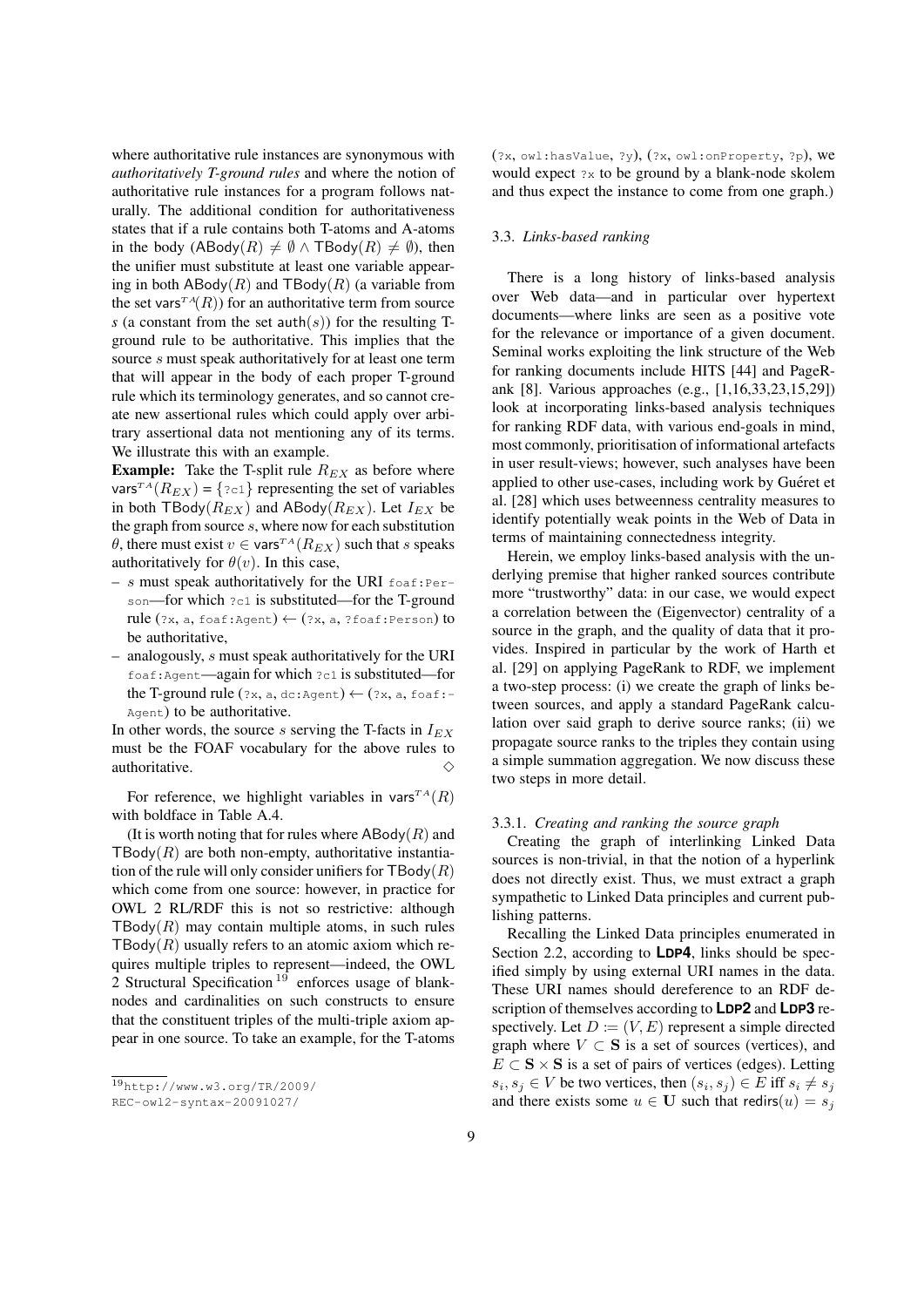where authoritative rule instances are synonymous with *authoritatively T-ground rules* and where the notion of authoritative rule instances for a program follows naturally. The additional condition for authoritativeness states that if a rule contains both T-atoms and A-atoms in the body ($\mathsf{ABody}(R) \neq \emptyset \wedge \mathsf{TBody}(R) \neq \emptyset$), then the unifier must substitute at least one variable appearing in both $\mathsf{ABody}(R)$ and $\mathsf{TBody}(R)$ (a variable from the set $\mathsf{vars}^{TA}(R)$) for an authoritative term from source $s$ (a constant from the set $\mathsf{auth}(s)$) for the resulting T-ground rule to be authoritative. This implies that the source $s$ must speak authoritatively for at least one term that will appear in the body of each proper T-ground rule which its terminology generates, and so cannot create new assertional rules which could apply over arbitrary assertional data not mentioning any of its terms. We illustrate this with an example.

**Example:** Take the T-split rule $R_{EX}$ as before where $\mathsf{vars}^{TA}(R_{EX})$ = {`?c1`} representing the set of variables in both $\mathsf{TBody}(R_{EX})$ and $\mathsf{ABody}(R_{EX})$. Let $I_{EX}$ be the graph from source $s$, where now for each substitution $\theta$, there must exist $v \in \mathsf{vars}^{TA}(R_{EX})$ such that $s$ speaks authoritatively for $\theta(v)$. In this case,

– $s$ must speak authoritatively for the URI `foaf:Person`—for which `?c1` is substituted—for the T-ground rule (`?x`, `a`, `foaf:Agent`) ← (`?x`, `a`, `?foaf:Person`) to be authoritative,
– analogously, $s$ must speak authoritatively for the URI `foaf:Agent`—again for which `?c1` is substituted—for the T-ground rule (`?x`, `a`, `dc:Agent`) ← (`?x`, `a`, `foaf:Agent`) to be authoritative.

In other words, the source $s$ serving the T-facts in $I_{EX}$ must be the FOAF vocabulary for the above rules to authoritative. ◇

For reference, we highlight variables in $\mathsf{vars}^{TA}(R)$ with boldface in Table A.4.

(It is worth noting that for rules where $\mathsf{ABody}(R)$ and $\mathsf{TBody}(R)$ are both non-empty, authoritative instantiation of the rule will only consider unifiers for $\mathsf{TBody}(R)$ which come from one source: however, in practice for OWL 2 RL/RDF this is not so restrictive: although $\mathsf{TBody}(R)$ may contain multiple atoms, in such rules $\mathsf{TBody}(R)$ usually refers to an atomic axiom which requires multiple triples to represent—indeed, the OWL 2 Structural Specification [19] enforces usage of blank-nodes and cardinalities on such constructs to ensure that the constituent triples of the multi-triple axiom appear in one source. To take an example, for the T-atoms (`?x`, `owl:hasValue`, `?y`), (`?x`, `owl:onProperty`, `?p`), we would expect `?x` to be ground by a blank-node skolem and thus expect the instance to come from one graph.)

[19] `http://www.w3.org/TR/2009/REC-owl2-syntax-20091027/`

### 3.3. *Links-based ranking*

There is a long history of links-based analysis over Web data—and in particular over hypertext documents—where links are seen as a positive vote for the relevance or importance of a given document. Seminal works exploiting the link structure of the Web for ranking documents include HITS [44] and PageRank [8]. Various approaches (e.g., [1,16,33,23,15,29]) look at incorporating links-based analysis techniques for ranking RDF data, with various end-goals in mind, most commonly, prioritisation of informational artefacts in user result-views; however, such analyses have been applied to other use-cases, including work by Guéret et al. [28] which uses betweenness centrality measures to identify potentially weak points in the Web of Data in terms of maintaining connectedness integrity.

Herein, we employ links-based analysis with the underlying premise that higher ranked sources contribute more "trustworthy" data: in our case, we would expect a correlation between the (Eigenvector) centrality of a source in the graph, and the quality of data that it provides. Inspired in particular by the work of Harth et al. [29] on applying PageRank to RDF, we implement a two-step process: (i) we create the graph of links between sources, and apply a standard PageRank calculation over said graph to derive source ranks; (ii) we propagate source ranks to the triples they contain using a simple summation aggregation. We now discuss these two steps in more detail.

#### 3.3.1. *Creating and ranking the source graph*

Creating the graph of interlinking Linked Data sources is non-trivial, in that the notion of a hyperlink does not directly exist. Thus, we must extract a graph sympathetic to Linked Data principles and current publishing patterns.

Recalling the Linked Data principles enumerated in Section 2.2, according to **LDP4**, links should be specified simply by using external URI names in the data. These URI names should dereference to an RDF description of themselves according to **LDP2** and **LDP3** respectively. Let $D := (V, E)$ represent a simple directed graph where $V \subset \mathbf{S}$ is a set of sources (vertices), and $E \subset \mathbf{S} \times \mathbf{S}$ is a set of pairs of vertices (edges). Letting $s_i, s_j \in V$ be two vertices, then $(s_i, s_j) \in E$ iff $s_i \neq s_j$ and there exists some $u \in \mathbf{U}$ such that $\mathsf{redirs}(u) = s_j$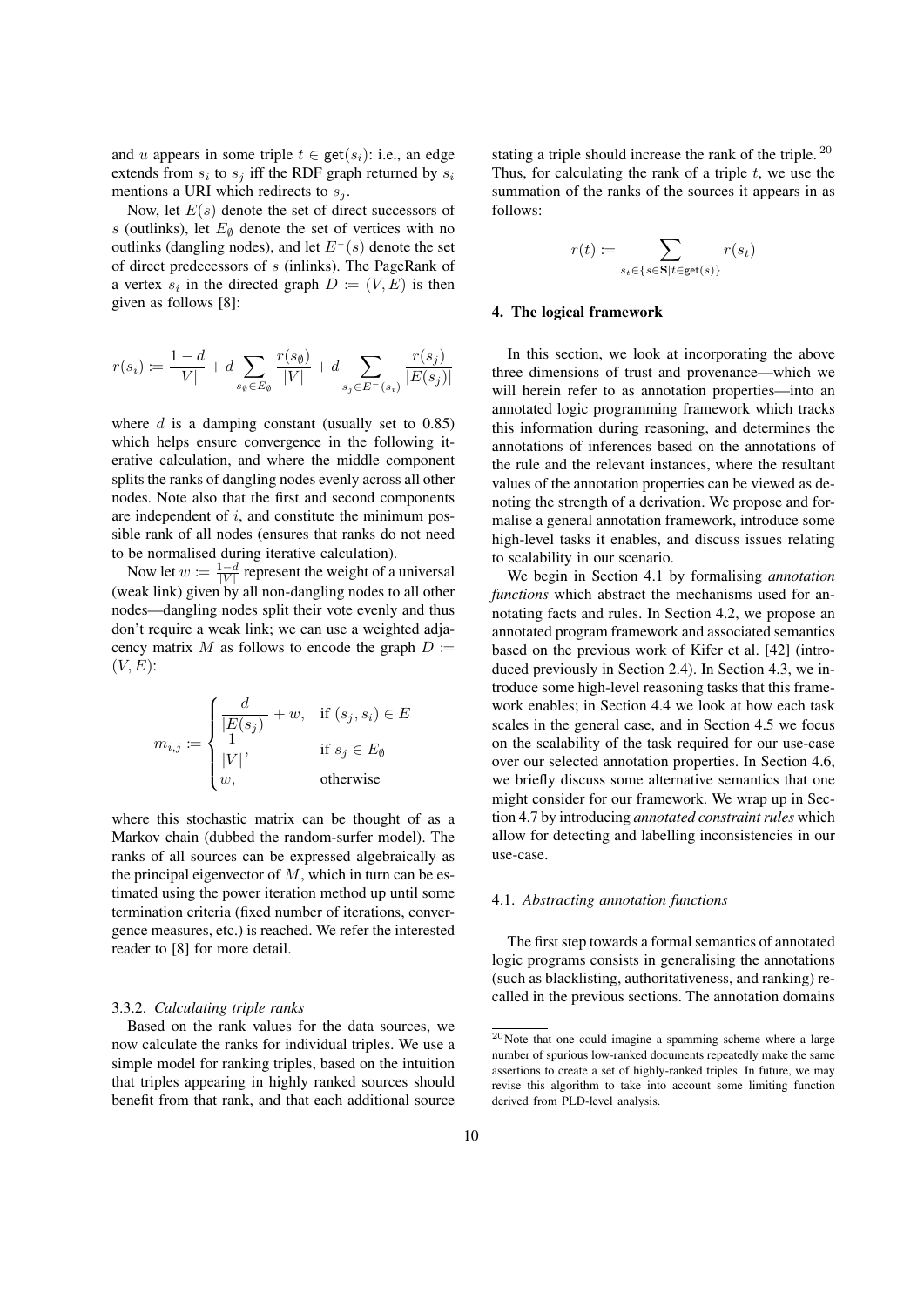and $u$ appears in some triple $t \in \mathsf{get}(s_i)$: i.e., an edge extends from $s_i$ to $s_j$ iff the RDF graph returned by $s_i$ mentions a URI which redirects to $s_j$.

Now, let $E(s)$ denote the set of direct successors of $s$ (outlinks), let $E_\emptyset$ denote the set of vertices with no outlinks (dangling nodes), and let $E^-(s)$ denote the set of direct predecessors of $s$ (inlinks). The PageRank of a vertex $s_i$ in the directed graph $D := (V, E)$ is then given as follows [8]:

$$r(s_i) := \frac{1-d}{|V|} + d \sum_{s_\emptyset \in E_\emptyset} \frac{r(s_\emptyset)}{|V|} + d \sum_{s_j \in E^-(s_i)} \frac{r(s_j)}{|E(s_j)|}$$

where $d$ is a damping constant (usually set to 0.85) which helps ensure convergence in the following iterative calculation, and where the middle component splits the ranks of dangling nodes evenly across all other nodes. Note also that the first and second components are independent of $i$, and constitute the minimum possible rank of all nodes (ensures that ranks do not need to be normalised during iterative calculation).

Now let $w := \frac{1-d}{|V|}$ represent the weight of a universal (weak link) given by all non-dangling nodes to all other nodes—dangling nodes split their vote evenly and thus don't require a weak link; we can use a weighted adjacency matrix $M$ as follows to encode the graph $D := (V, E)$:

$$m_{i,j} := \begin{cases} \frac{d}{|E(s_j)|} + w, & \text{if } (s_j, s_i) \in E \\ \frac{1}{|V|}, & \text{if } s_j \in E_\emptyset \\ w, & \text{otherwise} \end{cases}$$

where this stochastic matrix can be thought of as a Markov chain (dubbed the random-surfer model). The ranks of all sources can be expressed algebraically as the principal eigenvector of $M$, which in turn can be estimated using the power iteration method up until some termination criteria (fixed number of iterations, convergence measures, etc.) is reached. We refer the interested reader to [8] for more detail.

### 3.3.2. *Calculating triple ranks*

Based on the rank values for the data sources, we now calculate the ranks for individual triples. We use a simple model for ranking triples, based on the intuition that triples appearing in highly ranked sources should benefit from that rank, and that each additional source stating a triple should increase the rank of the triple.[20] Thus, for calculating the rank of a triple $t$, we use the summation of the ranks of the sources it appears in as follows:

$$r(t) := \sum_{s_t \in \{s \in \mathbf{S} \mid t \in \mathsf{get}(s)\}} r(s_t)$$

## 4. The logical framework

In this section, we look at incorporating the above three dimensions of trust and provenance—which we will herein refer to as annotation properties—into an annotated logic programming framework which tracks this information during reasoning, and determines the annotations of inferences based on the annotations of the rule and the relevant instances, where the resultant values of the annotation properties can be viewed as denoting the strength of a derivation. We propose and formalise a general annotation framework, introduce some high-level tasks it enables, and discuss issues relating to scalability in our scenario.

We begin in Section 4.1 by formalising *annotation functions* which abstract the mechanisms used for annotating facts and rules. In Section 4.2, we propose an annotated program framework and associated semantics based on the previous work of Kifer et al. [42] (introduced previously in Section 2.4). In Section 4.3, we introduce some high-level reasoning tasks that this framework enables; in Section 4.4 we look at how each task scales in the general case, and in Section 4.5 we focus on the scalability of the task required for our use-case over our selected annotation properties. In Section 4.6, we briefly discuss some alternative semantics that one might consider for our framework. We wrap up in Section 4.7 by introducing *annotated constraint rules* which allow for detecting and labelling inconsistencies in our use-case.

### 4.1. *Abstracting annotation functions*

The first step towards a formal semantics of annotated logic programs consists in generalising the annotations (such as blacklisting, authoritativeness, and ranking) recalled in the previous sections. The annotation domains

[20] Note that one could imagine a spamming scheme where a large number of spurious low-ranked documents repeatedly make the same assertions to create a set of highly-ranked triples. In future, we may revise this algorithm to take into account some limiting function derived from PLD-level analysis.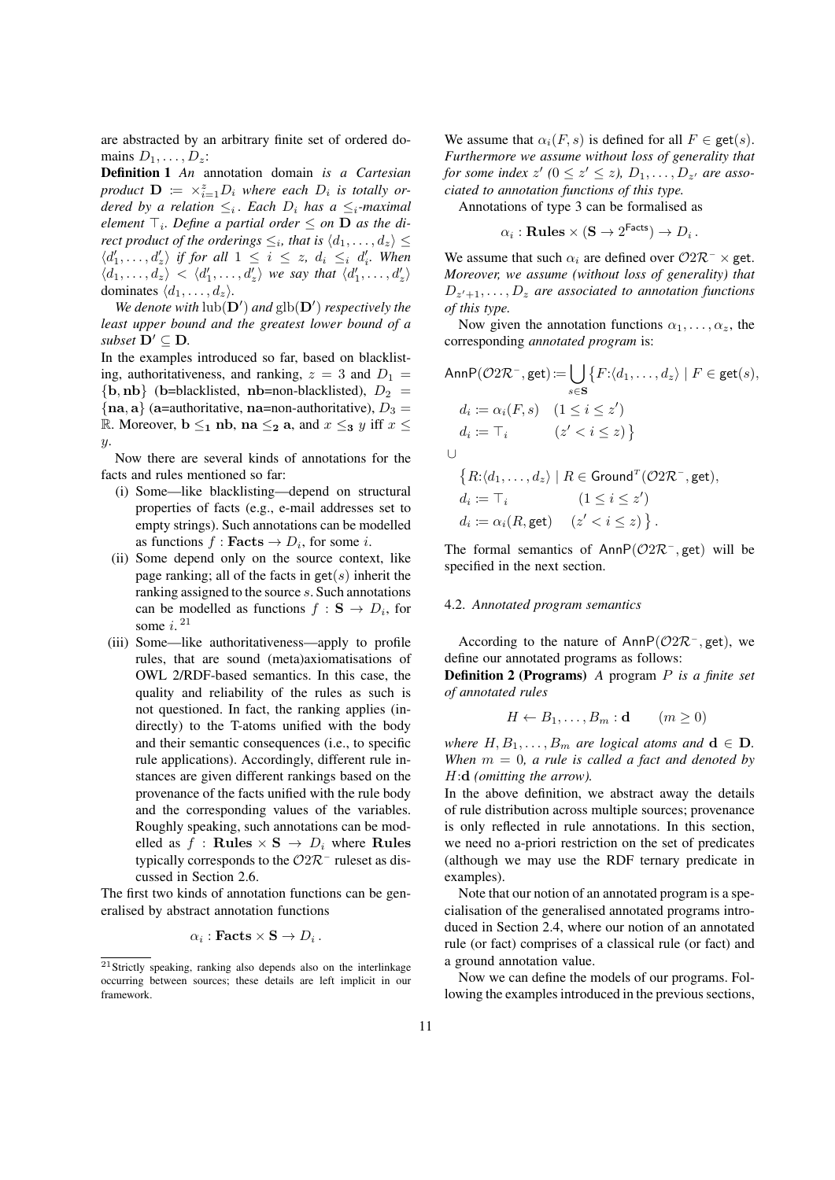are abstracted by an arbitrary finite set of ordered domains $D_1, \ldots, D_z$:

**Definition 1** *An* annotation domain *is a Cartesian product* $\mathbf{D} := \times_{i=1}^{z} D_i$ *where each* $D_i$ *is totally ordered by a relation* $\leq_i$*. Each* $D_i$ *has a* $\leq_i$*-maximal element* $\top_i$*. Define a partial order* $\leq$ *on* $\mathbf{D}$ *as the direct product of the orderings* $\leq_i$*, that is* $\langle d_1, \ldots, d_z \rangle \leq \langle d'_1, \ldots, d'_z \rangle$ *if for all* $1 \leq i \leq z$*,* $d_i \leq_i d'_i$*. When* $\langle d_1, \ldots, d_z \rangle < \langle d'_1, \ldots, d'_z \rangle$ *we say that* $\langle d'_1, \ldots, d'_z \rangle$ dominates $\langle d_1, \ldots, d_z \rangle$.

*We denote with* $\mathrm{lub}(\mathbf{D}')$ *and* $\mathrm{glb}(\mathbf{D}')$ *respectively the least upper bound and the greatest lower bound of a subset* $\mathbf{D}' \subseteq \mathbf{D}$.

In the examples introduced so far, based on blacklisting, authoritativeness, and ranking, $z = 3$ and $D_1 = \{\mathbf{b}, \mathbf{nb}\}$ (**b**=blacklisted, **nb**=non-blacklisted), $D_2 = \{\mathbf{na}, \mathbf{a}\}$ (**a**=authoritative, **na**=non-authoritative), $D_3 = \mathbb{R}$. Moreover, $\mathbf{b} \leq_1 \mathbf{nb}$, $\mathbf{na} \leq_2 \mathbf{a}$, and $x \leq_3 y$ iff $x \leq y$.

Now there are several kinds of annotations for the facts and rules mentioned so far:

(i) Some—like blacklisting—depend on structural properties of facts (e.g., e-mail addresses set to empty strings). Such annotations can be modelled as functions $f : \mathbf{Facts} \rightarrow D_i$, for some $i$.

(ii) Some depend only on the source context, like page ranking; all of the facts in $\mathsf{get}(s)$ inherit the ranking assigned to the source $s$. Such annotations can be modelled as functions $f : \mathbf{S} \rightarrow D_i$, for some $i$.[21]

(iii) Some—like authoritativeness—apply to profile rules, that are sound (meta)axiomatisations of OWL 2/RDF-based semantics. In this case, the quality and reliability of the rules as such is not questioned. In fact, the ranking applies (indirectly) to the T-atoms unified with the body and their semantic consequences (i.e., to specific rule applications). Accordingly, different rule instances are given different rankings based on the provenance of the facts unified with the rule body and the corresponding values of the variables. Roughly speaking, such annotations can be modelled as $f : \mathbf{Rules} \times \mathbf{S} \rightarrow D_i$ where $\mathbf{Rules}$ typically corresponds to the $\mathcal{O}2\mathcal{R}^-$ ruleset as discussed in Section 2.6.

The first two kinds of annotation functions can be generalised by abstract annotation functions

$$\alpha_i : \mathbf{Facts} \times \mathbf{S} \rightarrow D_i \,.$$

We assume that $\alpha_i(F, s)$ is defined for all $F \in \mathsf{get}(s)$. *Furthermore we assume without loss of generality that for some index* $z'$ *(*$0 \leq z' \leq z$*),* $D_1, \ldots, D_{z'}$ *are associated to annotation functions of this type.*

Annotations of type 3 can be formalised as

$$\alpha_i : \mathbf{Rules} \times (\mathbf{S} \rightarrow 2^{\mathsf{Facts}}) \rightarrow D_i \,.$$

We assume that such $\alpha_i$ are defined over $\mathcal{O}2\mathcal{R}^- \times \mathsf{get}$. *Moreover, we assume (without loss of generality) that* $D_{z'+1}, \ldots, D_z$ *are associated to annotation functions of this type.*

Now given the annotation functions $\alpha_1, \ldots, \alpha_z$, the corresponding *annotated program* is:

$$\begin{aligned}
\mathsf{AnnP}(\mathcal{O}2\mathcal{R}^-, \mathsf{get}) := & \bigcup_{s \in \mathbf{S}} \big\{ F{:}\langle d_1, \ldots, d_z \rangle \mid F \in \mathsf{get}(s), \\
& d_i := \alpha_i(F, s) \quad (1 \leq i \leq z') \\
& d_i := \top_i \qquad\quad (z' < i \leq z) \big\} \\
\cup & \\
& \big\{ R{:}\langle d_1, \ldots, d_z \rangle \mid R \in \mathsf{Ground}^{\mathcal{T}}(\mathcal{O}2\mathcal{R}^-, \mathsf{get}), \\
& d_i := \top_i \qquad\quad (1 \leq i \leq z') \\
& d_i := \alpha_i(R, \mathsf{get}) \quad (z' < i \leq z) \big\} \,.
\end{aligned}$$

The formal semantics of $\mathsf{AnnP}(\mathcal{O}2\mathcal{R}^-, \mathsf{get})$ will be specified in the next section.

### 4.2. *Annotated program semantics*

According to the nature of $\mathsf{AnnP}(\mathcal{O}2\mathcal{R}^-, \mathsf{get})$, we define our annotated programs as follows:

**Definition 2 (Programs)** *A* program $P$ *is a finite set of annotated rules*

$$H \leftarrow B_1, \ldots, B_m : \mathbf{d} \qquad (m \geq 0)$$

*where* $H, B_1, \ldots, B_m$ *are logical atoms and* $\mathbf{d} \in \mathbf{D}$*. When* $m = 0$*, a rule is called a fact and denoted by* $H{:}\mathbf{d}$ *(omitting the arrow).*

In the above definition, we abstract away the details of rule distribution across multiple sources; provenance is only reflected in rule annotations. In this section, we need no a-priori restriction on the set of predicates (although we may use the RDF ternary predicate in examples).

Note that our notion of an annotated program is a specialisation of the generalised annotated programs introduced in Section 2.4, where our notion of an annotated rule (or fact) comprises of a classical rule (or fact) and a ground annotation value.

Now we can define the models of our programs. Following the examples introduced in the previous sections,

[21] Strictly speaking, ranking also depends also on the interlinkage occurring between sources; these details are left implicit in our framework.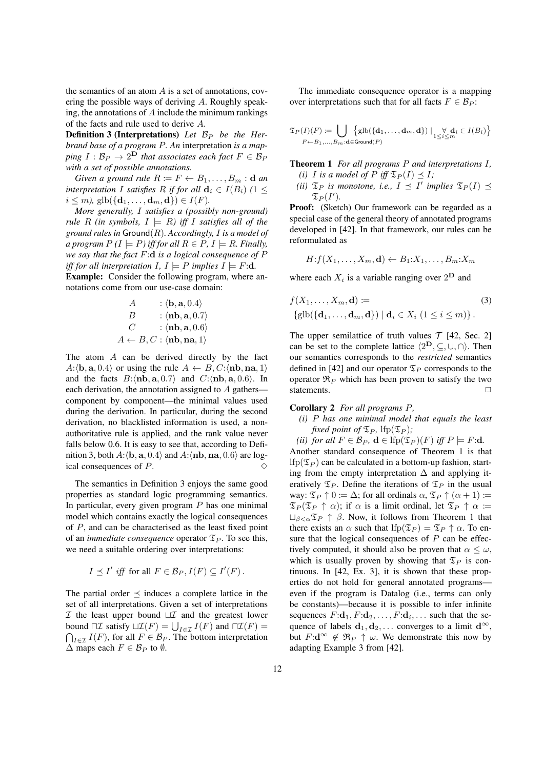the semantics of an atom $A$ is a set of annotations, covering the possible ways of deriving $A$. Roughly speaking, the annotations of $A$ include the minimum rankings of the facts and rule used to derive $A$.

**Definition 3 (Interpretations)** *Let $\mathcal{B}_P$ be the Herbrand base of a program $P$. An* interpretation *is a mapping $I : \mathcal{B}_P \to 2^{\mathbf{D}}$ that associates each fact $F \in \mathcal{B}_P$ with a set of possible annotations.*

*Given a ground rule $R := F \leftarrow B_1, \ldots, B_m : \mathbf{d}$ an interpretation $I$ satisfies $R$ if for all $\mathbf{d}_i \in I(B_i)$ ($1 \leq i \leq m$), $\text{glb}(\{\mathbf{d}_1, \ldots, \mathbf{d}_m, \mathbf{d}\}) \in I(F)$.*

*More generally, $I$ satisfies a (possibly non-ground) rule $R$ (in symbols, $I \models R$) iff $I$ satisfies all of the ground rules in $\mathsf{Ground}(R)$. Accordingly, $I$ is a model of a program $P$ ($I \models P$) iff for all $R \in P$, $I \models R$. Finally, we say that the fact $F{:}\mathbf{d}$ is a logical consequence of $P$ iff for all interpretation $I$, $I \models P$ implies $I \models F{:}\mathbf{d}$.*

**Example:** Consider the following program, where annotations come from our use-case domain:

$$
\begin{aligned}
A \quad & : \langle \mathbf{b}, \mathbf{a}, 0.4 \rangle \\
B \quad & : \langle \mathbf{nb}, \mathbf{a}, 0.7 \rangle \\
C \quad & : \langle \mathbf{nb}, \mathbf{a}, 0.6 \rangle \\
A \leftarrow B, C & : \langle \mathbf{nb}, \mathbf{na}, 1 \rangle
\end{aligned}
$$

The atom $A$ can be derived directly by the fact $A{:}\langle \mathbf{b}, \mathbf{a}, 0.4 \rangle$ or using the rule $A \leftarrow B, C{:}\langle \mathbf{nb}, \mathbf{na}, 1 \rangle$ and the facts $B{:}\langle \mathbf{nb}, \mathbf{a}, 0.7 \rangle$ and $C{:}\langle \mathbf{nb}, \mathbf{a}, 0.6 \rangle$. In each derivation, the annotation assigned to $A$ gathers—component by component—the minimal values used during the derivation. In particular, during the second derivation, no blacklisted information is used, a non-authoritative rule is applied, and the rank value never falls below 0.6. It is easy to see that, according to Definition 3, both $A{:}\langle \mathbf{b}, \mathbf{a}, 0.4 \rangle$ and $A{:}\langle \mathbf{nb}, \mathbf{na}, 0.6 \rangle$ are logical consequences of $P$. $\diamond$

The semantics in Definition 3 enjoys the same good properties as standard logic programming semantics. In particular, every given program $P$ has one minimal model which contains exactly the logical consequences of $P$, and can be characterised as the least fixed point of an *immediate consequence* operator $\mathfrak{T}_P$. To see this, we need a suitable ordering over interpretations:

$$I \preceq I' \text{ iff for all } F \in \mathcal{B}_P, I(F) \subseteq I'(F)\,.$$

The partial order $\preceq$ induces a complete lattice in the set of all interpretations. Given a set of interpretations $\mathcal{I}$ the least upper bound $\sqcup\mathcal{I}$ and the greatest lower bound $\sqcap\mathcal{I}$ satisfy $\sqcup\mathcal{I}(F) = \bigcup_{I \in \mathcal{I}} I(F)$ and $\sqcap\mathcal{I}(F) = \bigcap_{I \in \mathcal{I}} I(F)$, for all $F \in \mathcal{B}_P$. The bottom interpretation $\Delta$ maps each $F \in \mathcal{B}_P$ to $\emptyset$.

The immediate consequence operator is a mapping over interpretations such that for all facts $F \in \mathcal{B}_P$:

$$\mathfrak{T}_P(I)(F) := \bigcup_{F \leftarrow B_1, \ldots, B_m : \mathbf{d} \in \mathsf{Ground}(P)} \left\{ \text{glb}(\{\mathbf{d}_1, \ldots, \mathbf{d}_m, \mathbf{d}\}) \mid \underset{1 \leq i \leq m}{\forall} \mathbf{d}_i \in I(B_i) \right\}$$

**Theorem 1** *For all programs $P$ and interpretations $I$,*
*(i) $I$ is a model of $P$ iff $\mathfrak{T}_P(I) \preceq I$;*
*(ii) $\mathfrak{T}_P$ is monotone, i.e., $I \preceq I'$ implies $\mathfrak{T}_P(I) \preceq \mathfrak{T}_P(I')$.*

**Proof:** (Sketch) Our framework can be regarded as a special case of the general theory of annotated programs developed in [42]. In that framework, our rules can be reformulated as

$$H{:}f(X_1, \ldots, X_m, \mathbf{d}) \leftarrow B_1{:}X_1, \ldots, B_m{:}X_m$$

where each $X_i$ is a variable ranging over $2^{\mathbf{D}}$ and

$$
\begin{aligned}
& f(X_1, \ldots, X_m, \mathbf{d}) := \\
& \{\text{glb}(\{\mathbf{d}_1, \ldots, \mathbf{d}_m, \mathbf{d}\}) \mid \mathbf{d}_i \in X_i \ (1 \leq i \leq m)\}\,.
\end{aligned}
\tag{3}
$$

The upper semilattice of truth values $\mathcal{T}$ [42, Sec. 2] can be set to the complete lattice $\langle 2^{\mathbf{D}}, \subseteq, \cup, \cap \rangle$. Then our semantics corresponds to the *restricted* semantics defined in [42] and our operator $\mathfrak{T}_P$ corresponds to the operator $\mathfrak{R}_P$ which has been proven to satisfy the two statements. $\square$

**Corollary 2** *For all programs $P$,*
*(i) $P$ has one minimal model that equals the least fixed point of $\mathfrak{T}_P$, $\text{lfp}(\mathfrak{T}_P)$;*
*(ii) for all $F \in \mathcal{B}_P$, $\mathbf{d} \in \text{lfp}(\mathfrak{T}_P)(F)$ iff $P \models F{:}\mathbf{d}$.*

Another standard consequence of Theorem 1 is that $\text{lfp}(\mathfrak{T}_P)$ can be calculated in a bottom-up fashion, starting from the empty interpretation $\Delta$ and applying iteratively $\mathfrak{T}_P$. Define the iterations of $\mathfrak{T}_P$ in the usual way: $\mathfrak{T}_P \uparrow 0 := \Delta$; for all ordinals $\alpha$, $\mathfrak{T}_P \uparrow (\alpha + 1) := \mathfrak{T}_P(\mathfrak{T}_P \uparrow \alpha)$; if $\alpha$ is a limit ordinal, let $\mathfrak{T}_P \uparrow \alpha := \sqcup_{\beta < \alpha} \mathfrak{T}_P \uparrow \beta$. Now, it follows from Theorem 1 that there exists an $\alpha$ such that $\text{lfp}(\mathfrak{T}_P) = \mathfrak{T}_P \uparrow \alpha$. To ensure that the logical consequences of $P$ can be effectively computed, it should also be proven that $\alpha \leq \omega$, which is usually proven by showing that $\mathfrak{T}_P$ is continuous. In [42, Ex. 3], it is shown that these properties do not hold for general annotated programs—even if the program is Datalog (i.e., terms can only be constants)—because it is possible to infer infinite sequences $F{:}\mathbf{d}_1, F{:}\mathbf{d}_2, \ldots, F{:}\mathbf{d}_i, \ldots$ such that the sequence of labels $\mathbf{d}_1, \mathbf{d}_2, \ldots$ converges to a limit $\mathbf{d}^\infty$, but $F{:}\mathbf{d}^\infty \notin \mathfrak{R}_P \uparrow \omega$. We demonstrate this now by adapting Example 3 from [42].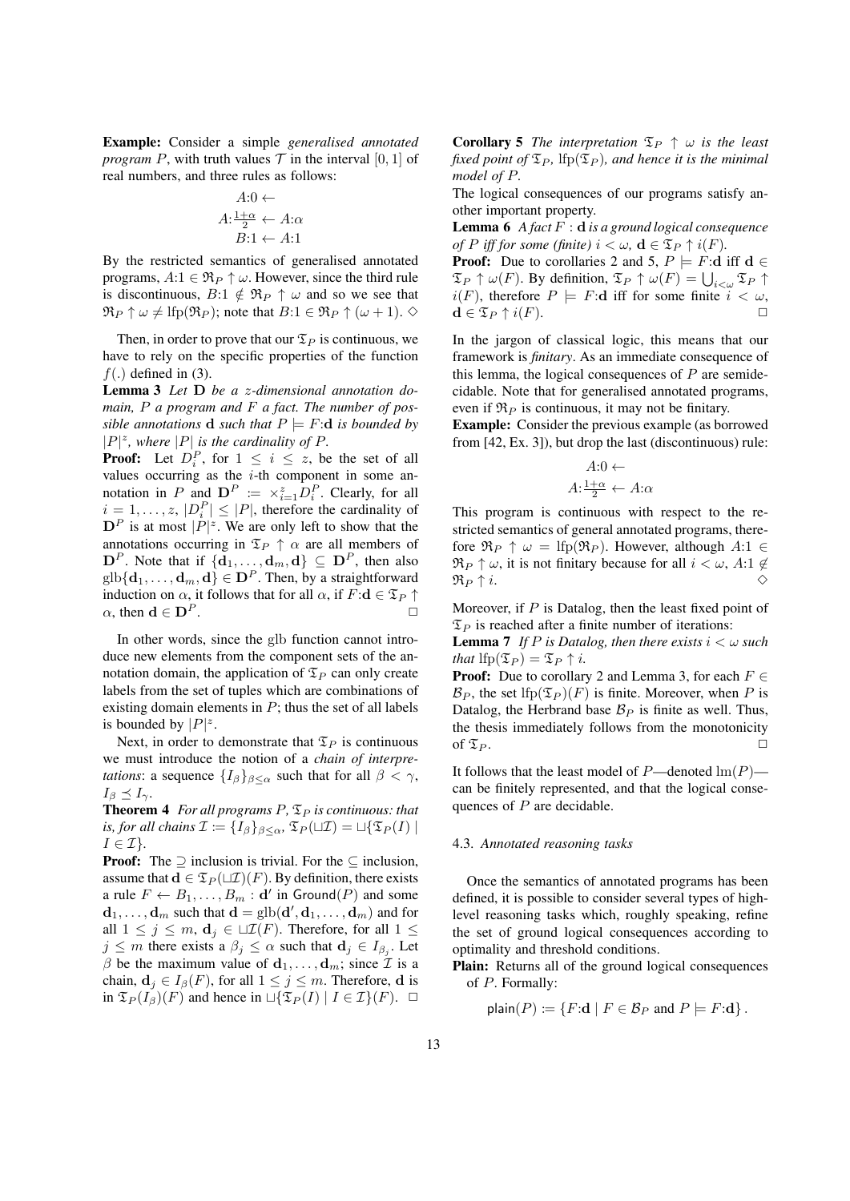**Example:** Consider a simple *generalised annotated program* $P$, with truth values $\mathcal{T}$ in the interval $[0,1]$ of real numbers, and three rules as follows:

$$A{:}0 \leftarrow$$
$$A{:}\tfrac{1+\alpha}{2} \leftarrow A{:}\alpha$$
$$B{:}1 \leftarrow A{:}1$$

By the restricted semantics of generalised annotated programs, $A{:}1 \in \mathfrak{R}_P \uparrow \omega$. However, since the third rule is discontinuous, $B{:}1 \notin \mathfrak{R}_P \uparrow \omega$ and so we see that $\mathfrak{R}_P \uparrow \omega \neq \mathrm{lfp}(\mathfrak{R}_P)$; note that $B{:}1 \in \mathfrak{R}_P \uparrow (\omega + 1)$. $\diamond$

Then, in order to prove that our $\mathfrak{T}_P$ is continuous, we have to rely on the specific properties of the function $f(.)$ defined in (3).

**Lemma 3** *Let $\mathbf{D}$ be a $z$-dimensional annotation domain, $P$ a program and $F$ a fact. The number of possible annotations $\mathbf{d}$ such that $P \models F{:}\mathbf{d}$ is bounded by $|P|^z$, where $|P|$ is the cardinality of $P$.*

**Proof:** Let $D_i^P$, for $1 \leq i \leq z$, be the set of all values occurring as the $i$-th component in some annotation in $P$ and $\mathbf{D}^P := \times_{i=1}^{z} D_i^P$. Clearly, for all $i = 1, \ldots, z$, $|D_i^P| \leq |P|$, therefore the cardinality of $\mathbf{D}^P$ is at most $|P|^z$. We are only left to show that the annotations occurring in $\mathfrak{T}_P \uparrow \alpha$ are all members of $\mathbf{D}^P$. Note that if $\{\mathbf{d}_1, \ldots, \mathbf{d}_m, \mathbf{d}\} \subseteq \mathbf{D}^P$, then also $\mathrm{glb}\{\mathbf{d}_1, \ldots, \mathbf{d}_m, \mathbf{d}\} \in \mathbf{D}^P$. Then, by a straightforward induction on $\alpha$, it follows that for all $\alpha$, if $F{:}\mathbf{d} \in \mathfrak{T}_P \uparrow \alpha$, then $\mathbf{d} \in \mathbf{D}^P$. $\square$

In other words, since the glb function cannot introduce new elements from the component sets of the annotation domain, the application of $\mathfrak{T}_P$ can only create labels from the set of tuples which are combinations of existing domain elements in $P$; thus the set of all labels is bounded by $|P|^z$.

Next, in order to demonstrate that $\mathfrak{T}_P$ is continuous we must introduce the notion of a *chain of interpretations*: a sequence $\{I_\beta\}_{\beta \leq \alpha}$ such that for all $\beta < \gamma$, $I_\beta \preceq I_\gamma$.

**Theorem 4** *For all programs $P$, $\mathfrak{T}_P$ is continuous: that is, for all chains $\mathcal{I} := \{I_\beta\}_{\beta \leq \alpha}$, $\mathfrak{T}_P(\sqcup \mathcal{I}) = \sqcup\{\mathfrak{T}_P(I) \mid I \in \mathcal{I}\}$.*

**Proof:** The $\supseteq$ inclusion is trivial. For the $\subseteq$ inclusion, assume that $\mathbf{d} \in \mathfrak{T}_P(\sqcup \mathcal{I})(F)$. By definition, there exists a rule $F \leftarrow B_1, \ldots, B_m : \mathbf{d}'$ in $\mathsf{Ground}(P)$ and some $\mathbf{d}_1, \ldots, \mathbf{d}_m$ such that $\mathbf{d} = \mathrm{glb}(\mathbf{d}', \mathbf{d}_1, \ldots, \mathbf{d}_m)$ and for all $1 \leq j \leq m$, $\mathbf{d}_j \in \sqcup \mathcal{I}(F)$. Therefore, for all $1 \leq j \leq m$ there exists a $\beta_j \leq \alpha$ such that $\mathbf{d}_j \in I_{\beta_j}$. Let $\beta$ be the maximum value of $\mathbf{d}_1, \ldots, \mathbf{d}_m$; since $\mathcal{I}$ is a chain, $\mathbf{d}_j \in I_\beta(F)$, for all $1 \leq j \leq m$. Therefore, $\mathbf{d}$ is in $\mathfrak{T}_P(I_\beta)(F)$ and hence in $\sqcup\{\mathfrak{T}_P(I) \mid I \in \mathcal{I}\}(F)$. $\square$

**Corollary 5** *The interpretation $\mathfrak{T}_P \uparrow \omega$ is the least fixed point of $\mathfrak{T}_P$, $\mathrm{lfp}(\mathfrak{T}_P)$, and hence it is the minimal model of $P$.*

The logical consequences of our programs satisfy another important property.

**Lemma 6** *A fact $F : \mathbf{d}$ is a ground logical consequence of $P$ iff for some (finite) $i < \omega$, $\mathbf{d} \in \mathfrak{T}_P \uparrow i(F)$.*

**Proof:** Due to corollaries 2 and 5, $P \models F{:}\mathbf{d}$ iff $\mathbf{d} \in \mathfrak{T}_P \uparrow \omega(F)$. By definition, $\mathfrak{T}_P \uparrow \omega(F) = \bigcup_{i<\omega} \mathfrak{T}_P \uparrow i(F)$, therefore $P \models F{:}\mathbf{d}$ iff for some finite $i < \omega$, $\mathbf{d} \in \mathfrak{T}_P \uparrow i(F)$. $\square$

In the jargon of classical logic, this means that our framework is *finitary*. As an immediate consequence of this lemma, the logical consequences of $P$ are semidecidable. Note that for generalised annotated programs, even if $\mathfrak{R}_P$ is continuous, it may not be finitary.

**Example:** Consider the previous example (as borrowed from [42, Ex. 3]), but drop the last (discontinuous) rule:

$$A{:}0 \leftarrow$$
$$A{:}\tfrac{1+\alpha}{2} \leftarrow A{:}\alpha$$

This program is continuous with respect to the restricted semantics of general annotated programs, therefore $\mathfrak{R}_P \uparrow \omega = \mathrm{lfp}(\mathfrak{R}_P)$. However, although $A{:}1 \in \mathfrak{R}_P \uparrow \omega$, it is not finitary because for all $i < \omega$, $A{:}1 \notin \mathfrak{R}_P \uparrow i$. $\diamond$

Moreover, if $P$ is Datalog, then the least fixed point of $\mathfrak{T}_P$ is reached after a finite number of iterations:

**Lemma 7** *If $P$ is Datalog, then there exists $i < \omega$ such that $\mathrm{lfp}(\mathfrak{T}_P) = \mathfrak{T}_P \uparrow i$.*

**Proof:** Due to corollary 2 and Lemma 3, for each $F \in \mathcal{B}_P$, the set $\mathrm{lfp}(\mathfrak{T}_P)(F)$ is finite. Moreover, when $P$ is Datalog, the Herbrand base $\mathcal{B}_P$ is finite as well. Thus, the thesis immediately follows from the monotonicity of $\mathfrak{T}_P$. $\square$

It follows that the least model of $P$—denoted $\mathrm{lm}(P)$—can be finitely represented, and that the logical consequences of $P$ are decidable.

### 4.3. *Annotated reasoning tasks*

Once the semantics of annotated programs has been defined, it is possible to consider several types of high-level reasoning tasks which, roughly speaking, refine the set of ground logical consequences according to optimality and threshold conditions.

**Plain:** Returns all of the ground logical consequences of $P$. Formally:

$$\mathsf{plain}(P) := \{F{:}\mathbf{d} \mid F \in \mathcal{B}_P \text{ and } P \models F{:}\mathbf{d}\}\,.$$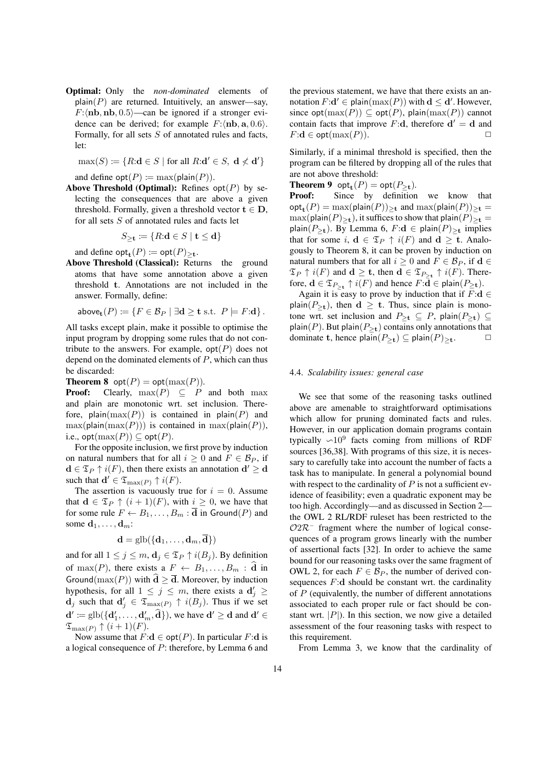**Optimal:** Only the *non-dominated* elements of $\mathsf{plain}(P)$ are returned. Intuitively, an answer—say, $F{:}\langle \mathbf{nb}, \mathbf{nb}, 0.5\rangle$—can be ignored if a stronger evidence can be derived; for example $F{:}\langle \mathbf{nb}, \mathbf{a}, 0.6\rangle$. Formally, for all sets $S$ of annotated rules and facts, let:

$$\max(S) := \{R{:}\mathbf{d} \in S \mid \text{for all } R{:}\mathbf{d}' \in S,\ \mathbf{d} \not< \mathbf{d}'\}$$

and define $\mathsf{opt}(P) := \max(\mathsf{plain}(P))$.

**Above Threshold (Optimal):** Refines $\mathsf{opt}(P)$ by selecting the consequences that are above a given threshold. Formally, given a threshold vector $\mathbf{t} \in \mathbf{D}$, for all sets $S$ of annotated rules and facts let

$$S_{\geq \mathbf{t}} := \{R{:}\mathbf{d} \in S \mid \mathbf{t} \leq \mathbf{d}\}$$

and define $\mathsf{opt}_\mathbf{t}(P) := \mathsf{opt}(P)_{\geq \mathbf{t}}$.

**Above Threshold (Classical):** Returns the ground atoms that have some annotation above a given threshold $\mathbf{t}$. Annotations are not included in the answer. Formally, define:

$$\mathsf{above}_\mathbf{t}(P) := \{F \in \mathcal{B}_P \mid \exists \mathbf{d} \geq \mathbf{t} \text{ s.t. } P \models F{:}\mathbf{d}\}\,.$$

All tasks except plain, make it possible to optimise the input program by dropping some rules that do not contribute to the answers. For example, $\mathsf{opt}(P)$ does not depend on the dominated elements of $P$, which can thus be discarded:

**Theorem 8** $\mathsf{opt}(P) = \mathsf{opt}(\max(P))$.

**Proof:** Clearly, $\max(P) \subseteq P$ and both max and plain are monotonic wrt. set inclusion. Therefore, $\mathsf{plain}(\max(P))$ is contained in $\mathsf{plain}(P)$ and $\max(\mathsf{plain}(\max(P)))$ is contained in $\max(\mathsf{plain}(P))$, i.e., $\mathsf{opt}(\max(P)) \subseteq \mathsf{opt}(P)$.

For the opposite inclusion, we first prove by induction on natural numbers that for all $i \geq 0$ and $F \in \mathcal{B}_P$, if $\mathbf{d} \in \mathfrak{T}_P \uparrow i(F)$, then there exists an annotation $\mathbf{d}' \geq \mathbf{d}$ such that $\mathbf{d}' \in \mathfrak{T}_{\max(P)} \uparrow i(F)$.

The assertion is vacuously true for $i = 0$. Assume that $\mathbf{d} \in \mathfrak{T}_P \uparrow (i+1)(F)$, with $i \geq 0$, we have that for some rule $F \leftarrow B_1, \ldots, B_m : \overline{\mathbf{d}}$ in $\mathsf{Ground}(P)$ and some $\mathbf{d}_1, \ldots, \mathbf{d}_m$:

$$\mathbf{d} = \mathrm{glb}(\{\mathbf{d}_1, \ldots, \mathbf{d}_m, \overline{\mathbf{d}}\})$$

and for all $1 \leq j \leq m$, $\mathbf{d}_j \in \mathfrak{T}_P \uparrow i(B_j)$. By definition of $\max(P)$, there exists a $F \leftarrow B_1, \ldots, B_m : \widehat{\mathbf{d}}$ in $\mathsf{Ground}(\max(P))$ with $\widehat{\mathbf{d}} \geq \overline{\mathbf{d}}$. Moreover, by induction hypothesis, for all $1 \leq j \leq m$, there exists a $\mathbf{d}'_j \geq \mathbf{d}_j$ such that $\mathbf{d}'_j \in \mathfrak{T}_{\max(P)} \uparrow i(B_j)$. Thus if we set $\mathbf{d}' := \mathrm{glb}(\{\mathbf{d}'_1, \ldots, \mathbf{d}'_m, \widehat{\mathbf{d}}\})$, we have $\mathbf{d}' \geq \mathbf{d}$ and $\mathbf{d}' \in \mathfrak{T}_{\max(P)} \uparrow (i+1)(F)$.

Now assume that $F{:}\mathbf{d} \in \mathsf{opt}(P)$. In particular $F{:}\mathbf{d}$ is a logical consequence of $P$: therefore, by Lemma 6 and the previous statement, we have that there exists an annotation $F{:}\mathbf{d}' \in \mathsf{plain}(\max(P))$ with $\mathbf{d} \leq \mathbf{d}'$. However, since $\mathsf{opt}(\max(P)) \subseteq \mathsf{opt}(P)$, $\mathsf{plain}(\max(P))$ cannot contain facts that improve $F{:}\mathbf{d}$, therefore $\mathbf{d}' = \mathbf{d}$ and $F{:}\mathbf{d} \in \mathsf{opt}(\max(P))$. □

Similarly, if a minimal threshold is specified, then the program can be filtered by dropping all of the rules that are not above threshold:

**Theorem 9** $\mathsf{opt}_\mathbf{t}(P) = \mathsf{opt}(P_{\geq \mathbf{t}})$.

**Proof:** Since by definition we know that $\mathsf{opt}_\mathbf{t}(P) = \max(\mathsf{plain}(P))_{\geq \mathbf{t}}$ and $\max(\mathsf{plain}(P))_{\geq \mathbf{t}} = \max(\mathsf{plain}(P)_{\geq \mathbf{t}})$, it suffices to show that $\mathsf{plain}(P)_{\geq \mathbf{t}} = \mathsf{plain}(P_{\geq \mathbf{t}})$. By Lemma 6, $F{:}\mathbf{d} \in \mathsf{plain}(P)_{\geq \mathbf{t}}$ implies that for some $i$, $\mathbf{d} \in \mathfrak{T}_P \uparrow i(F)$ and $\mathbf{d} \geq \mathbf{t}$. Analogously to Theorem 8, it can be proven by induction on natural numbers that for all $i \geq 0$ and $F \in \mathcal{B}_P$, if $\mathbf{d} \in \mathfrak{T}_P \uparrow i(F)$ and $\mathbf{d} \geq \mathbf{t}$, then $\mathbf{d} \in \mathfrak{T}_{P_{\geq \mathbf{t}}} \uparrow i(F)$. Therefore, $\mathbf{d} \in \mathfrak{T}_{P_{\geq \mathbf{t}}} \uparrow i(F)$ and hence $F{:}\mathbf{d} \in \mathsf{plain}(P_{\geq \mathbf{t}})$.

Again it is easy to prove by induction that if $F{:}\mathbf{d} \in \mathsf{plain}(P_{\geq \mathbf{t}})$, then $\mathbf{d} \geq \mathbf{t}$. Thus, since plain is monotone wrt. set inclusion and $P_{\geq \mathbf{t}} \subseteq P$, $\mathsf{plain}(P_{\geq \mathbf{t}}) \subseteq \mathsf{plain}(P)$. But $\mathsf{plain}(P_{\geq \mathbf{t}})$ contains only annotations that dominate $\mathbf{t}$, hence $\mathsf{plain}(P_{\geq \mathbf{t}}) \subseteq \mathsf{plain}(P)_{\geq \mathbf{t}}$. □

### 4.4. *Scalability issues: general case*

We see that some of the reasoning tasks outlined above are amenable to straightforward optimisations which allow for pruning dominated facts and rules. However, in our application domain programs contain typically $\backsim 10^9$ facts coming from millions of RDF sources [36,38]. With programs of this size, it is necessary to carefully take into account the number of facts a task has to manipulate. In general a polynomial bound with respect to the cardinality of $P$ is not a sufficient evidence of feasibility; even a quadratic exponent may be too high. Accordingly—and as discussed in Section 2—the OWL 2 RL/RDF ruleset has been restricted to the $\mathcal{O}2\mathcal{R}^-$ fragment where the number of logical consequences of a program grows linearly with the number of assertional facts [32]. In order to achieve the same bound for our reasoning tasks over the same fragment of OWL 2, for each $F \in \mathcal{B}_P$, the number of derived consequences $F{:}\mathbf{d}$ should be constant wrt. the cardinality of $P$ (equivalently, the number of different annotations associated to each proper rule or fact should be constant wrt. $|P|$). In this section, we now give a detailed assessment of the four reasoning tasks with respect to this requirement.

From Lemma 3, we know that the cardinality of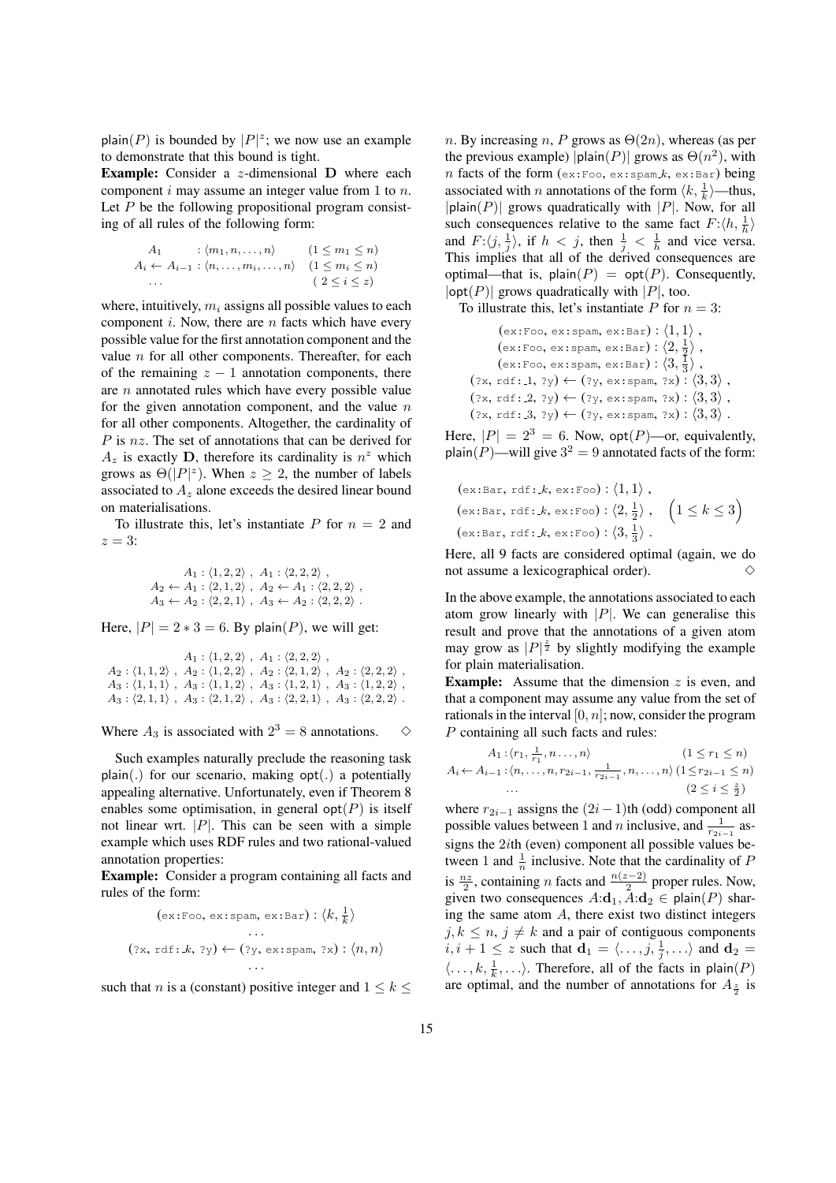plain($P$) is bounded by $|P|^z$; we now use an example to demonstrate that this bound is tight.

**Example:** Consider a $z$-dimensional $\mathbf{D}$ where each component $i$ may assume an integer value from 1 to $n$. Let $P$ be the following propositional program consisting of all rules of the following form:

$$
\begin{array}{lll}
A_1 & :\langle m_1, n, \ldots, n\rangle & (1 \leq m_1 \leq n) \\
A_i \leftarrow A_{i-1} & :\langle n, \ldots, m_i, \ldots, n\rangle & (1 \leq m_i \leq n) \\
\ldots & & (2 \leq i \leq z)
\end{array}
$$

where, intuitively, $m_i$ assigns all possible values to each component $i$. Now, there are $n$ facts which have every possible value for the first annotation component and the value $n$ for all other components. Thereafter, for each of the remaining $z-1$ annotation components, there are $n$ annotated rules which have every possible value for the given annotation component, and the value $n$ for all other components. Altogether, the cardinality of $P$ is $nz$. The set of annotations that can be derived for $A_z$ is exactly $\mathbf{D}$, therefore its cardinality is $n^z$ which grows as $\Theta(|P|^z)$. When $z \geq 2$, the number of labels associated to $A_z$ alone exceeds the desired linear bound on materialisations.

To illustrate this, let's instantiate $P$ for $n = 2$ and $z = 3$:

$$
\begin{array}{c}
A_1 : \langle 1,2,2\rangle \ , \ A_1 : \langle 2,2,2\rangle \ , \\
A_2 \leftarrow A_1 : \langle 2,1,2\rangle \ , \ A_2 \leftarrow A_1 : \langle 2,2,2\rangle \ , \\
A_3 \leftarrow A_2 : \langle 2,2,1\rangle \ , \ A_3 \leftarrow A_2 : \langle 2,2,2\rangle \ .
\end{array}
$$

Here, $|P| = 2 * 3 = 6$. By plain($P$), we will get:

$$
\begin{array}{c}
A_1 : \langle 1,2,2\rangle \ , \ A_1 : \langle 2,2,2\rangle \ , \\
A_2 : \langle 1,1,2\rangle \ , \ A_2 : \langle 1,2,2\rangle \ , \ A_2 : \langle 2,1,2\rangle \ , \ A_2 : \langle 2,2,2\rangle \ , \\
A_3 : \langle 1,1,1\rangle \ , \ A_3 : \langle 1,1,2\rangle \ , \ A_3 : \langle 1,2,1\rangle \ , \ A_3 : \langle 1,2,2\rangle \ , \\
A_3 : \langle 2,1,1\rangle \ , \ A_3 : \langle 2,1,2\rangle \ , \ A_3 : \langle 2,2,1\rangle \ , \ A_3 : \langle 2,2,2\rangle \ .
\end{array}
$$

Where $A_3$ is associated with $2^3 = 8$ annotations. ◇

Such examples naturally preclude the reasoning task plain(.) for our scenario, making opt(.) a potentially appealing alternative. Unfortunately, even if Theorem 8 enables some optimisation, in general opt($P$) is itself not linear wrt. $|P|$. This can be seen with a simple example which uses RDF rules and two rational-valued annotation properties:

**Example:** Consider a program containing all facts and rules of the form:

$$
\begin{array}{c}
(\texttt{ex:Foo, ex:spam, ex:Bar}) : \langle k, \tfrac{1}{k}\rangle \\
\ldots \\
(\texttt{?x, rdf:\_}k\texttt{, ?y}) \leftarrow (\texttt{?y, ex:spam, ?x}) : \langle n, n\rangle \\
\ldots
\end{array}
$$

such that $n$ is a (constant) positive integer and $1 \leq k \leq n$. By increasing $n$, $P$ grows as $\Theta(2n)$, whereas (as per the previous example) $|\text{plain}(P)|$ grows as $\Theta(n^2)$, with $n$ facts of the form (ex:Foo, ex:spam\_$k$, ex:Bar) being associated with $n$ annotations of the form $\langle k, \frac{1}{k}\rangle$—thus, $|\text{plain}(P)|$ grows quadratically with $|P|$. Now, for all such consequences relative to the same fact $F{:}\langle h, \frac{1}{h}\rangle$ and $F{:}\langle j, \frac{1}{j}\rangle$, if $h < j$, then $\frac{1}{j} < \frac{1}{h}$ and vice versa. This implies that all of the derived consequences are optimal—that is, plain($P$) = opt($P$). Consequently, $|\text{opt}(P)|$ grows quadratically with $|P|$, too.

To illustrate this, let's instantiate $P$ for $n = 3$:

$$
\begin{array}{c}
(\texttt{ex:Foo, ex:spam, ex:Bar}) : \langle 1, 1\rangle \ , \\
(\texttt{ex:Foo, ex:spam, ex:Bar}) : \langle 2, \tfrac{1}{2}\rangle \ , \\
(\texttt{ex:Foo, ex:spam, ex:Bar}) : \langle 3, \tfrac{1}{3}\rangle \ , \\
(\texttt{?x, rdf:\_1, ?y}) \leftarrow (\texttt{?y, ex:spam, ?x}) : \langle 3, 3\rangle \ , \\
(\texttt{?x, rdf:\_2, ?y}) \leftarrow (\texttt{?y, ex:spam, ?x}) : \langle 3, 3\rangle \ , \\
(\texttt{?x, rdf:\_3, ?y}) \leftarrow (\texttt{?y, ex:spam, ?x}) : \langle 3, 3\rangle \ .
\end{array}
$$

Here, $|P| = 2^3 = 6$. Now, opt($P$)—or, equivalently, plain($P$)—will give $3^2 = 9$ annotated facts of the form:

$$
\begin{array}{l}
(\texttt{ex:Bar, rdf:\_}k\texttt{, ex:Foo}) : \langle 1, 1\rangle \ , \\
(\texttt{ex:Bar, rdf:\_}k\texttt{, ex:Foo}) : \langle 2, \tfrac{1}{2}\rangle \ , \quad \left(1 \leq k \leq 3\right) \\
(\texttt{ex:Bar, rdf:\_}k\texttt{, ex:Foo}) : \langle 3, \tfrac{1}{3}\rangle \ .
\end{array}
$$

Here, all 9 facts are considered optimal (again, we do not assume a lexicographical order). ◇

In the above example, the annotations associated to each atom grow linearly with $|P|$. We can generalise this result and prove that the annotations of a given atom may grow as $|P|^{\frac{z}{2}}$ by slightly modifying the example for plain materialisation.

**Example:** Assume that the dimension $z$ is even, and that a component may assume any value from the set of rationals in the interval $[0, n]$; now, consider the program $P$ containing all such facts and rules:

$$
\begin{array}{lll}
A_1 : \langle r_1, \frac{1}{r_1}, n \ldots, n\rangle & & (1 \leq r_1 \leq n) \\
A_i \leftarrow A_{i-1} : \langle n, \ldots, n, r_{2i-1}, \frac{1}{r_{2i-1}}, n, \ldots, n\rangle & & (1 \leq r_{2i-1} \leq n) \\
\ldots & & (2 \leq i \leq \frac{z}{2})
\end{array}
$$

where $r_{2i-1}$ assigns the $(2i-1)$th (odd) component all possible values between 1 and $n$ inclusive, and $\frac{1}{r_{2i-1}}$ assigns the $2i$th (even) component all possible values between 1 and $\frac{1}{n}$ inclusive. Note that the cardinality of $P$ is $\frac{nz}{2}$, containing $n$ facts and $\frac{n(z-2)}{2}$ proper rules. Now, given two consequences $A{:}\mathbf{d}_1, A{:}\mathbf{d}_2 \in \text{plain}(P)$ sharing the same atom $A$, there exist two distinct integers $j, k \leq n$, $j \neq k$ and a pair of contiguous components $i, i+1 \leq z$ such that $\mathbf{d}_1 = \langle \ldots, j, \frac{1}{j}, \ldots\rangle$ and $\mathbf{d}_2 = \langle \ldots, k, \frac{1}{k}, \ldots\rangle$. Therefore, all of the facts in plain($P$) are optimal, and the number of annotations for $A_{\frac{z}{2}}$ is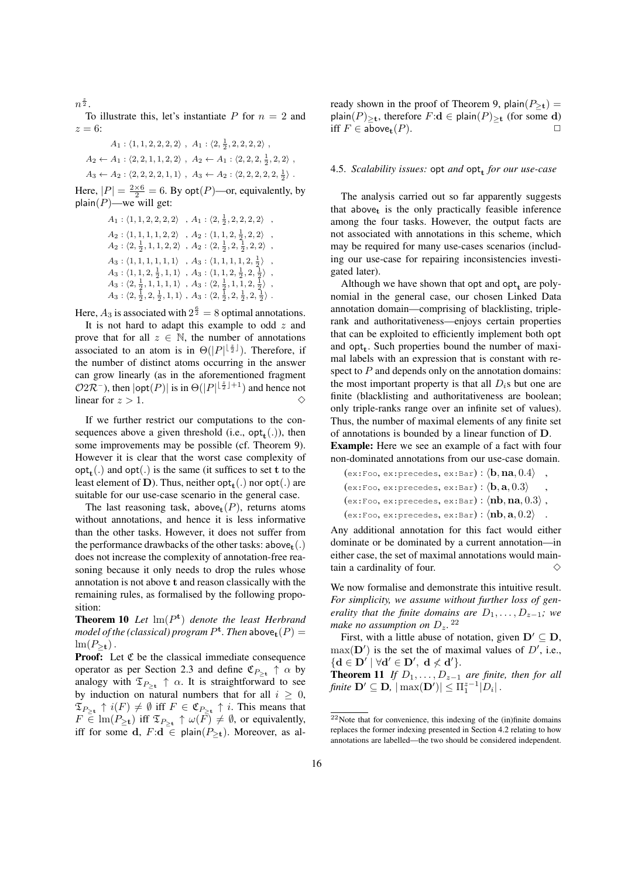$n^{\frac{z}{2}}$.

To illustrate this, let's instantiate $P$ for $n = 2$ and $z = 6$:

$$A_1 : \langle 1, 1, 2, 2, 2, 2\rangle \ , \ A_1 : \langle 2, \tfrac{1}{2}, 2, 2, 2, 2\rangle \ ,$$
$$A_2 \leftarrow A_1 : \langle 2, 2, 1, 1, 2, 2\rangle \ , \ A_2 \leftarrow A_1 : \langle 2, 2, 2, \tfrac{1}{2}, 2, 2\rangle \ ,$$
$$A_3 \leftarrow A_2 : \langle 2, 2, 2, 2, 1, 1\rangle \ , \ A_3 \leftarrow A_2 : \langle 2, 2, 2, 2, 2, \tfrac{1}{2}\rangle \ .$$

Here, $|P| = \frac{2\times 6}{2} = 6$. By $\mathsf{opt}(P)$—or, equivalently, by $\mathsf{plain}(P)$—we will get:

$$A_1 : \langle 1, 1, 2, 2, 2, 2\rangle \ , \ A_1 : \langle 2, \tfrac{1}{2}, 2, 2, 2, 2\rangle \ ,$$
$$A_2 : \langle 1, 1, 1, 1, 2, 2\rangle \ , \ A_2 : \langle 1, 1, 2, \tfrac{1}{2}, 2, 2\rangle \ ,$$
$$A_2 : \langle 2, \tfrac{1}{2}, 1, 1, 2, 2\rangle \ , \ A_2 : \langle 2, \tfrac{1}{2}, 2, \tfrac{1}{2}, 2, 2\rangle \ ,$$
$$A_3 : \langle 1, 1, 1, 1, 1, 1\rangle \ , \ A_3 : \langle 1, 1, 1, 1, 2, \tfrac{1}{2}\rangle \ ,$$
$$A_3 : \langle 1, 1, 2, \tfrac{1}{2}, 1, 1\rangle \ , \ A_3 : \langle 1, 1, 2, \tfrac{1}{2}, 2, \tfrac{1}{2}\rangle \ ,$$
$$A_3 : \langle 2, \tfrac{1}{2}, 1, 1, 1, 1\rangle \ , \ A_3 : \langle 2, \tfrac{1}{2}, 1, 1, 2, \tfrac{1}{2}\rangle \ ,$$
$$A_3 : \langle 2, \tfrac{1}{2}, 2, \tfrac{1}{2}, 1, 1\rangle \ , \ A_3 : \langle 2, \tfrac{1}{2}, 2, \tfrac{1}{2}, 2, \tfrac{1}{2}\rangle \ .$$

Here, $A_3$ is associated with $2^{\frac{6}{2}} = 8$ optimal annotations.

It is not hard to adapt this example to odd $z$ and prove that for all $z \in \mathbb{N}$, the number of annotations associated to an atom is in $\Theta(|P|^{\lfloor \frac{z}{2} \rfloor})$. Therefore, if the number of distinct atoms occurring in the answer can grow linearly (as in the aforementioned fragment $\mathcal{O}2\mathcal{R}^-$), then $|\mathsf{opt}(P)|$ is in $\Theta(|P|^{\lfloor \frac{z}{2} \rfloor + 1})$ and hence not linear for $z > 1$. ◇

If we further restrict our computations to the consequences above a given threshold (i.e., $\mathsf{opt}_\mathbf{t}(.)$), then some improvements may be possible (cf. Theorem 9). However it is clear that the worst case complexity of $\mathsf{opt}_\mathbf{t}(.)$ and $\mathsf{opt}(.)$ is the same (it suffices to set $\mathbf{t}$ to the least element of $\mathbf{D}$). Thus, neither $\mathsf{opt}_\mathbf{t}(.)$ nor $\mathsf{opt}(.)$ are suitable for our use-case scenario in the general case.

The last reasoning task, $\mathsf{above}_\mathbf{t}(P)$, returns atoms without annotations, and hence it is less informative than the other tasks. However, it does not suffer from the performance drawbacks of the other tasks: $\mathsf{above}_\mathbf{t}(.)$ does not increase the complexity of annotation-free reasoning because it only needs to drop the rules whose annotation is not above $\mathbf{t}$ and reason classically with the remaining rules, as formalised by the following proposition:

**Theorem 10** *Let* $\mathrm{lm}(P^\mathbf{t})$ *denote the least Herbrand model of the (classical) program* $P^\mathbf{t}$*. Then* $\mathsf{above}_\mathbf{t}(P) = \mathrm{lm}(P_{\geq\mathbf{t}})$ .

**Proof:** Let $\mathfrak{C}$ be the classical immediate consequence operator as per Section 2.3 and define $\mathfrak{C}_{P_{\geq\mathbf{t}}} \uparrow \alpha$ by analogy with $\mathfrak{T}_{P_{\geq\mathbf{t}}} \uparrow \alpha$. It is straightforward to see by induction on natural numbers that for all $i \geq 0$, $\mathfrak{T}_{P_{\geq\mathbf{t}}} \uparrow i(F) \neq \emptyset$ iff $F \in \mathfrak{C}_{P_{\geq\mathbf{t}}} \uparrow i$. This means that $F \in \mathrm{lm}(P_{\geq\mathbf{t}})$ iff $\mathfrak{T}_{P_{\geq\mathbf{t}}} \uparrow \omega(F) \neq \emptyset$, or equivalently, iff for some $\mathbf{d}$, $F{:}\mathbf{d} \in \mathsf{plain}(P_{\geq\mathbf{t}})$. Moreover, as already shown in the proof of Theorem 9, $\mathsf{plain}(P_{\geq\mathbf{t}}) = \mathsf{plain}(P)_{\geq\mathbf{t}}$, therefore $F{:}\mathbf{d} \in \mathsf{plain}(P)_{\geq\mathbf{t}}$ (for some $\mathbf{d}$) iff $F \in \mathsf{above}_\mathbf{t}(P)$. □

### 4.5. *Scalability issues:* opt *and* $\mathsf{opt}_\mathbf{t}$ *for our use-case*

The analysis carried out so far apparently suggests that $\mathsf{above}_\mathbf{t}$ is the only practically feasible inference among the four tasks. However, the output facts are not associated with annotations in this scheme, which may be required for many use-cases scenarios (including our use-case for repairing inconsistencies investigated later).

Although we have shown that $\mathsf{opt}$ and $\mathsf{opt}_\mathbf{t}$ are polynomial in the general case, our chosen Linked Data annotation domain—comprising of blacklisting, triple-rank and authoritativeness—enjoys certain properties that can be exploited to efficiently implement both $\mathsf{opt}$ and $\mathsf{opt}_\mathbf{t}$. Such properties bound the number of maximal labels with an expression that is constant with respect to $P$ and depends only on the annotation domains: the most important property is that all $D_i$s but one are finite (blacklisting and authoritativeness are boolean; only triple-ranks range over an infinite set of values). Thus, the number of maximal elements of any finite set of annotations is bounded by a linear function of $\mathbf{D}$.

**Example:** Here we see an example of a fact with four non-dominated annotations from our use-case domain.

(ex:Foo, ex:precedes, ex:Bar) : $\langle \mathbf{b}, \mathbf{na}, 0.4\rangle$ ,
(ex:Foo, ex:precedes, ex:Bar) : $\langle \mathbf{b}, \mathbf{a}, 0.3\rangle$ ,
(ex:Foo, ex:precedes, ex:Bar) : $\langle \mathbf{nb}, \mathbf{na}, 0.3\rangle$ ,
(ex:Foo, ex:precedes, ex:Bar) : $\langle \mathbf{nb}, \mathbf{a}, 0.2\rangle$ .

Any additional annotation for this fact would either dominate or be dominated by a current annotation—in either case, the set of maximal annotations would maintain a cardinality of four. ◇

We now formalise and demonstrate this intuitive result. *For simplicity, we assume without further loss of generality that the finite domains are* $D_1, \ldots, D_{z-1}$*; we make no assumption on* $D_z$*.* [22]

First, with a little abuse of notation, given $\mathbf{D}' \subseteq \mathbf{D}$, $\max(\mathbf{D}')$ is the set the of maximal values of $D'$, i.e., $\{\mathbf{d} \in \mathbf{D}' \mid \forall \mathbf{d}' \in \mathbf{D}',\ \mathbf{d} \not< \mathbf{d}'\}$.

**Theorem 11** *If* $D_1, \ldots, D_{z-1}$ *are finite, then for all finite* $\mathbf{D}' \subseteq \mathbf{D}$*,* $|\max(\mathbf{D}')| \leq \Pi_1^{z-1}|D_i|$ .

[22] Note that for convenience, this indexing of the (in)finite domains replaces the former indexing presented in Section 4.2 relating to how annotations are labelled—the two should be considered independent.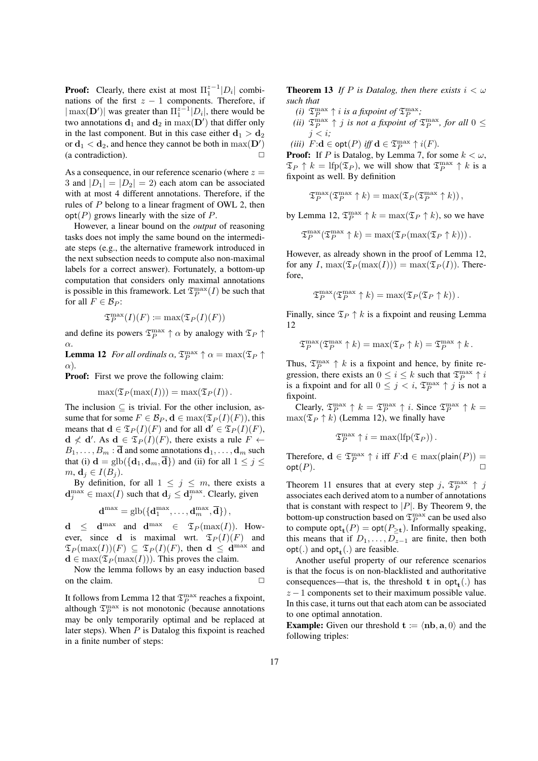**Proof:** Clearly, there exist at most $\Pi_1^{z-1}|D_i|$ combinations of the first $z-1$ components. Therefore, if $|\max(\mathbf{D}')|$ was greater than $\Pi_1^{z-1}|D_i|$, there would be two annotations $\mathbf{d}_1$ and $\mathbf{d}_2$ in $\max(\mathbf{D}')$ that differ only in the last component. But in this case either $\mathbf{d}_1 > \mathbf{d}_2$ or $\mathbf{d}_1 < \mathbf{d}_2$, and hence they cannot be both in $\max(\mathbf{D}')$ (a contradiction). $\Box$

As a consequence, in our reference scenario (where $z = 3$ and $|D_1| = |D_2| = 2$) each atom can be associated with at most 4 different annotations. Therefore, if the rules of $P$ belong to a linear fragment of OWL 2, then $\mathsf{opt}(P)$ grows linearly with the size of $P$.

However, a linear bound on the *output* of reasoning tasks does not imply the same bound on the intermediate steps (e.g., the alternative framework introduced in the next subsection needs to compute also non-maximal labels for a correct answer). Fortunately, a bottom-up computation that considers only maximal annotations is possible in this framework. Let $\mathfrak{T}_P^{\max}(I)$ be such that for all $F \in \mathcal{B}_P$:

$$\mathfrak{T}_P^{\max}(I)(F) := \max(\mathfrak{T}_P(I)(F))$$

and define its powers $\mathfrak{T}_P^{\max} \uparrow \alpha$ by analogy with $\mathfrak{T}_P \uparrow \alpha$.

**Lemma 12** *For all ordinals $\alpha$, $\mathfrak{T}_P^{\max} \uparrow \alpha = \max(\mathfrak{T}_P \uparrow \alpha)$.*

**Proof:** First we prove the following claim:

$$\max(\mathfrak{T}_P(\max(I))) = \max(\mathfrak{T}_P(I))\,.$$

The inclusion $\subseteq$ is trivial. For the other inclusion, assume that for some $F \in \mathcal{B}_P$, $\mathbf{d} \in \max(\mathfrak{T}_P(I)(F))$, this means that $\mathbf{d} \in \mathfrak{T}_P(I)(F)$ and for all $\mathbf{d}' \in \mathfrak{T}_P(I)(F)$, $\mathbf{d} \not< \mathbf{d}'$. As $\mathbf{d} \in \mathfrak{T}_P(I)(F)$, there exists a rule $F \leftarrow B_1, \ldots, B_m : \overline{\mathbf{d}}$ and some annotations $\mathbf{d}_1, \ldots, \mathbf{d}_m$ such that (i) $\mathbf{d} = \mathrm{glb}(\{\mathbf{d}_1, \mathbf{d}_m, \overline{\mathbf{d}}\})$ and (ii) for all $1 \leq j \leq m$, $\mathbf{d}_j \in I(B_j)$.

By definition, for all $1 \leq j \leq m$, there exists a $\mathbf{d}_j^{\max} \in \max(I)$ such that $\mathbf{d}_j \leq \mathbf{d}_j^{\max}$. Clearly, given

$$\mathbf{d}^{\max} = \mathrm{glb}(\{\mathbf{d}_1^{\max}, \ldots, \mathbf{d}_m^{\max}, \overline{\mathbf{d}}\})\,,$$

$\mathbf{d} \leq \mathbf{d}^{\max}$ and $\mathbf{d}^{\max} \in \mathfrak{T}_P(\max(I))$. However, since $\mathbf{d}$ is maximal wrt. $\mathfrak{T}_P(I)(F)$ and $\mathfrak{T}_P(\max(I))(F) \subseteq \mathfrak{T}_P(I)(F)$, then $\mathbf{d} \leq \mathbf{d}^{\max}$ and $\mathbf{d} \in \max(\mathfrak{T}_P(\max(I)))$. This proves the claim.

Now the lemma follows by an easy induction based on the claim. $\Box$

It follows from Lemma 12 that $\mathfrak{T}_P^{\max}$ reaches a fixpoint, although $\mathfrak{T}_P^{\max}$ is not monotonic (because annotations may be only temporarily optimal and be replaced at later steps). When $P$ is Datalog this fixpoint is reached in a finite number of steps:

**Theorem 13** *If $P$ is Datalog, then there exists $i < \omega$ such that*

*(i) $\mathfrak{T}_P^{\max} \uparrow i$ is a fixpoint of $\mathfrak{T}_P^{\max}$;*

*(ii) $\mathfrak{T}_P^{\max} \uparrow j$ is not a fixpoint of $\mathfrak{T}_P^{\max}$, for all $0 \leq j < i$;*

*(iii) $F{:}\mathbf{d} \in \mathsf{opt}(P)$ iff $\mathbf{d} \in \mathfrak{T}_P^{\max} \uparrow i(F)$.*

**Proof:** If $P$ is Datalog, by Lemma 7, for some $k < \omega$, $\mathfrak{T}_P \uparrow k = \mathrm{lfp}(\mathfrak{T}_P)$, we will show that $\mathfrak{T}_P^{\max} \uparrow k$ is a fixpoint as well. By definition

$$\mathfrak{T}_P^{\max}(\mathfrak{T}_P^{\max} \uparrow k) = \max(\mathfrak{T}_P(\mathfrak{T}_P^{\max} \uparrow k))\,,$$

by Lemma 12, $\mathfrak{T}_P^{\max} \uparrow k = \max(\mathfrak{T}_P \uparrow k)$, so we have

$$\mathfrak{T}_P^{\max}(\mathfrak{T}_P^{\max} \uparrow k) = \max(\mathfrak{T}_P(\max(\mathfrak{T}_P \uparrow k)))\,.$$

However, as already shown in the proof of Lemma 12, for any $I$, $\max(\mathfrak{T}_P(\max(I))) = \max(\mathfrak{T}_P(I))$. Therefore,

$$\mathfrak{T}_P^{\max}(\mathfrak{T}_P^{\max} \uparrow k) = \max(\mathfrak{T}_P(\mathfrak{T}_P \uparrow k))\,.$$

Finally, since $\mathfrak{T}_P \uparrow k$ is a fixpoint and reusing Lemma 12

$$\mathfrak{T}_P^{\max}(\mathfrak{T}_P^{\max} \uparrow k) = \max(\mathfrak{T}_P \uparrow k) = \mathfrak{T}_P^{\max} \uparrow k\,.$$

Thus, $\mathfrak{T}_P^{\max} \uparrow k$ is a fixpoint and hence, by finite regression, there exists an $0 \leq i \leq k$ such that $\mathfrak{T}_P^{\max} \uparrow i$ is a fixpoint and for all $0 \leq j < i$, $\mathfrak{T}_P^{\max} \uparrow j$ is not a fixpoint.

Clearly, $\mathfrak{T}_P^{\max} \uparrow k = \mathfrak{T}_P^{\max} \uparrow i$. Since $\mathfrak{T}_P^{\max} \uparrow k = \max(\mathfrak{T}_P \uparrow k)$ (Lemma 12), we finally have

$$\mathfrak{T}_P^{\max} \uparrow i = \max(\mathrm{lfp}(\mathfrak{T}_P))\,.$$

Therefore, $\mathbf{d} \in \mathfrak{T}_P^{\max} \uparrow i$ iff $F{:}\mathbf{d} \in \max(\mathsf{plain}(P)) = \mathsf{opt}(P)$. $\Box$

Theorem 11 ensures that at every step $j$, $\mathfrak{T}_P^{\max} \uparrow j$ associates each derived atom to a number of annotations that is constant with respect to $|P|$. By Theorem 9, the bottom-up construction based on $\mathfrak{T}_P^{\max}$ can be used also to compute $\mathsf{opt}_{\mathbf{t}}(P) = \mathsf{opt}(P_{\geq \mathbf{t}})$. Informally speaking, this means that if $D_1, \ldots, D_{z-1}$ are finite, then both $\mathsf{opt}(.)$ and $\mathsf{opt}_{\mathbf{t}}(.)$ are feasible.

Another useful property of our reference scenarios is that the focus is on non-blacklisted and authoritative consequences—that is, the threshold $\mathbf{t}$ in $\mathsf{opt}_{\mathbf{t}}(.)$ has $z-1$ components set to their maximum possible value. In this case, it turns out that each atom can be associated to one optimal annotation.

**Example:** Given our threshold $\mathbf{t} := \langle \mathbf{nb}, \mathbf{a}, 0 \rangle$ and the following triples: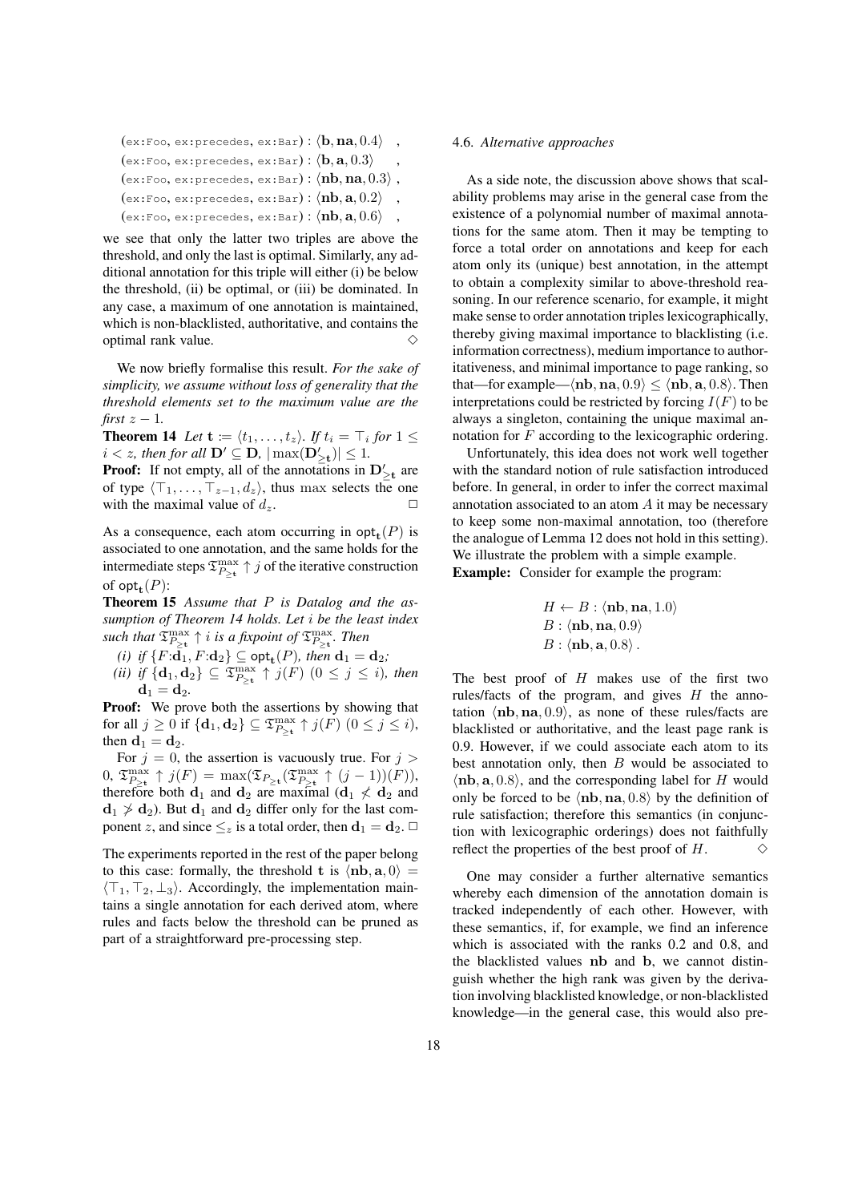$(\text{ex:Foo}, \text{ex:precedes}, \text{ex:Bar}) : \langle \mathbf{b}, \mathbf{na}, 0.4 \rangle$ ,
$(\text{ex:Foo}, \text{ex:precedes}, \text{ex:Bar}) : \langle \mathbf{b}, \mathbf{a}, 0.3 \rangle$ ,
$(\text{ex:Foo}, \text{ex:precedes}, \text{ex:Bar}) : \langle \mathbf{nb}, \mathbf{na}, 0.3 \rangle$ ,
$(\text{ex:Foo}, \text{ex:precedes}, \text{ex:Bar}) : \langle \mathbf{nb}, \mathbf{a}, 0.2 \rangle$ ,
$(\text{ex:Foo}, \text{ex:precedes}, \text{ex:Bar}) : \langle \mathbf{nb}, \mathbf{a}, 0.6 \rangle$ ,

we see that only the latter two triples are above the threshold, and only the last is optimal. Similarly, any additional annotation for this triple will either (i) be below the threshold, (ii) be optimal, or (iii) be dominated. In any case, a maximum of one annotation is maintained, which is non-blacklisted, authoritative, and contains the optimal rank value. ◇

We now briefly formalise this result. *For the sake of simplicity, we assume without loss of generality that the threshold elements set to the maximum value are the first $z - 1$.*

**Theorem 14** *Let $\mathbf{t} := \langle t_1, \ldots, t_z \rangle$. If $t_i = \top_i$ for $1 \leq i < z$, then for all $\mathbf{D}' \subseteq \mathbf{D}$, $|\max(\mathbf{D}'_{\geq \mathbf{t}})| \leq 1$.*

**Proof:** If not empty, all of the annotations in $\mathbf{D}'_{\geq \mathbf{t}}$ are of type $\langle \top_1, \ldots, \top_{z-1}, d_z \rangle$, thus $\max$ selects the one with the maximal value of $d_z$. □

As a consequence, each atom occurring in $\mathsf{opt}_{\mathbf{t}}(P)$ is associated to one annotation, and the same holds for the intermediate steps $\mathfrak{T}^{\max}_{P_{\geq \mathbf{t}}} \uparrow j$ of the iterative construction of $\mathsf{opt}_{\mathbf{t}}(P)$:

**Theorem 15** *Assume that $P$ is Datalog and the assumption of Theorem 14 holds. Let $i$ be the least index such that $\mathfrak{T}^{\max}_{P_{\geq \mathbf{t}}} \uparrow i$ is a fixpoint of $\mathfrak{T}^{\max}_{P_{\geq \mathbf{t}}}$. Then*

*(i) if $\{F{:}\mathbf{d}_1, F{:}\mathbf{d}_2\} \subseteq \mathsf{opt}_{\mathbf{t}}(P)$, then $\mathbf{d}_1 = \mathbf{d}_2$;*
*(ii) if $\{\mathbf{d}_1, \mathbf{d}_2\} \subseteq \mathfrak{T}^{\max}_{P_{\geq \mathbf{t}}} \uparrow j(F)$ $(0 \leq j \leq i)$, then $\mathbf{d}_1 = \mathbf{d}_2$.*

**Proof:** We prove both the assertions by showing that for all $j \geq 0$ if $\{\mathbf{d}_1, \mathbf{d}_2\} \subseteq \mathfrak{T}^{\max}_{P_{\geq \mathbf{t}}} \uparrow j(F)$ $(0 \leq j \leq i)$, then $\mathbf{d}_1 = \mathbf{d}_2$.

For $j = 0$, the assertion is vacuously true. For $j > 0$, $\mathfrak{T}^{\max}_{P_{\geq \mathbf{t}}} \uparrow j(F) = \max(\mathfrak{T}_{P_{\geq \mathbf{t}}}(\mathfrak{T}^{\max}_{P_{\geq \mathbf{t}}} \uparrow (j-1))(F))$, therefore both $\mathbf{d}_1$ and $\mathbf{d}_2$ are maximal ($\mathbf{d}_1 \not< \mathbf{d}_2$ and $\mathbf{d}_1 \not> \mathbf{d}_2$). But $\mathbf{d}_1$ and $\mathbf{d}_2$ differ only for the last component $z$, and since $\leq_z$ is a total order, then $\mathbf{d}_1 = \mathbf{d}_2$. □

The experiments reported in the rest of the paper belong to this case: formally, the threshold $\mathbf{t}$ is $\langle \mathbf{nb}, \mathbf{a}, 0 \rangle = \langle \top_1, \top_2, \bot_3 \rangle$. Accordingly, the implementation maintains a single annotation for each derived atom, where rules and facts below the threshold can be pruned as part of a straightforward pre-processing step.

### 4.6. *Alternative approaches*

As a side note, the discussion above shows that scalability problems may arise in the general case from the existence of a polynomial number of maximal annotations for the same atom. Then it may be tempting to force a total order on annotations and keep for each atom only its (unique) best annotation, in the attempt to obtain a complexity similar to above-threshold reasoning. In our reference scenario, for example, it might make sense to order annotation triples lexicographically, thereby giving maximal importance to blacklisting (i.e. information correctness), medium importance to authoritativeness, and minimal importance to page ranking, so that—for example—$\langle \mathbf{nb}, \mathbf{na}, 0.9 \rangle \leq \langle \mathbf{nb}, \mathbf{a}, 0.8 \rangle$. Then interpretations could be restricted by forcing $I(F)$ to be always a singleton, containing the unique maximal annotation for $F$ according to the lexicographic ordering.

Unfortunately, this idea does not work well together with the standard notion of rule satisfaction introduced before. In general, in order to infer the correct maximal annotation associated to an atom $A$ it may be necessary to keep some non-maximal annotation, too (therefore the analogue of Lemma 12 does not hold in this setting). We illustrate the problem with a simple example.

**Example:** Consider for example the program:

$$H \leftarrow B : \langle \mathbf{nb}, \mathbf{na}, 1.0 \rangle$$
$$B : \langle \mathbf{nb}, \mathbf{na}, 0.9 \rangle$$
$$B : \langle \mathbf{nb}, \mathbf{a}, 0.8 \rangle \,.$$

The best proof of $H$ makes use of the first two rules/facts of the program, and gives $H$ the annotation $\langle \mathbf{nb}, \mathbf{na}, 0.9 \rangle$, as none of these rules/facts are blacklisted or authoritative, and the least page rank is 0.9. However, if we could associate each atom to its best annotation only, then $B$ would be associated to $\langle \mathbf{nb}, \mathbf{a}, 0.8 \rangle$, and the corresponding label for $H$ would only be forced to be $\langle \mathbf{nb}, \mathbf{na}, 0.8 \rangle$ by the definition of rule satisfaction; therefore this semantics (in conjunction with lexicographic orderings) does not faithfully reflect the properties of the best proof of $H$. ◇

One may consider a further alternative semantics whereby each dimension of the annotation domain is tracked independently of each other. However, with these semantics, if, for example, we find an inference which is associated with the ranks 0.2 and 0.8, and the blacklisted values $\mathbf{nb}$ and $\mathbf{b}$, we cannot distinguish whether the high rank was given by the derivation involving blacklisted knowledge, or non-blacklisted knowledge—in the general case, this would also pre-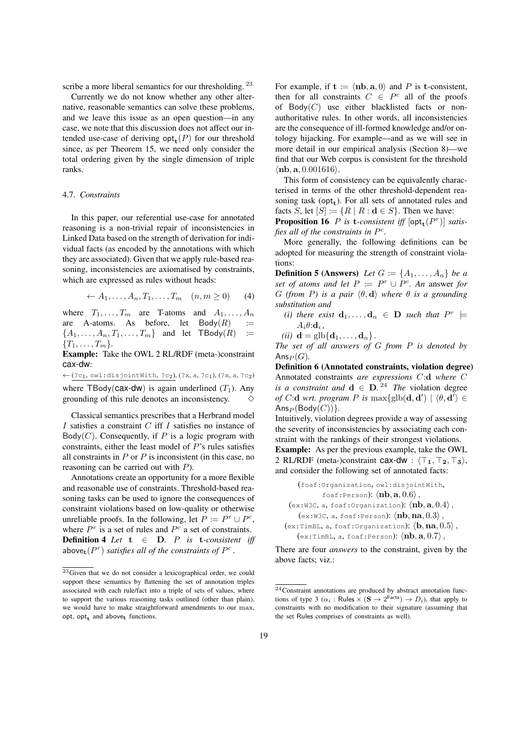scribe a more liberal semantics for our thresholding.[23]

Currently we do not know whether any other alternative, reasonable semantics can solve these problems, and we leave this issue as an open question—in any case, we note that this discussion does not affect our intended use-case of deriving $\mathsf{opt}_{\mathbf{t}}(P)$ for our threshold since, as per Theorem 15, we need only consider the total ordering given by the single dimension of triple ranks.

### 4.7. *Constraints*

In this paper, our referential use-case for annotated reasoning is a non-trivial repair of inconsistencies in Linked Data based on the strength of derivation for individual facts (as encoded by the annotations with which they are associated). Given that we apply rule-based reasoning, inconsistencies are axiomatised by constraints, which are expressed as rules without heads:

$$\leftarrow A_1, \ldots, A_n, T_1, \ldots, T_m \quad (n, m \geq 0) \qquad (4)$$

where $T_1, \ldots, T_m$ are T-atoms and $A_1, \ldots, A_n$ are A-atoms. As before, let $\mathsf{Body}(R) := \{A_1, \ldots, A_n, T_1, \ldots, T_m\}$ and let $\mathsf{TBody}(R) := \{T_1, \ldots, T_m\}$.

**Example:** Take the OWL 2 RL/RDF (meta-)constraint cax-dw:

$\leftarrow \underline{(\texttt{?c}_1, \texttt{owl:disjointWith}, \texttt{?c}_2)}, (\texttt{?x}, \texttt{a}, \texttt{?c}_1), (\texttt{?x}, \texttt{a}, \texttt{?c}_2)$

where $\mathsf{TBody}(\textsf{cax-dw})$ is again underlined ($T_1$). Any grounding of this rule denotes an inconsistency. ◇

Classical semantics prescribes that a Herbrand model $I$ satisfies a constraint $C$ iff $I$ satisfies no instance of $\mathsf{Body}(C)$. Consequently, if $P$ is a logic program with constraints, either the least model of $P$'s rules satisfies all constraints in $P$ or $P$ is inconsistent (in this case, no reasoning can be carried out with $P$).

Annotations create an opportunity for a more flexible and reasonable use of constraints. Threshold-based reasoning tasks can be used to ignore the consequences of constraint violations based on low-quality or otherwise unreliable proofs. In the following, let $P := P^r \cup P^c$, where $P^r$ is a set of rules and $P^c$ a set of constraints.

**Definition 4** *Let* $\mathbf{t} \in \mathbf{D}$*.* $P$ *is* $\mathbf{t}$*-consistent iff* $\mathsf{above}_{\mathbf{t}}(P^r)$ *satisfies all of the constraints of* $P^c$*.*

For example, if $\mathbf{t} := \langle \mathbf{nb}, \mathbf{a}, 0 \rangle$ and $P$ is $\mathbf{t}$-consistent, then for all constraints $C \in P^c$ all of the proofs of $\mathsf{Body}(C)$ use either blacklisted facts or non-authoritative rules. In other words, all inconsistencies are the consequence of ill-formed knowledge and/or ontology hijacking. For example—and as we will see in more detail in our empirical analysis (Section 8)—we find that our Web corpus is consistent for the threshold $\langle \mathbf{nb}, \mathbf{a}, 0.001616 \rangle$.

This form of consistency can be equivalently characterised in terms of the other threshold-dependent reasoning task ($\mathsf{opt}_{\mathbf{t}}$). For all sets of annotated rules and facts $S$, let $[S] := \{R \mid R:\mathbf{d} \in S\}$. Then we have:

**Proposition 16** $P$ *is* $\mathbf{t}$*-consistent iff* $[\mathsf{opt}_{\mathbf{t}}(P^r)]$ *satisfies all of the constraints in* $P^c$*.*

More generally, the following definitions can be adopted for measuring the strength of constraint violations:

**Definition 5 (Answers)** *Let* $G := \{A_1, \ldots, A_n\}$ *be a set of atoms and let* $P := P^r \cup P^c$*. An* answer *for* $G$ *(from* $P$*) is a pair* $\langle \theta, \mathbf{d} \rangle$ *where* $\theta$ *is a grounding substitution and*

*(i) there exist* $\mathbf{d}_1, \ldots, \mathbf{d}_n \in \mathbf{D}$ *such that* $P^r \models A_i\theta{:}\mathbf{d}_i$*,*

*(ii)* $\mathbf{d} = \mathrm{glb}\{\mathbf{d}_1, \ldots, \mathbf{d}_n\}$*.*

*The set of all answers of* $G$ *from* $P$ *is denoted by* $\mathsf{Ans}_P(G)$*.*

**Definition 6 (Annotated constraints, violation degree)** Annotated constraints *are expressions* $C{:}\mathbf{d}$ *where* $C$ *is a constraint and* $\mathbf{d} \in \mathbf{D}$*.*[24] *The* violation degree *of* $C{:}\mathbf{d}$ *wrt. program* $P$ *is* $\max\{\mathrm{glb}(\mathbf{d}, \mathbf{d}') \mid \langle \theta, \mathbf{d}' \rangle \in \mathsf{Ans}_P(\mathsf{Body}(C))\}$*.*

Intuitively, violation degrees provide a way of assessing the severity of inconsistencies by associating each constraint with the rankings of their strongest violations.

**Example:** As per the previous example, take the OWL 2 RL/RDF (meta-)constraint $\textsf{cax-dw} : \langle \top_1, \top_2, \top_3 \rangle$, and consider the following set of annotated facts:

$(\texttt{foaf:Organization}, \texttt{owl:disjointWith}, \texttt{foaf:Person})\text{: } \langle \mathbf{nb}, \mathbf{a}, 0.6 \rangle,$

$(\texttt{ex:W3C}, \texttt{a}, \texttt{foaf:Organization})\text{: } \langle \mathbf{nb}, \mathbf{a}, 0.4 \rangle,$

$(\texttt{ex:W3C}, \texttt{a}, \texttt{foaf:Person})\text{: } \langle \mathbf{nb}, \mathbf{na}, 0.3 \rangle,$

$(\texttt{ex:TimBL}, \texttt{a}, \texttt{foaf:Organization})\text{: } \langle \mathbf{b}, \mathbf{na}, 0.5 \rangle,$

$(\texttt{ex:TimBL}, \texttt{a}, \texttt{foaf:Person})\text{: } \langle \mathbf{nb}, \mathbf{a}, 0.7 \rangle,$

There are four *answers* to the constraint, given by the above facts; viz.:

[23] Given that we do not consider a lexicographical order, we could support these semantics by flattening the set of annotation triples associated with each rule/fact into a triple of sets of values, where to support the various reasoning tasks outlined (other than plain), we would have to make straightforward amendments to our max, $\mathsf{opt}$, $\mathsf{opt}_{\mathbf{t}}$ and $\mathsf{above}_{\mathbf{t}}$ functions.

[24] Constraint annotations are produced by abstract annotation functions of type 3 ($\alpha_i$ : $\mathsf{Rules} \times (\mathbf{S} \to 2^{\mathsf{Facts}}) \to D_i$), that apply to constraints with no modification to their signature (assuming that the set Rules comprises of constraints as well).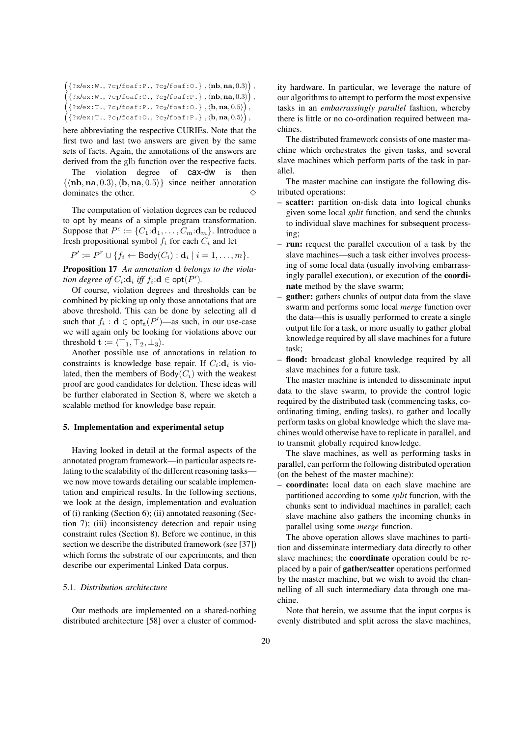$\big(\{$?x/ex:W., ?c$_1$/foaf:P., ?c$_2$/foaf:O.$\}$ , $\langle \mathbf{nb}, \mathbf{na}, 0.3\rangle\big)$ ,
$\big(\{$?x/ex:W., ?c$_1$/foaf:O., ?c$_2$/foaf:P.$\}$ , $\langle \mathbf{nb}, \mathbf{na}, 0.3\rangle\big)$ ,
$\big(\{$?x/ex:T., ?c$_1$/foaf:P., ?c$_2$/foaf:O.$\}$ , $\langle \mathbf{b}, \mathbf{na}, 0.5\rangle\big)$ ,
$\big(\{$?x/ex:T., ?c$_1$/foaf:O., ?c$_2$/foaf:P.$\}$ , $\langle \mathbf{b}, \mathbf{na}, 0.5\rangle\big)$ ,

here abbreviating the respective CURIEs. Note that the first two and last two answers are given by the same sets of facts. Again, the annotations of the answers are derived from the glb function over the respective facts.

The violation degree of cax-dw is then $\{\langle \mathbf{nb}, \mathbf{na}, 0.3\rangle, \langle \mathbf{b}, \mathbf{na}, 0.5\rangle\}$ since neither annotation dominates the other. ◇

The computation of violation degrees can be reduced to opt by means of a simple program transformation. Suppose that $P^c := \{C_1{:}\mathbf{d}_1, \ldots, C_m{:}\mathbf{d}_m\}$. Introduce a fresh propositional symbol $f_i$ for each $C_i$ and let

$$P' := P^r \cup \{f_i \leftarrow \mathsf{Body}(C_i) : \mathbf{d}_i \mid i = 1, \ldots, m\}.$$

**Proposition 17** *An annotation* $\mathbf{d}$ *belongs to the violation degree of* $C_i{:}\mathbf{d}_i$ *iff* $f_i{:}\mathbf{d} \in \mathsf{opt}(P')$.

Of course, violation degrees and thresholds can be combined by picking up only those annotations that are above threshold. This can be done by selecting all $\mathbf{d}$ such that $f_i : \mathbf{d} \in \mathsf{opt}_{\mathbf{t}}(P')$—as such, in our use-case we will again only be looking for violations above our threshold $\mathbf{t} := \langle \top_1, \top_2, \bot_3 \rangle$.

Another possible use of annotations in relation to constraints is knowledge base repair. If $C_i{:}\mathbf{d}_i$ is violated, then the members of $\mathsf{Body}(C_i)$ with the weakest proof are good candidates for deletion. These ideas will be further elaborated in Section 8, where we sketch a scalable method for knowledge base repair.

## 5. Implementation and experimental setup

Having looked in detail at the formal aspects of the annotated program framework—in particular aspects relating to the scalability of the different reasoning tasks—we now move towards detailing our scalable implementation and empirical results. In the following sections, we look at the design, implementation and evaluation of (i) ranking (Section 6); (ii) annotated reasoning (Section 7); (iii) inconsistency detection and repair using constraint rules (Section 8). Before we continue, in this section we describe the distributed framework (see [37]) which forms the substrate of our experiments, and then describe our experimental Linked Data corpus.

### 5.1. *Distribution architecture*

Our methods are implemented on a shared-nothing distributed architecture [58] over a cluster of commodity hardware. In particular, we leverage the nature of our algorithms to attempt to perform the most expensive tasks in an *embarrassingly parallel* fashion, whereby there is little or no co-ordination required between machines.

The distributed framework consists of one master machine which orchestrates the given tasks, and several slave machines which perform parts of the task in parallel.

The master machine can instigate the following distributed operations:

- **scatter:** partition on-disk data into logical chunks given some local *split* function, and send the chunks to individual slave machines for subsequent processing;
- **run:** request the parallel execution of a task by the slave machines—such a task either involves processing of some local data (usually involving embarrassingly parallel execution), or execution of the **coordinate** method by the slave swarm;
- **gather:** gathers chunks of output data from the slave swarm and performs some local *merge* function over the data—this is usually performed to create a single output file for a task, or more usually to gather global knowledge required by all slave machines for a future task;
- **flood:** broadcast global knowledge required by all slave machines for a future task.

The master machine is intended to disseminate input data to the slave swarm, to provide the control logic required by the distributed task (commencing tasks, coordinating timing, ending tasks), to gather and locally perform tasks on global knowledge which the slave machines would otherwise have to replicate in parallel, and to transmit globally required knowledge.

The slave machines, as well as performing tasks in parallel, can perform the following distributed operation (on the behest of the master machine):

- **coordinate:** local data on each slave machine are partitioned according to some *split* function, with the chunks sent to individual machines in parallel; each slave machine also gathers the incoming chunks in parallel using some *merge* function.

The above operation allows slave machines to partition and disseminate intermediary data directly to other slave machines; the **coordinate** operation could be replaced by a pair of **gather/scatter** operations performed by the master machine, but we wish to avoid the channelling of all such intermediary data through one machine.

Note that herein, we assume that the input corpus is evenly distributed and split across the slave machines,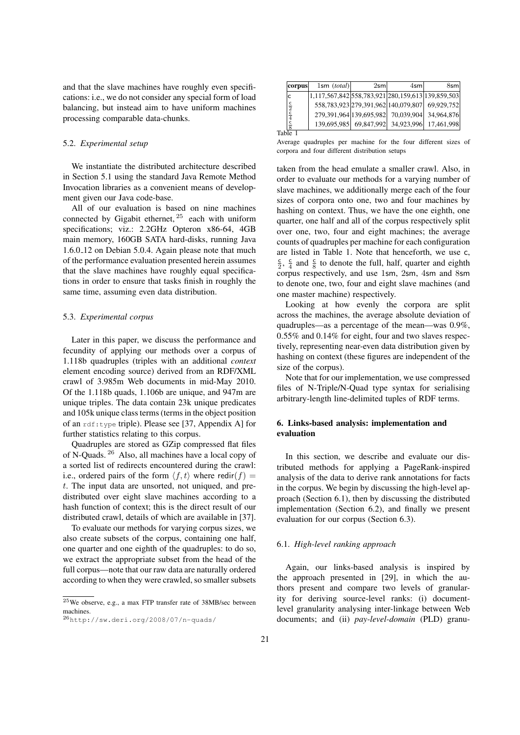and that the slave machines have roughly even specifications: i.e., we do not consider any special form of load balancing, but instead aim to have uniform machines processing comparable data-chunks.

### 5.2. *Experimental setup*

We instantiate the distributed architecture described in Section 5.1 using the standard Java Remote Method Invocation libraries as a convenient means of development given our Java code-base.

All of our evaluation is based on nine machines connected by Gigabit ethernet,[25] each with uniform specifications; viz.: 2.2GHz Opteron x86-64, 4GB main memory, 160GB SATA hard-disks, running Java 1.6.0_12 on Debian 5.0.4. Again please note that much of the performance evaluation presented herein assumes that the slave machines have roughly equal specifications in order to ensure that tasks finish in roughly the same time, assuming even data distribution.

### 5.3. *Experimental corpus*

Later in this paper, we discuss the performance and fecundity of applying our methods over a corpus of 1.118b quadruples (triples with an additional *context* element encoding source) derived from an RDF/XML crawl of 3.985m Web documents in mid-May 2010. Of the 1.118b quads, 1.106b are unique, and 947m are unique triples. The data contain 23k unique predicates and 105k unique class terms (terms in the object position of an `rdf:type` triple). Please see [37, Appendix A] for further statistics relating to this corpus.

Quadruples are stored as GZip compressed flat files of N-Quads.[26] Also, all machines have a local copy of a sorted list of redirects encountered during the crawl: i.e., ordered pairs of the form $\langle f, t \rangle$ where $\mathsf{redir}(f) = t$. The input data are unsorted, not uniqued, and pre-distributed over eight slave machines according to a hash function of context; this is the direct result of our distributed crawl, details of which are available in [37].

To evaluate our methods for varying corpus sizes, we also create subsets of the corpus, containing one half, one quarter and one eighth of the quadruples: to do so, we extract the appropriate subset from the head of the full corpus—note that our raw data are naturally ordered according to when they were crawled, so smaller subsets taken from the head emulate a smaller crawl. Also, in order to evaluate our methods for a varying number of slave machines, we additionally merge each of the four sizes of corpora onto one, two and four machines by hashing on context. Thus, we have the one eighth, one quarter, one half and all of the corpus respectively split over one, two, four and eight machines; the average counts of quadruples per machine for each configuration are listed in Table 1. Note that henceforth, we use $\mathsf{c}$, $\frac{\mathsf{c}}{2}$, $\frac{\mathsf{c}}{4}$ and $\frac{\mathsf{c}}{8}$ to denote the full, half, quarter and eighth corpus respectively, and use 1sm, 2sm, 4sm and 8sm to denote one, two, four and eight slave machines (and one master machine) respectively.

| **corpus** | 1sm (*total*) | 2sm | 4sm | 8sm |
|---|---|---|---|---|
| $\mathsf{c}$ | 1,117,567,842 | 558,783,921 | 280,159,613 | 139,859,503 |
| $\frac{\mathsf{c}}{2}$ | 558,783,923 | 279,391,962 | 140,079,807 | 69,929,752 |
| $\frac{\mathsf{c}}{4}$ | 279,391,964 | 139,695,982 | 70,039,904 | 34,964,876 |
| $\frac{\mathsf{c}}{8}$ | 139,695,985 | 69,847,992 | 34,923,996 | 17,461,998 |

Table 1
Average quadruples per machine for the four different sizes of corpora and four different distribution setups

Looking at how evenly the corpora are split across the machines, the average absolute deviation of quadruples—as a percentage of the mean—was 0.9%, 0.55% and 0.14% for eight, four and two slaves respectively, representing near-even data distribution given by hashing on context (these figures are independent of the size of the corpus).

Note that for our implementation, we use compressed files of N-Triple/N-Quad type syntax for serialising arbitrary-length line-delimited tuples of RDF terms.

## 6. Links-based analysis: implementation and evaluation

In this section, we describe and evaluate our distributed methods for applying a PageRank-inspired analysis of the data to derive rank annotations for facts in the corpus. We begin by discussing the high-level approach (Section 6.1), then by discussing the distributed implementation (Section 6.2), and finally we present evaluation for our corpus (Section 6.3).

### 6.1. *High-level ranking approach*

Again, our links-based analysis is inspired by the approach presented in [29], in which the authors present and compare two levels of granularity for deriving source-level ranks: (i) document-level granularity analysing inter-linkage between Web documents; and (ii) *pay-level-domain* (PLD) granu-

[25] We observe, e.g., a max FTP transfer rate of 38MB/sec between machines.

[26] http://sw.deri.org/2008/07/n-quads/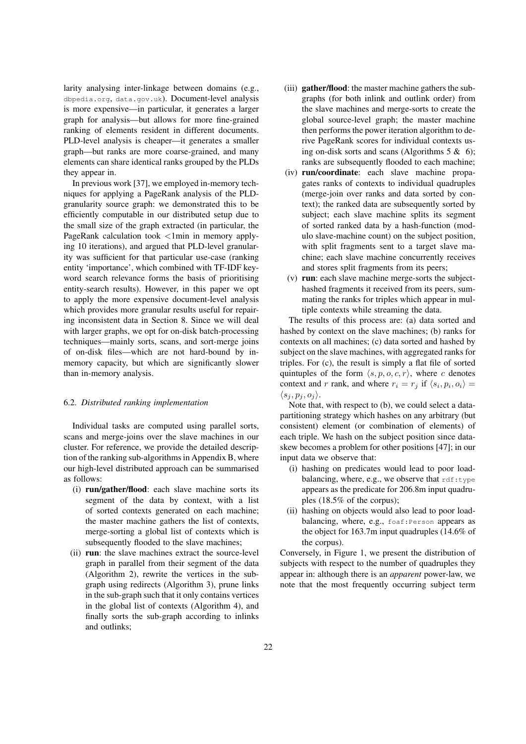larity analysing inter-linkage between domains (e.g., dbpedia.org, data.gov.uk). Document-level analysis is more expensive—in particular, it generates a larger graph for analysis—but allows for more fine-grained ranking of elements resident in different documents. PLD-level analysis is cheaper—it generates a smaller graph—but ranks are more coarse-grained, and many elements can share identical ranks grouped by the PLDs they appear in.

In previous work [37], we employed in-memory techniques for applying a PageRank analysis of the PLD-granularity source graph: we demonstrated this to be efficiently computable in our distributed setup due to the small size of the graph extracted (in particular, the PageRank calculation took <1min in memory applying 10 iterations), and argued that PLD-level granularity was sufficient for that particular use-case (ranking entity 'importance', which combined with TF-IDF keyword search relevance forms the basis of prioritising entity-search results). However, in this paper we opt to apply the more expensive document-level analysis which provides more granular results useful for repairing inconsistent data in Section 8. Since we will deal with larger graphs, we opt for on-disk batch-processing techniques—mainly sorts, scans, and sort-merge joins of on-disk files—which are not hard-bound by in-memory capacity, but which are significantly slower than in-memory analysis.

### 6.2. *Distributed ranking implementation*

Individual tasks are computed using parallel sorts, scans and merge-joins over the slave machines in our cluster. For reference, we provide the detailed description of the ranking sub-algorithms in Appendix B, where our high-level distributed approach can be summarised as follows:

(i) **run/gather/flood**: each slave machine sorts its segment of the data by context, with a list of sorted contexts generated on each machine; the master machine gathers the list of contexts, merge-sorting a global list of contexts which is subsequently flooded to the slave machines;

(ii) **run**: the slave machines extract the source-level graph in parallel from their segment of the data (Algorithm 2), rewrite the vertices in the sub-graph using redirects (Algorithm 3), prune links in the sub-graph such that it only contains vertices in the global list of contexts (Algorithm 4), and finally sorts the sub-graph according to inlinks and outlinks;

(iii) **gather/flood**: the master machine gathers the sub-graphs (for both inlink and outlink order) from the slave machines and merge-sorts to create the global source-level graph; the master machine then performs the power iteration algorithm to derive PageRank scores for individual contexts using on-disk sorts and scans (Algorithms 5 & 6); ranks are subsequently flooded to each machine;

(iv) **run/coordinate**: each slave machine propagates ranks of contexts to individual quadruples (merge-join over ranks and data sorted by context); the ranked data are subsequently sorted by subject; each slave machine splits its segment of sorted ranked data by a hash-function (modulo slave-machine count) on the subject position, with split fragments sent to a target slave machine; each slave machine concurrently receives and stores split fragments from its peers;

(v) **run**: each slave machine merge-sorts the subject-hashed fragments it received from its peers, summating the ranks for triples which appear in multiple contexts while streaming the data.

The results of this process are: (a) data sorted and hashed by context on the slave machines; (b) ranks for contexts on all machines; (c) data sorted and hashed by subject on the slave machines, with aggregated ranks for triples. For (c), the result is simply a flat file of sorted quintuples of the form $\langle s, p, o, c, r \rangle$, where $c$ denotes context and $r$ rank, and where $r_i = r_j$ if $\langle s_i, p_i, o_i \rangle = \langle s_j, p_j, o_j \rangle$.

Note that, with respect to (b), we could select a data-partitioning strategy which hashes on any arbitrary (but consistent) element (or combination of elements) of each triple. We hash on the subject position since data-skew becomes a problem for other positions [47]; in our input data we observe that:

(i) hashing on predicates would lead to poor load-balancing, where, e.g., we observe that rdf:type appears as the predicate for 206.8m input quadruples (18.5% of the corpus);

(ii) hashing on objects would also lead to poor load-balancing, where, e.g., foaf:Person appears as the object for 163.7m input quadruples (14.6% of the corpus).

Conversely, in Figure 1, we present the distribution of subjects with respect to the number of quadruples they appear in: although there is an *apparent* power-law, we note that the most frequently occurring subject term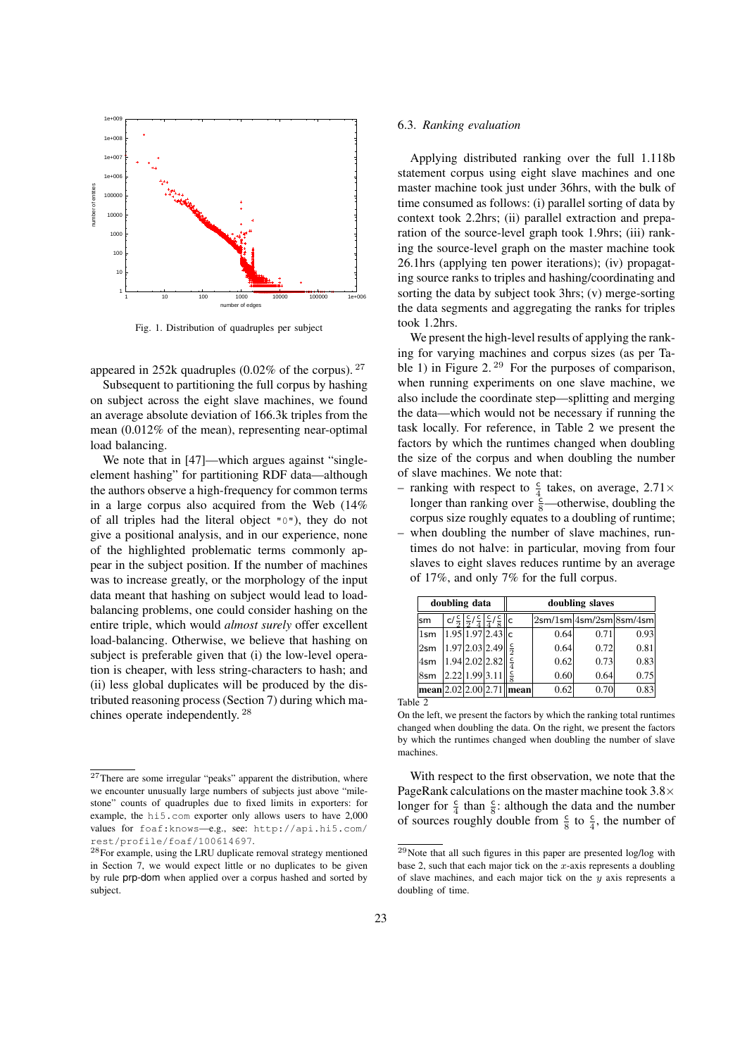1e+009
1e+008
1e+007
1e+006
100000
10000
1000
100
10
1

number of entities

1 10 100 1000 10000 100000 1e+006

number of edges

Fig. 1. Distribution of quadruples per subject

appeared in 252k quadruples (0.02% of the corpus). [27]

Subsequent to partitioning the full corpus by hashing on subject across the eight slave machines, we found an average absolute deviation of 166.3k triples from the mean (0.012% of the mean), representing near-optimal load balancing.

We note that in [47]—which argues against "single-element hashing" for partitioning RDF data—although the authors observe a high-frequency for common terms in a large corpus also acquired from the Web (14% of all triples had the literal object "0"), they do not give a positional analysis, and in our experience, none of the highlighted problematic terms commonly appear in the subject position. If the number of machines was to increase greatly, or the morphology of the input data meant that hashing on subject would lead to load-balancing problems, one could consider hashing on the entire triple, which would *almost surely* offer excellent load-balancing. Otherwise, we believe that hashing on subject is preferable given that (i) the low-level operation is cheaper, with less string-characters to hash; and (ii) less global duplicates will be produced by the distributed reasoning process (Section 7) during which machines operate independently. [28]

### 6.3. *Ranking evaluation*

Applying distributed ranking over the full 1.118b statement corpus using eight slave machines and one master machine took just under 36hrs, with the bulk of time consumed as follows: (i) parallel sorting of data by context took 2.2hrs; (ii) parallel extraction and preparation of the source-level graph took 1.9hrs; (iii) ranking the source-level graph on the master machine took 26.1hrs (applying ten power iterations); (iv) propagating source ranks to triples and hashing/coordinating and sorting the data by subject took 3hrs; (v) merge-sorting the data segments and aggregating the ranks for triples took 1.2hrs.

We present the high-level results of applying the ranking for varying machines and corpus sizes (as per Table 1) in Figure 2. [29] For the purposes of comparison, when running experiments on one slave machine, we also include the coordinate step—splitting and merging the data—which would not be necessary if running the task locally. For reference, in Table 2 we present the factors by which the runtimes changed when doubling the size of the corpus and when doubling the number of slave machines. We note that:

- ranking with respect to $\frac{c}{4}$ takes, on average, 2.71× longer than ranking over $\frac{c}{8}$—otherwise, doubling the corpus size roughly equates to a doubling of runtime;
- when doubling the number of slave machines, runtimes do not halve: in particular, moving from four slaves to eight slaves reduces runtime by an average of 17%, and only 7% for the full corpus.

| doubling data | | | | doubling slaves | | | |
|---|---|---|---|---|---|---|---|
| sm | $c/\frac{c}{2}$ | $\frac{c}{2}/\frac{c}{4}$ | $\frac{c}{4}/\frac{c}{8}$ | c | 2sm/1sm | 4sm/2sm | 8sm/4sm |
| 1sm | 1.95 | 1.97 | 2.43 | c | 0.64 | 0.71 | 0.93 |
| 2sm | 1.97 | 2.03 | 2.49 | $\frac{c}{2}$ | 0.64 | 0.72 | 0.81 |
| 4sm | 1.94 | 2.02 | 2.82 | $\frac{c}{4}$ | 0.62 | 0.73 | 0.83 |
| 8sm | 2.22 | 1.99 | 3.11 | $\frac{c}{8}$ | 0.60 | 0.64 | 0.75 |
| **mean** | 2.02 | 2.00 | 2.71 | **mean** | 0.62 | 0.70 | 0.83 |

Table 2

On the left, we present the factors by which the ranking total runtimes changed when doubling the data. On the right, we present the factors by which the runtimes changed when doubling the number of slave machines.

With respect to the first observation, we note that the PageRank calculations on the master machine took 3.8× longer for $\frac{c}{4}$ than $\frac{c}{8}$: although the data and the number of sources roughly double from $\frac{c}{8}$ to $\frac{c}{4}$, the number of

[27] There are some irregular "peaks" apparent the distribution, where we encounter unusually large numbers of subjects just above "milestone" counts of quadruples due to fixed limits in exporters: for example, the hi5.com exporter only allows users to have 2,000 values for foaf:knows—e.g., see: http://api.hi5.com/rest/profile/foaf/100614697.

[28] For example, using the LRU duplicate removal strategy mentioned in Section 7, we would expect little or no duplicates to be given by rule prp-dom when applied over a corpus hashed and sorted by subject.

[29] Note that all such figures in this paper are presented log/log with base 2, such that each major tick on the $x$-axis represents a doubling of slave machines, and each major tick on the $y$ axis represents a doubling of time.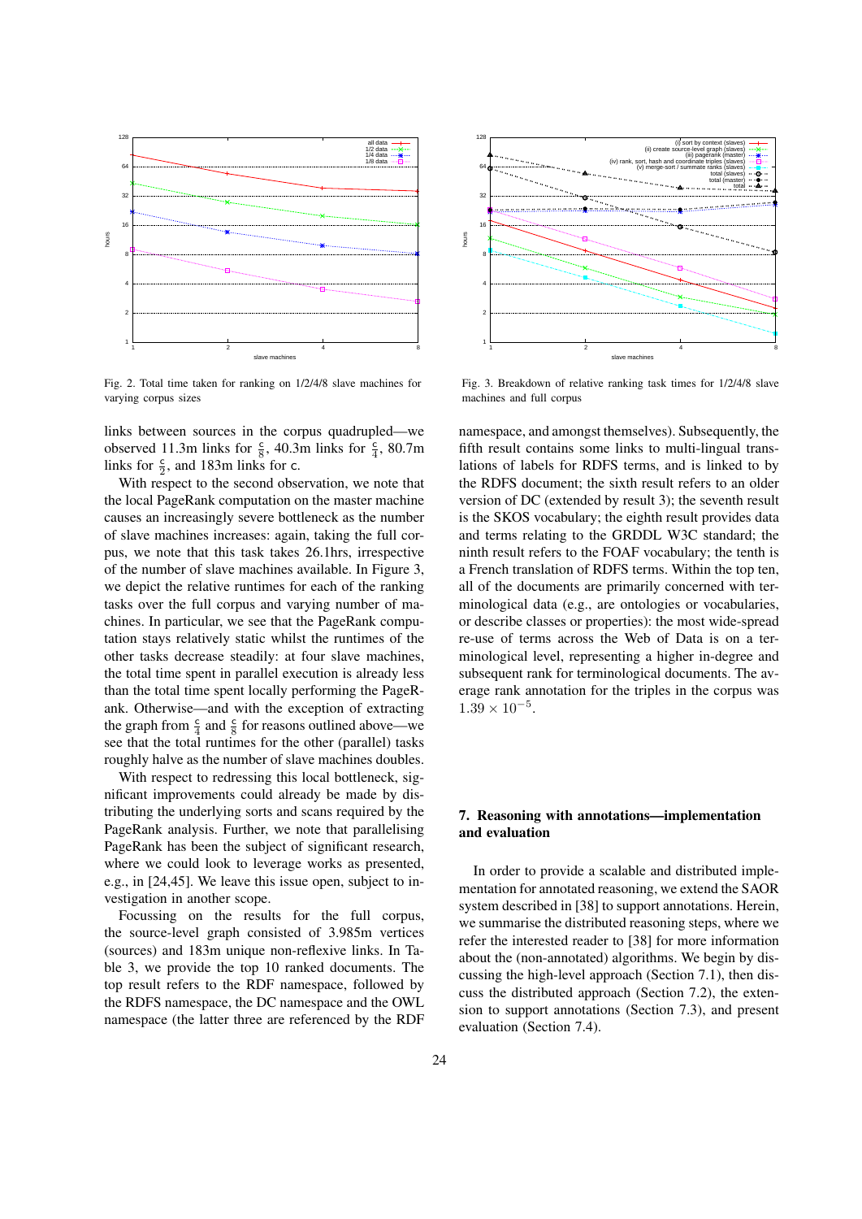128
64
32
16
8
4
2
1
hours
1
2
4
8
slave machines
all data
1/2 data
1/4 data
1/8 data

Fig. 2. Total time taken for ranking on 1/2/4/8 slave machines for varying corpus sizes

128
64
32
16
8
4
2
1
hours
1
2
4
8
slave machines
(i) sort by context (slaves)
(ii) create source-level graph (slaves)
(iii) pagerank (master)
(iv) rank, sort, hash and coordinate triples (slaves)
(v) merge-sort / summate ranks (slaves)
total (slaves)
total (master)
total

Fig. 3. Breakdown of relative ranking task times for 1/2/4/8 slave machines and full corpus

links between sources in the corpus quadrupled—we observed 11.3m links for $\frac{\mathsf{c}}{8}$, 40.3m links for $\frac{\mathsf{c}}{4}$, 80.7m links for $\frac{\mathsf{c}}{2}$, and 183m links for $\mathsf{c}$.

With respect to the second observation, we note that the local PageRank computation on the master machine causes an increasingly severe bottleneck as the number of slave machines increases: again, taking the full corpus, we note that this task takes 26.1hrs, irrespective of the number of slave machines available. In Figure 3, we depict the relative runtimes for each of the ranking tasks over the full corpus and varying number of machines. In particular, we see that the PageRank computation stays relatively static whilst the runtimes of the other tasks decrease steadily: at four slave machines, the total time spent in parallel execution is already less than the total time spent locally performing the PageRank. Otherwise—and with the exception of extracting the graph from $\frac{\mathsf{c}}{4}$ and $\frac{\mathsf{c}}{8}$ for reasons outlined above—we see that the total runtimes for the other (parallel) tasks roughly halve as the number of slave machines doubles.

With respect to redressing this local bottleneck, significant improvements could already be made by distributing the underlying sorts and scans required by the PageRank analysis. Further, we note that parallelising PageRank has been the subject of significant research, where we could look to leverage works as presented, e.g., in [24,45]. We leave this issue open, subject to investigation in another scope.

Focussing on the results for the full corpus, the source-level graph consisted of 3.985m vertices (sources) and 183m unique non-reflexive links. In Table 3, we provide the top 10 ranked documents. The top result refers to the RDF namespace, followed by the RDFS namespace, the DC namespace and the OWL namespace (the latter three are referenced by the RDF namespace, and amongst themselves). Subsequently, the fifth result contains some links to multi-lingual translations of labels for RDFS terms, and is linked to by the RDFS document; the sixth result refers to an older version of DC (extended by result 3); the seventh result is the SKOS vocabulary; the eighth result provides data and terms relating to the GRDDL W3C standard; the ninth result refers to the FOAF vocabulary; the tenth is a French translation of RDFS terms. Within the top ten, all of the documents are primarily concerned with terminological data (e.g., are ontologies or vocabularies, or describe classes or properties): the most wide-spread re-use of terms across the Web of Data is on a terminological level, representing a higher in-degree and subsequent rank for terminological documents. The average rank annotation for the triples in the corpus was $1.39 \times 10^{-5}$.

## 7. Reasoning with annotations—implementation and evaluation

In order to provide a scalable and distributed implementation for annotated reasoning, we extend the SAOR system described in [38] to support annotations. Herein, we summarise the distributed reasoning steps, where we refer the interested reader to [38] for more information about the (non-annotated) algorithms. We begin by discussing the high-level approach (Section 7.1), then discuss the distributed approach (Section 7.2), the extension to support annotations (Section 7.3), and present evaluation (Section 7.4).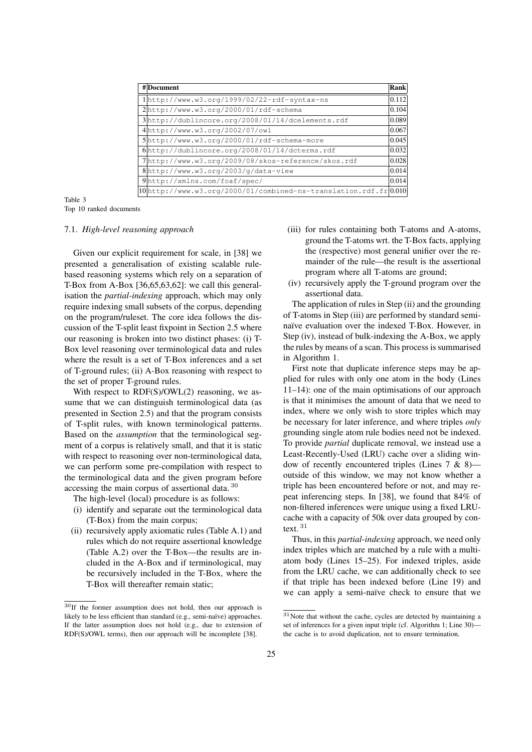| # | Document | Rank |
|---|---|---|
| 1 | http://www.w3.org/1999/02/22-rdf-syntax-ns | 0.112 |
| 2 | http://www.w3.org/2000/01/rdf-schema | 0.104 |
| 3 | http://dublincore.org/2008/01/14/dcelements.rdf | 0.089 |
| 4 | http://www.w3.org/2002/07/owl | 0.067 |
| 5 | http://www.w3.org/2000/01/rdf-schema-more | 0.045 |
| 6 | http://dublincore.org/2008/01/14/dcterms.rdf | 0.032 |
| 7 | http://www.w3.org/2009/08/skos-reference/skos.rdf | 0.028 |
| 8 | http://www.w3.org/2003/g/data-view | 0.014 |
| 9 | http://xmlns.com/foaf/spec/ | 0.014 |
| 10 | http://www.w3.org/2000/01/combined-ns-translation.rdf.fr | 0.010 |

Table 3
Top 10 ranked documents

### 7.1. *High-level reasoning approach*

Given our explicit requirement for scale, in [38] we presented a generalisation of existing scalable rule-based reasoning systems which rely on a separation of T-Box from A-Box [36,65,63,62]: we call this generalisation the *partial-indexing* approach, which may only require indexing small subsets of the corpus, depending on the program/ruleset. The core idea follows the discussion of the T-split least fixpoint in Section 2.5 where our reasoning is broken into two distinct phases: (i) T-Box level reasoning over terminological data and rules where the result is a set of T-Box inferences and a set of T-ground rules; (ii) A-Box reasoning with respect to the set of proper T-ground rules.

With respect to RDF(S)/OWL(2) reasoning, we assume that we can distinguish terminological data (as presented in Section 2.5) and that the program consists of T-split rules, with known terminological patterns. Based on the *assumption* that the terminological segment of a corpus is relatively small, and that it is static with respect to reasoning over non-terminological data, we can perform some pre-compilation with respect to the terminological data and the given program before accessing the main corpus of assertional data. [30]

The high-level (local) procedure is as follows:

(i) identify and separate out the terminological data (T-Box) from the main corpus;
(ii) recursively apply axiomatic rules (Table A.1) and rules which do not require assertional knowledge (Table A.2) over the T-Box—the results are included in the A-Box and if terminological, may be recursively included in the T-Box, where the T-Box will thereafter remain static;
(iii) for rules containing both T-atoms and A-atoms, ground the T-atoms wrt. the T-Box facts, applying the (respective) most general unifier over the remainder of the rule—the result is the assertional program where all T-atoms are ground;
(iv) recursively apply the T-ground program over the assertional data.

The application of rules in Step (ii) and the grounding of T-atoms in Step (iii) are performed by standard semi-naïve evaluation over the indexed T-Box. However, in Step (iv), instead of bulk-indexing the A-Box, we apply the rules by means of a scan. This process is summarised in Algorithm 1.

First note that duplicate inference steps may be applied for rules with only one atom in the body (Lines 11–14): one of the main optimisations of our approach is that it minimises the amount of data that we need to index, where we only wish to store triples which may be necessary for later inference, and where triples *only* grounding single atom rule bodies need not be indexed. To provide *partial* duplicate removal, we instead use a Least-Recently-Used (LRU) cache over a sliding window of recently encountered triples (Lines 7 & 8)—outside of this window, we may not know whether a triple has been encountered before or not, and may repeat inferencing steps. In [38], we found that 84% of non-filtered inferences were unique using a fixed LRU-cache with a capacity of 50k over data grouped by context. [31]

Thus, in this *partial-indexing* approach, we need only index triples which are matched by a rule with a multi-atom body (Lines 15–25). For indexed triples, aside from the LRU cache, we can additionally check to see if that triple has been indexed before (Line 19) and we can apply a semi-naïve check to ensure that we

[30] If the former assumption does not hold, then our approach is likely to be less efficient than standard (e.g., semi-naïve) approaches. If the latter assumption does not hold (e.g., due to extension of RDF(S)/OWL terms), then our approach will be incomplete [38].

[31] Note that without the cache, cycles are detected by maintaining a set of inferences for a given input triple (cf. Algorithm 1; Line 30)—the cache is to avoid duplication, not to ensure termination.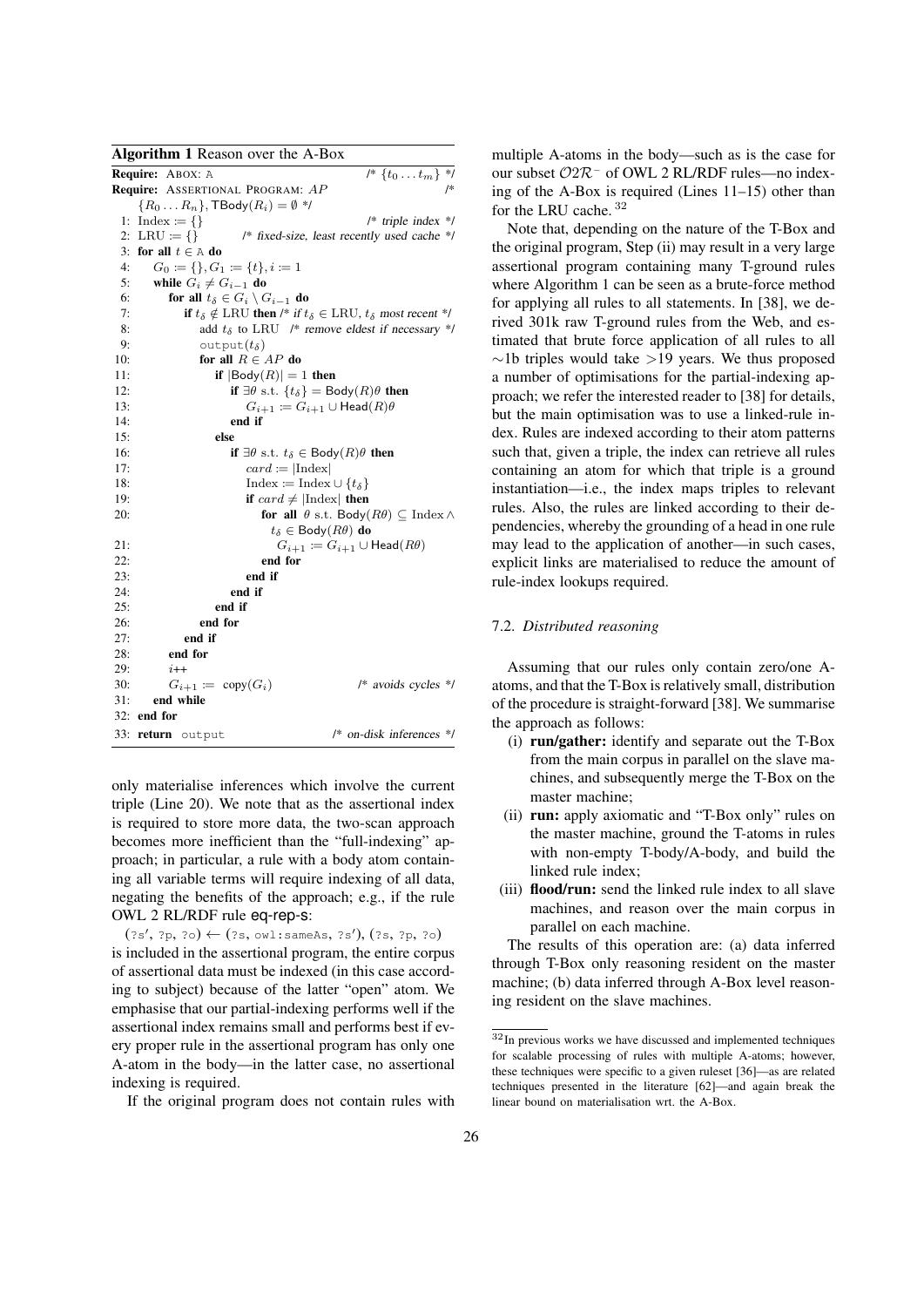**Algorithm 1** Reason over the A-Box

```
Require: ABOX: A                                       /* {t_0 ... t_m} */
Require: ASSERTIONAL PROGRAM: AP                                      /*
    {R_0 ... R_n}, TBody(R_i) = ∅ */
 1: Index := {}                                          /* triple index */
 2: LRU := {}              /* fixed-size, least recently used cache */
 3: for all t ∈ A do
 4:   G_0 := {}, G_1 := {t}, i := 1
 5:   while G_i ≠ G_{i-1} do
 6:     for all t_δ ∈ G_i \ G_{i-1} do
 7:       if t_δ ∉ LRU then /* if t_δ ∈ LRU, t_δ most recent */
 8:         add t_δ to LRU   /* remove eldest if necessary */
 9:         output(t_δ)
10:         for all R ∈ AP do
11:           if |Body(R)| = 1 then
12:             if ∃θ s.t. {t_δ} = Body(R)θ then
13:               G_{i+1} := G_{i+1} ∪ Head(R)θ
14:             end if
15:           else
16:             if ∃θ s.t. t_δ ∈ Body(R)θ then
17:               card := |Index|
18:               Index := Index ∪ {t_δ}
19:               if card ≠ |Index| then
20:                 for all θ s.t. Body(Rθ) ⊆ Index ∧
                      t_δ ∈ Body(Rθ) do
21:                   G_{i+1} := G_{i+1} ∪ Head(Rθ)
22:                 end for
23:               end if
24:             end if
25:           end if
26:         end for
27:       end if
28:     end for
29:     i++
30:     G_{i+1} := copy(G_i)                        /* avoids cycles */
31:   end while
32: end for
33: return output                             /* on-disk inferences */
```

only materialise inferences which involve the current triple (Line 20). We note that as the assertional index is required to store more data, the two-scan approach becomes more inefficient than the "full-indexing" approach; in particular, a rule with a body atom containing all variable terms will require indexing of all data, negating the benefits of the approach; e.g., if the rule OWL 2 RL/RDF rule eq-rep-s:

$$(\texttt{?s}', \texttt{?p}, \texttt{?o}) \leftarrow (\texttt{?s}, \texttt{owl:sameAs}, \texttt{?s}'), (\texttt{?s}, \texttt{?p}, \texttt{?o})$$

is included in the assertional program, the entire corpus of assertional data must be indexed (in this case according to subject) because of the latter "open" atom. We emphasise that our partial-indexing performs well if the assertional index remains small and performs best if every proper rule in the assertional program has only one A-atom in the body—in the latter case, no assertional indexing is required.

If the original program does not contain rules with multiple A-atoms in the body—such as is the case for our subset $\mathcal{O}2\mathcal{R}^-$ of OWL 2 RL/RDF rules—no indexing of the A-Box is required (Lines 11–15) other than for the LRU cache. [32]

Note that, depending on the nature of the T-Box and the original program, Step (ii) may result in a very large assertional program containing many T-ground rules where Algorithm 1 can be seen as a brute-force method for applying all rules to all statements. In [38], we derived 301k raw T-ground rules from the Web, and estimated that brute force application of all rules to all ∼1b triples would take >19 years. We thus proposed a number of optimisations for the partial-indexing approach; we refer the interested reader to [38] for details, but the main optimisation was to use a linked-rule index. Rules are indexed according to their atom patterns such that, given a triple, the index can retrieve all rules containing an atom for which that triple is a ground instantiation—i.e., the index maps triples to relevant rules. Also, the rules are linked according to their dependencies, whereby the grounding of a head in one rule may lead to the application of another—in such cases, explicit links are materialised to reduce the amount of rule-index lookups required.

### 7.2. *Distributed reasoning*

Assuming that our rules only contain zero/one A-atoms, and that the T-Box is relatively small, distribution of the procedure is straight-forward [38]. We summarise the approach as follows:

(i) **run/gather:** identify and separate out the T-Box from the main corpus in parallel on the slave machines, and subsequently merge the T-Box on the master machine;
(ii) **run:** apply axiomatic and "T-Box only" rules on the master machine, ground the T-atoms in rules with non-empty T-body/A-body, and build the linked rule index;
(iii) **flood/run:** send the linked rule index to all slave machines, and reason over the main corpus in parallel on each machine.

The results of this operation are: (a) data inferred through T-Box only reasoning resident on the master machine; (b) data inferred through A-Box level reasoning resident on the slave machines.

[32] In previous works we have discussed and implemented techniques for scalable processing of rules with multiple A-atoms; however, these techniques were specific to a given ruleset [36]—as are related techniques presented in the literature [62]—and again break the linear bound on materialisation wrt. the A-Box.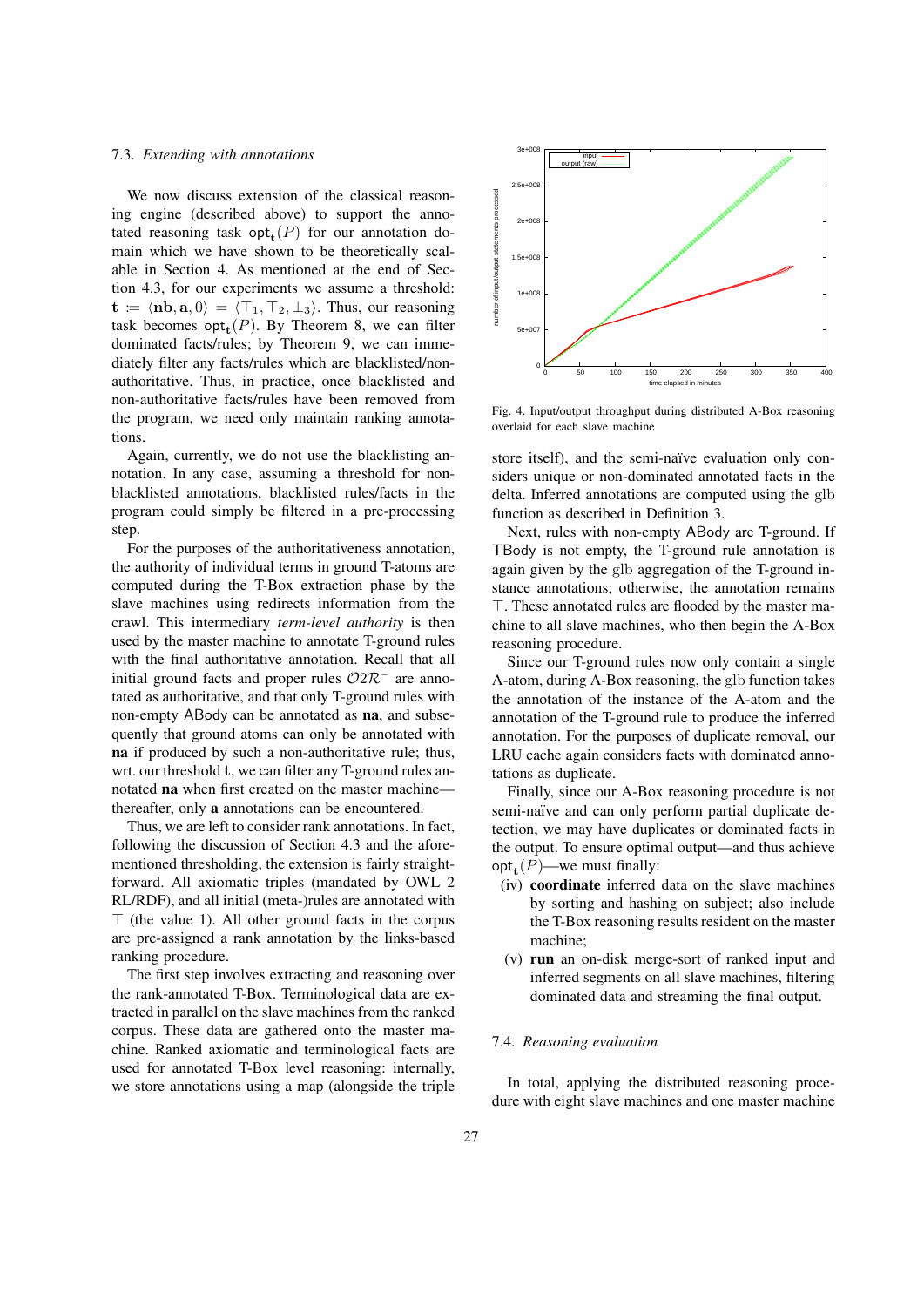### 7.3. *Extending with annotations*

We now discuss extension of the classical reasoning engine (described above) to support the annotated reasoning task $\mathsf{opt}_{\mathbf{t}}(P)$ for our annotation domain which we have shown to be theoretically scalable in Section 4. As mentioned at the end of Section 4.3, for our experiments we assume a threshold: $\mathbf{t} := \langle \mathbf{nb}, \mathbf{a}, 0 \rangle = \langle \top_1, \top_2, \bot_3 \rangle$. Thus, our reasoning task becomes $\mathsf{opt}_{\mathbf{t}}(P)$. By Theorem 8, we can filter dominated facts/rules; by Theorem 9, we can immediately filter any facts/rules which are blacklisted/non-authoritative. Thus, in practice, once blacklisted and non-authoritative facts/rules have been removed from the program, we need only maintain ranking annotations.

Again, currently, we do not use the blacklisting annotation. In any case, assuming a threshold for non-blacklisted annotations, blacklisted rules/facts in the program could simply be filtered in a pre-processing step.

For the purposes of the authoritativeness annotation, the authority of individual terms in ground T-atoms are computed during the T-Box extraction phase by the slave machines using redirects information from the crawl. This intermediary *term-level authority* is then used by the master machine to annotate T-ground rules with the final authoritative annotation. Recall that all initial ground facts and proper rules $\mathcal{O}2\mathcal{R}^-$ are annotated as authoritative, and that only T-ground rules with non-empty ABody can be annotated as **na**, and subsequently that ground atoms can only be annotated with **na** if produced by such a non-authoritative rule; thus, wrt. our threshold $\mathbf{t}$, we can filter any T-ground rules annotated **na** when first created on the master machine—thereafter, only **a** annotations can be encountered.

Thus, we are left to consider rank annotations. In fact, following the discussion of Section 4.3 and the aforementioned thresholding, the extension is fairly straightforward. All axiomatic triples (mandated by OWL 2 RL/RDF), and all initial (meta-)rules are annotated with $\top$ (the value 1). All other ground facts in the corpus are pre-assigned a rank annotation by the links-based ranking procedure.

The first step involves extracting and reasoning over the rank-annotated T-Box. Terminological data are extracted in parallel on the slave machines from the ranked corpus. These data are gathered onto the master machine. Ranked axiomatic and terminological facts are used for annotated T-Box level reasoning: internally, we store annotations using a map (alongside the triple

3e+008
2.5e+008
2e+008
1.5e+008
1e+008
5e+007
0
0 50 100 150 200 250 300 350 400
time elapsed in minutes
number of input/output statements processed
input
output (raw)

Fig. 4. Input/output throughput during distributed A-Box reasoning overlaid for each slave machine

store itself), and the semi-naïve evaluation only considers unique or non-dominated annotated facts in the delta. Inferred annotations are computed using the glb function as described in Definition 3.

Next, rules with non-empty ABody are T-ground. If TBody is not empty, the T-ground rule annotation is again given by the glb aggregation of the T-ground instance annotations; otherwise, the annotation remains $\top$. These annotated rules are flooded by the master machine to all slave machines, who then begin the A-Box reasoning procedure.

Since our T-ground rules now only contain a single A-atom, during A-Box reasoning, the glb function takes the annotation of the instance of the A-atom and the annotation of the T-ground rule to produce the inferred annotation. For the purposes of duplicate removal, our LRU cache again considers facts with dominated annotations as duplicate.

Finally, since our A-Box reasoning procedure is not semi-naïve and can only perform partial duplicate detection, we may have duplicates or dominated facts in the output. To ensure optimal output—and thus achieve $\mathsf{opt}_{\mathbf{t}}(P)$—we must finally:

(iv) **coordinate** inferred data on the slave machines by sorting and hashing on subject; also include the T-Box reasoning results resident on the master machine;

(v) **run** an on-disk merge-sort of ranked input and inferred segments on all slave machines, filtering dominated data and streaming the final output.

### 7.4. *Reasoning evaluation*

In total, applying the distributed reasoning procedure with eight slave machines and one master machine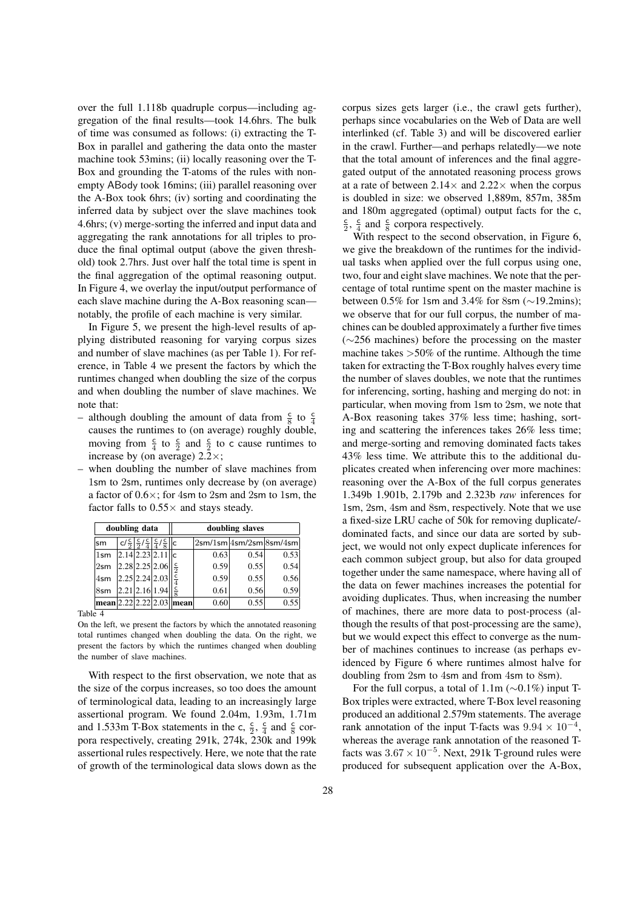over the full 1.118b quadruple corpus—including aggregation of the final results—took 14.6hrs. The bulk of time was consumed as follows: (i) extracting the T-Box in parallel and gathering the data onto the master machine took 53mins; (ii) locally reasoning over the T-Box and grounding the T-atoms of the rules with non-empty ABody took 16mins; (iii) parallel reasoning over the A-Box took 6hrs; (iv) sorting and coordinating the inferred data by subject over the slave machines took 4.6hrs; (v) merge-sorting the inferred and input data and aggregating the rank annotations for all triples to produce the final optimal output (above the given threshold) took 2.7hrs. Just over half the total time is spent in the final aggregation of the optimal reasoning output. In Figure 4, we overlay the input/output performance of each slave machine during the A-Box reasoning scan—notably, the profile of each machine is very similar.

In Figure 5, we present the high-level results of applying distributed reasoning for varying corpus sizes and number of slave machines (as per Table 1). For reference, in Table 4 we present the factors by which the runtimes changed when doubling the size of the corpus and when doubling the number of slave machines. We note that:

- although doubling the amount of data from $\frac{c}{8}$ to $\frac{c}{4}$ causes the runtimes to (on average) roughly double, moving from $\frac{c}{4}$ to $\frac{c}{2}$ and $\frac{c}{2}$ to c cause runtimes to increase by (on average) $2.2\times$;
- when doubling the number of slave machines from 1sm to 2sm, runtimes only decrease by (on average) a factor of $0.6\times$; for 4sm to 2sm and 2sm to 1sm, the factor falls to $0.55\times$ and stays steady.

| doubling data | | | | doubling slaves | | | |
|---|---|---|---|---|---|---|---|
| sm | $c/\frac{c}{2}$ | $\frac{c}{2}/\frac{c}{4}$ | $\frac{c}{4}/\frac{c}{8}$ | c | 2sm/1sm | 4sm/2sm | 8sm/4sm |
| 1sm | 2.14 | 2.23 | 2.11 | c | 0.63 | 0.54 | 0.53 |
| 2sm | 2.28 | 2.25 | 2.06 | $\frac{c}{2}$ | 0.59 | 0.55 | 0.54 |
| 4sm | 2.25 | 2.24 | 2.03 | $\frac{c}{4}$ | 0.59 | 0.55 | 0.56 |
| 8sm | 2.21 | 2.16 | 1.94 | $\frac{c}{8}$ | 0.61 | 0.56 | 0.59 |
| **mean** | 2.22 | 2.22 | 2.03 | **mean** | 0.60 | 0.55 | 0.55 |

Table 4

On the left, we present the factors by which the annotated reasoning total runtimes changed when doubling the data. On the right, we present the factors by which the runtimes changed when doubling the number of slave machines.

With respect to the first observation, we note that as the size of the corpus increases, so too does the amount of terminological data, leading to an increasingly large assertional program. We found 2.04m, 1.93m, 1.71m and 1.533m T-Box statements in the c, $\frac{c}{2}$, $\frac{c}{4}$ and $\frac{c}{8}$ corpora respectively, creating 291k, 274k, 230k and 199k assertional rules respectively. Here, we note that the rate of growth of the terminological data slows down as the corpus sizes gets larger (i.e., the crawl gets further), perhaps since vocabularies on the Web of Data are well interlinked (cf. Table 3) and will be discovered earlier in the crawl. Further—and perhaps relatedly—we note that the total amount of inferences and the final aggregated output of the annotated reasoning process grows at a rate of between $2.14\times$ and $2.22\times$ when the corpus is doubled in size: we observed 1,889m, 857m, 385m and 180m aggregated (optimal) output facts for the c, $\frac{c}{2}$, $\frac{c}{4}$ and $\frac{c}{8}$ corpora respectively.

With respect to the second observation, in Figure 6, we give the breakdown of the runtimes for the individual tasks when applied over the full corpus using one, two, four and eight slave machines. We note that the percentage of total runtime spent on the master machine is between 0.5% for 1sm and 3.4% for 8sm (∼19.2mins); we observe that for our full corpus, the number of machines can be doubled approximately a further five times (∼256 machines) before the processing on the master machine takes >50% of the runtime. Although the time taken for extracting the T-Box roughly halves every time the number of slaves doubles, we note that the runtimes for inferencing, sorting, hashing and merging do not: in particular, when moving from 1sm to 2sm, we note that A-Box reasoning takes 37% less time; hashing, sorting and scattering the inferences takes 26% less time; and merge-sorting and removing dominated facts takes 43% less time. We attribute this to the additional duplicates created when inferencing over more machines: reasoning over the A-Box of the full corpus generates 1.349b 1.901b, 2.179b and 2.323b *raw* inferences for 1sm, 2sm, 4sm and 8sm, respectively. Note that we use a fixed-size LRU cache of 50k for removing duplicate/dominated facts, and since our data are sorted by subject, we would not only expect duplicate inferences for each common subject group, but also for data grouped together under the same namespace, where having all of the data on fewer machines increases the potential for avoiding duplicates. Thus, when increasing the number of machines, there are more data to post-process (although the results of that post-processing are the same), but we would expect this effect to converge as the number of machines continues to increase (as perhaps evidenced by Figure 6 where runtimes almost halve for doubling from 2sm to 4sm and from 4sm to 8sm).

For the full corpus, a total of 1.1m (∼0.1%) input T-Box triples were extracted, where T-Box level reasoning produced an additional 2.579m statements. The average rank annotation of the input T-facts was $9.94 \times 10^{-4}$, whereas the average rank annotation of the reasoned T-facts was $3.67 \times 10^{-5}$. Next, 291k T-ground rules were produced for subsequent application over the A-Box,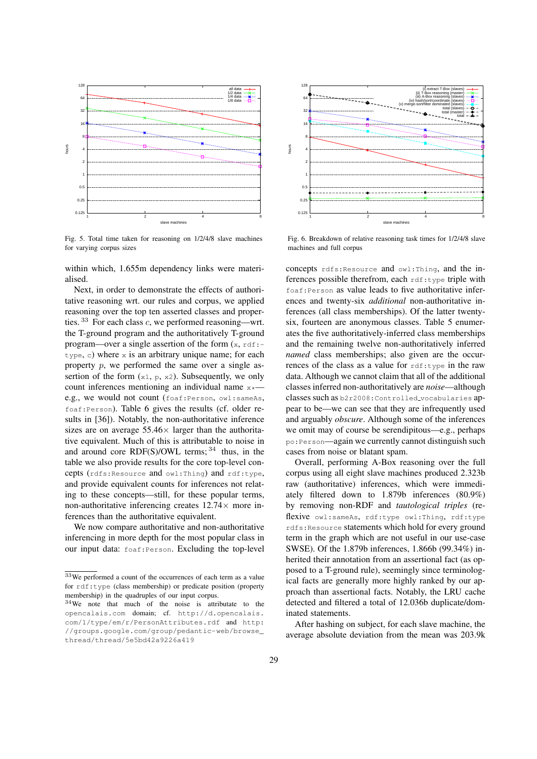Fig. 5. Total time taken for reasoning on 1/2/4/8 slave machines for varying corpus sizes

Fig. 6. Breakdown of relative reasoning task times for 1/2/4/8 slave machines and full corpus

within which, 1.655m dependency links were materialised.

Next, in order to demonstrate the effects of authoritative reasoning wrt. our rules and corpus, we applied reasoning over the top ten asserted classes and properties.[33] For each class $c$, we performed reasoning—wrt. the T-ground program and the authoritatively T-ground program—over a single assertion of the form (`x`, `rdf:type`, `c`) where `x` is an arbitrary unique name; for each property $p$, we performed the same over a single assertion of the form (`x1`, `p`, `x2`). Subsequently, we only count inferences mentioning an individual name `x*`—e.g., we would not count (`foaf:Person`, `owl:sameAs`, `foaf:Person`). Table 6 gives the results (cf. older results in [36]). Notably, the non-authoritative inference sizes are on average 55.46× larger than the authoritative equivalent. Much of this is attributable to noise in and around core RDF(S)/OWL terms;[34] thus, in the table we also provide results for the core top-level concepts (`rdfs:Resource` and `owl:Thing`) and `rdf:type`, and provide equivalent counts for inferences not relating to these concepts—still, for these popular terms, non-authoritative inferencing creates 12.74× more inferences than the authoritative equivalent.

We now compare authoritative and non-authoritative inferencing in more depth for the most popular class in our input data: `foaf:Person`. Excluding the top-level concepts `rdfs:Resource` and `owl:Thing`, and the inferences possible therefrom, each `rdf:type` triple with `foaf:Person` as value leads to five authoritative inferences and twenty-six *additional* non-authoritative inferences (all class memberships). Of the latter twenty-six, fourteen are anonymous classes. Table 5 enumerates the five authoritatively-inferred class memberships and the remaining twelve non-authoritatively inferred *named* class memberships; also given are the occurrences of the class as a value for `rdf:type` in the raw data. Although we cannot claim that all of the additional classes inferred non-authoritatively are *noise*—although classes such as `b2r2008:Controlled_vocabularies` appear to be—we can see that they are infrequently used and arguably *obscure*. Although some of the inferences we omit may of course be serendipitous—e.g., perhaps `po:Person`—again we currently cannot distinguish such cases from noise or blatant spam.

Overall, performing A-Box reasoning over the full corpus using all eight slave machines produced 2.323b raw (authoritative) inferences, which were immediately filtered down to 1.879b inferences (80.9%) by removing non-RDF and *tautological triples* (reflexive `owl:sameAs`, `rdf:type owl:Thing`, `rdf:type rdfs:Resource` statements which hold for every ground term in the graph which are not useful in our use-case SWSE). Of the 1.879b inferences, 1.866b (99.34%) inherited their annotation from an assertional fact (as opposed to a T-ground rule), seemingly since terminological facts are generally more highly ranked by our approach than assertional facts. Notably, the LRU cache detected and filtered a total of 12.036b duplicate/dominated statements.

After hashing on subject, for each slave machine, the average absolute deviation from the mean was 203.9k

---

[33] We performed a count of the occurrences of each term as a value for `rdf:type` (class membership) or predicate position (property membership) in the quadruples of our input corpus.

[34] We note that much of the noise is attributable to the `opencalais.com` domain; cf. `http://d.opencalais.com/1/type/em/r/PersonAttributes.rdf` and `http://groups.google.com/group/pedantic-web/browse_thread/thread/5e5bd42a9226a419`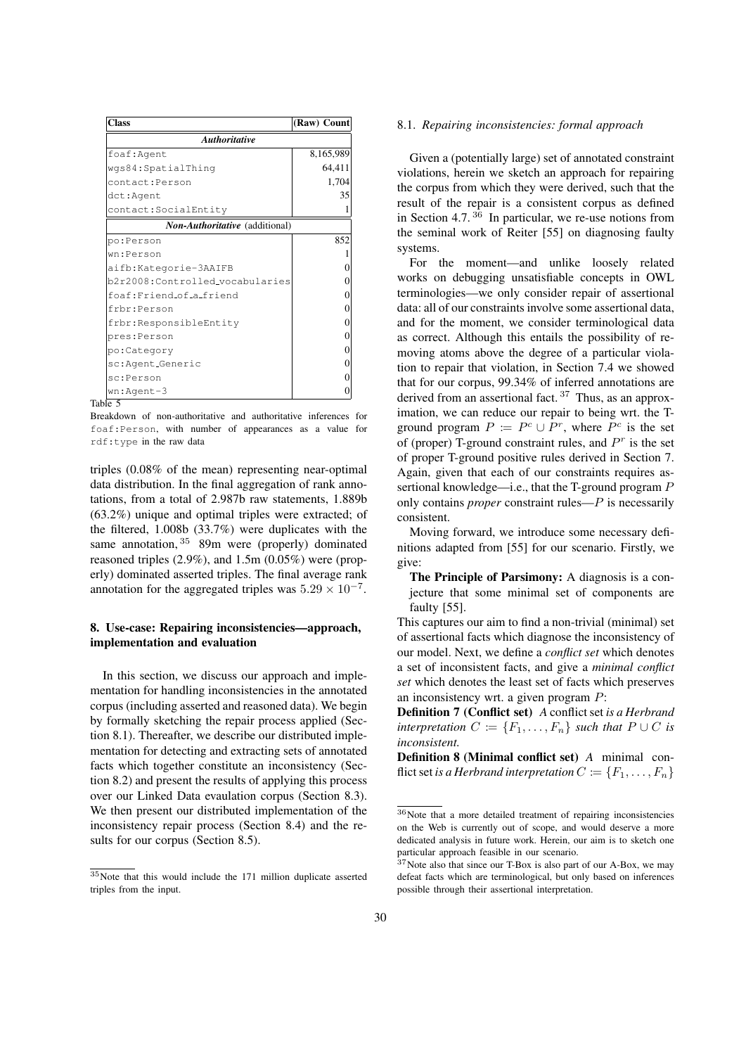| Class | (Raw) Count |
|---|---|
| ***Authoritative*** | |
| foaf:Agent | 8,165,989 |
| wgs84:SpatialThing | 64,411 |
| contact:Person | 1,704 |
| dct:Agent | 35 |
| contact:SocialEntity | 1 |
| ***Non-Authoritative*** (additional) | |
| po:Person | 852 |
| wn:Person | 1 |
| aifb:Kategorie-3AAIFB | 0 |
| b2r2008:Controlled_vocabularies | 0 |
| foaf:Friend_of_a_friend | 0 |
| frbr:Person | 0 |
| frbr:ResponsibleEntity | 0 |
| pres:Person | 0 |
| po:Category | 0 |
| sc:Agent_Generic | 0 |
| sc:Person | 0 |
| wn:Agent-3 | 0 |

Table 5

Breakdown of non-authoritative and authoritative inferences for foaf:Person, with number of appearances as a value for rdf:type in the raw data

triples (0.08% of the mean) representing near-optimal data distribution. In the final aggregation of rank annotations, from a total of 2.987b raw statements, 1.889b (63.2%) unique and optimal triples were extracted; of the filtered, 1.008b (33.7%) were duplicates with the same annotation, [35] 89m were (properly) dominated reasoned triples (2.9%), and 1.5m (0.05%) were (properly) dominated asserted triples. The final average rank annotation for the aggregated triples was $5.29 \times 10^{-7}$.

## 8. Use-case: Repairing inconsistencies—approach, implementation and evaluation

In this section, we discuss our approach and implementation for handling inconsistencies in the annotated corpus (including asserted and reasoned data). We begin by formally sketching the repair process applied (Section 8.1). Thereafter, we describe our distributed implementation for detecting and extracting sets of annotated facts which together constitute an inconsistency (Section 8.2) and present the results of applying this process over our Linked Data evaulation corpus (Section 8.3). We then present our distributed implementation of the inconsistency repair process (Section 8.4) and the results for our corpus (Section 8.5).

[35] Note that this would include the 171 million duplicate asserted triples from the input.

### 8.1. *Repairing inconsistencies: formal approach*

Given a (potentially large) set of annotated constraint violations, herein we sketch an approach for repairing the corpus from which they were derived, such that the result of the repair is a consistent corpus as defined in Section 4.7. [36] In particular, we re-use notions from the seminal work of Reiter [55] on diagnosing faulty systems.

For the moment—and unlike loosely related works on debugging unsatisfiable concepts in OWL terminologies—we only consider repair of assertional data: all of our constraints involve some assertional data, and for the moment, we consider terminological data as correct. Although this entails the possibility of removing atoms above the degree of a particular violation to repair that violation, in Section 7.4 we showed that for our corpus, 99.34% of inferred annotations are derived from an assertional fact. [37] Thus, as an approximation, we can reduce our repair to being wrt. the T-ground program $P := P^c \cup P^r$, where $P^c$ is the set of (proper) T-ground constraint rules, and $P^r$ is the set of proper T-ground positive rules derived in Section 7. Again, given that each of our constraints requires assertional knowledge—i.e., that the T-ground program $P$ only contains *proper* constraint rules—$P$ is necessarily consistent.

Moving forward, we introduce some necessary definitions adapted from [55] for our scenario. Firstly, we give:

**The Principle of Parsimony:** A diagnosis is a conjecture that some minimal set of components are faulty [55].

This captures our aim to find a non-trivial (minimal) set of assertional facts which diagnose the inconsistency of our model. Next, we define a *conflict set* which denotes a set of inconsistent facts, and give a *minimal conflict set* which denotes the least set of facts which preserves an inconsistency wrt. a given program $P$:

**Definition 7 (Conflict set)** *A* conflict set *is a Herbrand interpretation $C := \{F_1, \ldots, F_n\}$ such that $P \cup C$ is inconsistent.*

**Definition 8 (Minimal conflict set)** *A* minimal conflict set *is a Herbrand interpretation $C := \{F_1, \ldots, F_n\}$*

[36] Note that a more detailed treatment of repairing inconsistencies on the Web is currently out of scope, and would deserve a more dedicated analysis in future work. Herein, our aim is to sketch one particular approach feasible in our scenario.

[37] Note also that since our T-Box is also part of our A-Box, we may defeat facts which are terminological, but only based on inferences possible through their assertional interpretation.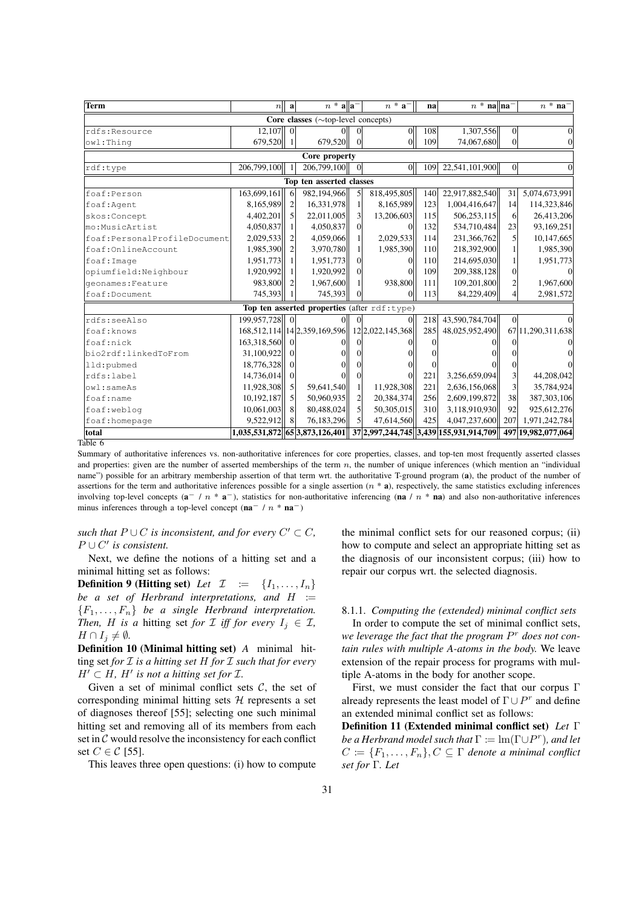| Term | $n$ | a | $n$ * a | a$^-$ | $n$ * a$^-$ | na | $n$ * na | na$^-$ | $n$ * na$^-$ |
|---|---|---|---|---|---|---|---|---|---|
| **Core classes** (∼top-level concepts) | | | | | | | | | |
| rdfs:Resource | 12,107 | 0 | 0 | 0 | 0 | 108 | 1,307,556 | 0 | 0 |
| owl:Thing | 679,520 | 1 | 679,520 | 0 | 0 | 109 | 74,067,680 | 0 | 0 |
| **Core property** | | | | | | | | | |
| rdf:type | 206,799,100 | 1 | 206,799,100 | 0 | 0 | 109 | 22,541,101,900 | 0 | 0 |
| **Top ten asserted classes** | | | | | | | | | |
| foaf:Person | 163,699,161 | 6 | 982,194,966 | 5 | 818,495,805 | 140 | 22,917,882,540 | 31 | 5,074,673,991 |
| foaf:Agent | 8,165,989 | 2 | 16,331,978 | 1 | 8,165,989 | 123 | 1,004,416,647 | 14 | 114,323,846 |
| skos:Concept | 4,402,201 | 5 | 22,011,005 | 3 | 13,206,603 | 115 | 506,253,115 | 6 | 26,413,206 |
| mo:MusicArtist | 4,050,837 | 1 | 4,050,837 | 0 | 0 | 132 | 534,710,484 | 23 | 93,169,251 |
| foaf:PersonalProfileDocument | 2,029,533 | 2 | 4,059,066 | 1 | 2,029,533 | 114 | 231,366,762 | 5 | 10,147,665 |
| foaf:OnlineAccount | 1,985,390 | 2 | 3,970,780 | 1 | 1,985,390 | 110 | 218,392,900 | 1 | 1,985,390 |
| foaf:Image | 1,951,773 | 1 | 1,951,773 | 0 | 0 | 110 | 214,695,030 | 1 | 1,951,773 |
| opiumfield:Neighbour | 1,920,992 | 1 | 1,920,992 | 0 | 0 | 109 | 209,388,128 | 0 | 0 |
| geonames:Feature | 983,800 | 2 | 1,967,600 | 1 | 938,800 | 111 | 109,201,800 | 2 | 1,967,600 |
| foaf:Document | 745,393 | 1 | 745,393 | 0 | 0 | 113 | 84,229,409 | 4 | 2,981,572 |
| **Top ten asserted properties** (after rdf:type) | | | | | | | | | |
| rdfs:seeAlso | 199,957,728 | 0 | 0 | 0 | 0 | 218 | 43,590,784,704 | 0 | 0 |
| foaf:knows | 168,512,114 | 14 | 2,359,169,596 | 12 | 2,022,145,368 | 285 | 48,025,952,490 | 67 | 11,290,311,638 |
| foaf:nick | 163,318,560 | 0 | 0 | 0 | 0 | 0 | 0 | 0 | 0 |
| bio2rdf:linkedToFrom | 31,100,922 | 0 | 0 | 0 | 0 | 0 | 0 | 0 | 0 |
| lld:pubmed | 18,776,328 | 0 | 0 | 0 | 0 | 0 | 0 | 0 | 0 |
| rdfs:label | 14,736,014 | 0 | 0 | 0 | 0 | 221 | 3,256,659,094 | 3 | 44,208,042 |
| owl:sameAs | 11,928,308 | 5 | 59,641,540 | 1 | 11,928,308 | 221 | 2,636,156,068 | 3 | 35,784,924 |
| foaf:name | 10,192,187 | 5 | 50,960,935 | 2 | 20,384,374 | 256 | 2,609,199,872 | 38 | 387,303,106 |
| foaf:weblog | 10,061,003 | 8 | 80,488,024 | 5 | 50,305,015 | 310 | 3,118,910,930 | 92 | 925,612,276 |
| foaf:homepage | 9,522,912 | 8 | 76,183,296 | 5 | 47,614,560 | 425 | 4,047,237,600 | 207 | 1,971,242,784 |
| **total** | **1,035,531,872** | **65** | **3,873,126,401** | **37** | **2,997,244,745** | **3,439** | **155,931,914,709** | **497** | **19,982,077,064** |

Table 6

Summary of authoritative inferences vs. non-authoritative inferences for core properties, classes, and top-ten most frequently asserted classes and properties: given are the number of asserted memberships of the term $n$, the number of unique inferences (which mention an "individual name") possible for an arbitrary membership assertion of that term wrt. the authoritative T-ground program (**a**), the product of the number of assertions for the term and authoritative inferences possible for a single assertion ($n$ * **a**), respectively, the same statistics excluding inferences involving top-level concepts (**a**$^-$ / $n$ * **a**$^-$), statistics for non-authoritative inferencing (**na** / $n$ * **na**) and also non-authoritative inferences minus inferences through a top-level concept (**na**$^-$ / $n$ * **na**$^-$)

*such that $P \cup C$ is inconsistent, and for every $C' \subset C$, $P \cup C'$ is consistent.*

Next, we define the notions of a hitting set and a minimal hitting set as follows:

**Definition 9 (Hitting set)** *Let $\mathcal{I} := \{I_1, \ldots, I_n\}$ be a set of Herbrand interpretations, and $H := \{F_1, \ldots, F_n\}$ be a single Herbrand interpretation. Then, $H$ is a* hitting set *for $\mathcal{I}$ iff for every $I_j \in \mathcal{I}$, $H \cap I_j \neq \emptyset$.*

**Definition 10 (Minimal hitting set)** *A* minimal hitting set *for $\mathcal{I}$ is a hitting set $H$ for $\mathcal{I}$ such that for every $H' \subset H$, $H'$ is not a hitting set for $\mathcal{I}$.*

Given a set of minimal conflict sets $\mathcal{C}$, the set of corresponding minimal hitting sets $\mathcal{H}$ represents a set of diagnoses thereof [55]; selecting one such minimal hitting set and removing all of its members from each set in $\mathcal{C}$ would resolve the inconsistency for each conflict set $C \in \mathcal{C}$ [55].

This leaves three open questions: (i) how to compute the minimal conflict sets for our reasoned corpus; (ii) how to compute and select an appropriate hitting set as the diagnosis of our inconsistent corpus; (iii) how to repair our corpus wrt. the selected diagnosis.

#### 8.1.1. *Computing the (extended) minimal conflict sets*

In order to compute the set of minimal conflict sets, *we leverage the fact that the program $P^r$ does not contain rules with multiple A-atoms in the body.* We leave extension of the repair process for programs with multiple A-atoms in the body for another scope.

First, we must consider the fact that our corpus $\Gamma$ already represents the least model of $\Gamma \cup P^r$ and define an extended minimal conflict set as follows:

**Definition 11 (Extended minimal conflict set)** *Let $\Gamma$ be a Herbrand model such that $\Gamma := \mathrm{lm}(\Gamma \cup P^r)$, and let $C := \{F_1, \ldots, F_n\}, C \subseteq \Gamma$ denote a minimal conflict set for $\Gamma$. Let*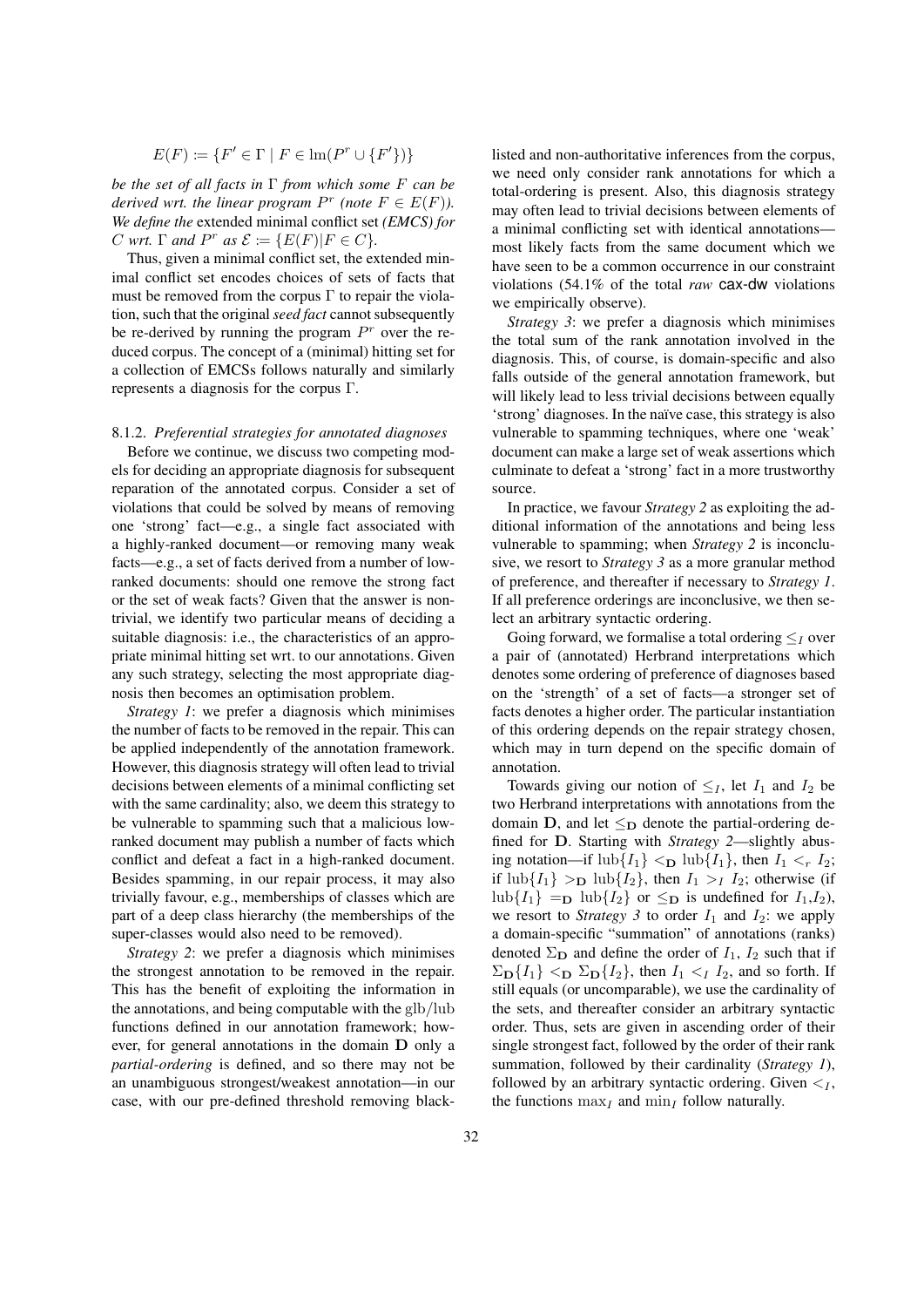$$E(F) := \{F' \in \Gamma \mid F \in \text{lm}(P^r \cup \{F'\})\}$$

*be the set of all facts in* $\Gamma$ *from which some* $F$ *can be derived wrt. the linear program* $P^r$ *(note* $F \in E(F)$*). We define the* extended minimal conflict set *(EMCS) for* $C$ *wrt.* $\Gamma$ *and* $P^r$ *as* $\mathcal{E} := \{E(F) | F \in C\}$.

Thus, given a minimal conflict set, the extended minimal conflict set encodes choices of sets of facts that must be removed from the corpus $\Gamma$ to repair the violation, such that the original *seed fact* cannot subsequently be re-derived by running the program $P^r$ over the reduced corpus. The concept of a (minimal) hitting set for a collection of EMCSs follows naturally and similarly represents a diagnosis for the corpus $\Gamma$.

#### 8.1.2. *Preferential strategies for annotated diagnoses*

Before we continue, we discuss two competing models for deciding an appropriate diagnosis for subsequent reparation of the annotated corpus. Consider a set of violations that could be solved by means of removing one 'strong' fact—e.g., a single fact associated with a highly-ranked document—or removing many weak facts—e.g., a set of facts derived from a number of low-ranked documents: should one remove the strong fact or the set of weak facts? Given that the answer is non-trivial, we identify two particular means of deciding a suitable diagnosis: i.e., the characteristics of an appropriate minimal hitting set wrt. to our annotations. Given any such strategy, selecting the most appropriate diagnosis then becomes an optimisation problem.

*Strategy 1*: we prefer a diagnosis which minimises the number of facts to be removed in the repair. This can be applied independently of the annotation framework. However, this diagnosis strategy will often lead to trivial decisions between elements of a minimal conflicting set with the same cardinality; also, we deem this strategy to be vulnerable to spamming such that a malicious low-ranked document may publish a number of facts which conflict and defeat a fact in a high-ranked document. Besides spamming, in our repair process, it may also trivially favour, e.g., memberships of classes which are part of a deep class hierarchy (the memberships of the super-classes would also need to be removed).

*Strategy 2*: we prefer a diagnosis which minimises the strongest annotation to be removed in the repair. This has the benefit of exploiting the information in the annotations, and being computable with the glb/lub functions defined in our annotation framework; however, for general annotations in the domain $\mathbf{D}$ only a *partial-ordering* is defined, and so there may not be an unambiguous strongest/weakest annotation—in our case, with our pre-defined threshold removing blacklisted and non-authoritative inferences from the corpus, we need only consider rank annotations for which a total-ordering is present. Also, this diagnosis strategy may often lead to trivial decisions between elements of a minimal conflicting set with identical annotations—most likely facts from the same document which we have seen to be a common occurrence in our constraint violations (54.1% of the total *raw* cax-dw violations we empirically observe).

*Strategy 3*: we prefer a diagnosis which minimises the total sum of the rank annotation involved in the diagnosis. This, of course, is domain-specific and also falls outside of the general annotation framework, but will likely lead to less trivial decisions between equally 'strong' diagnoses. In the naïve case, this strategy is also vulnerable to spamming techniques, where one 'weak' document can make a large set of weak assertions which culminate to defeat a 'strong' fact in a more trustworthy source.

In practice, we favour *Strategy 2* as exploiting the additional information of the annotations and being less vulnerable to spamming; when *Strategy 2* is inconclusive, we resort to *Strategy 3* as a more granular method of preference, and thereafter if necessary to *Strategy 1*. If all preference orderings are inconclusive, we then select an arbitrary syntactic ordering.

Going forward, we formalise a total ordering $\leq_I$ over a pair of (annotated) Herbrand interpretations which denotes some ordering of preference of diagnoses based on the 'strength' of a set of facts—a stronger set of facts denotes a higher order. The particular instantiation of this ordering depends on the repair strategy chosen, which may in turn depend on the specific domain of annotation.

Towards giving our notion of $\leq_I$, let $I_1$ and $I_2$ be two Herbrand interpretations with annotations from the domain $\mathbf{D}$, and let $\leq_{\mathbf{D}}$ denote the partial-ordering defined for $\mathbf{D}$. Starting with *Strategy 2*—slightly abusing notation—if $\text{lub}\{I_1\} <_{\mathbf{D}} \text{lub}\{I_1\}$, then $I_1 <_r I_2$; if $\text{lub}\{I_1\} >_{\mathbf{D}} \text{lub}\{I_2\}$, then $I_1 >_I I_2$; otherwise (if $\text{lub}\{I_1\} =_{\mathbf{D}} \text{lub}\{I_2\}$ or $\leq_{\mathbf{D}}$ is undefined for $I_1$,$I_2$), we resort to *Strategy 3* to order $I_1$ and $I_2$: we apply a domain-specific "summation" of annotations (ranks) denoted $\Sigma_{\mathbf{D}}$ and define the order of $I_1$, $I_2$ such that if $\Sigma_{\mathbf{D}}\{I_1\} <_{\mathbf{D}} \Sigma_{\mathbf{D}}\{I_2\}$, then $I_1 <_I I_2$, and so forth. If still equals (or uncomparable), we use the cardinality of the sets, and thereafter consider an arbitrary syntactic order. Thus, sets are given in ascending order of their single strongest fact, followed by the order of their rank summation, followed by their cardinality (*Strategy 1*), followed by an arbitrary syntactic ordering. Given $<_I$, the functions $\max_I$ and $\min_I$ follow naturally.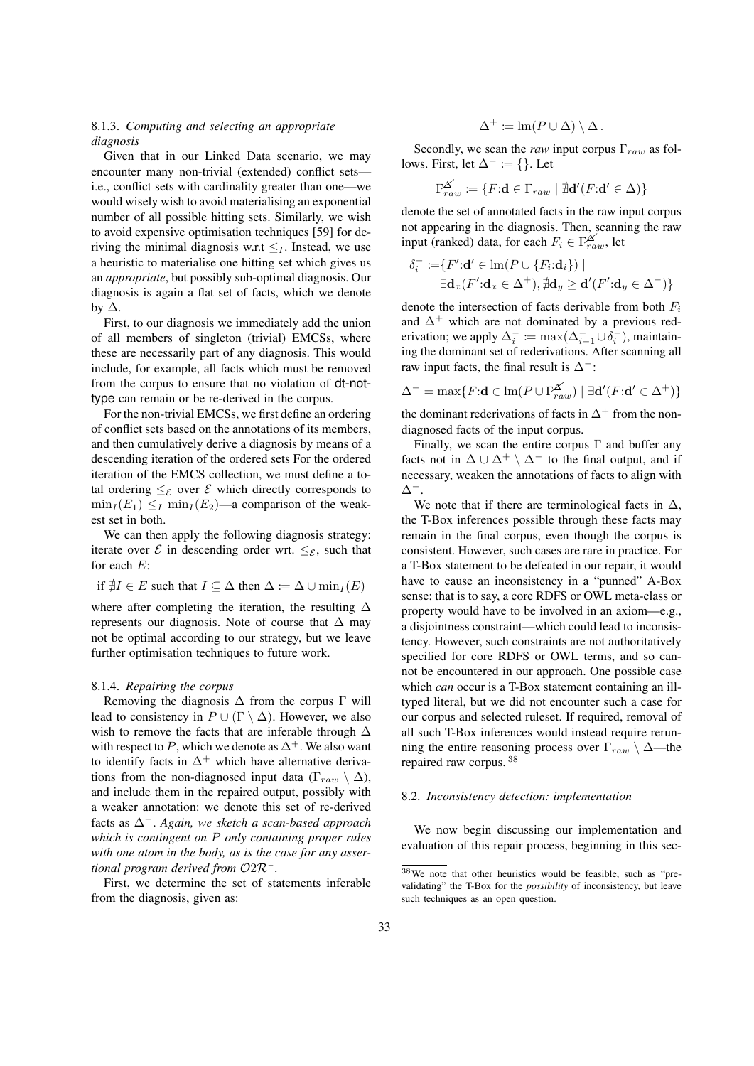#### 8.1.3. *Computing and selecting an appropriate diagnosis*

Given that in our Linked Data scenario, we may encounter many non-trivial (extended) conflict sets—i.e., conflict sets with cardinality greater than one—we would wisely wish to avoid materialising an exponential number of all possible hitting sets. Similarly, we wish to avoid expensive optimisation techniques [59] for deriving the minimal diagnosis w.r.t $\leq_I$. Instead, we use a heuristic to materialise one hitting set which gives us an *appropriate*, but possibly sub-optimal diagnosis. Our diagnosis is again a flat set of facts, which we denote by $\Delta$.

First, to our diagnosis we immediately add the union of all members of singleton (trivial) EMCSs, where these are necessarily part of any diagnosis. This would include, for example, all facts which must be removed from the corpus to ensure that no violation of dt-not-type can remain or be re-derived in the corpus.

For the non-trivial EMCSs, we first define an ordering of conflict sets based on the annotations of its members, and then cumulatively derive a diagnosis by means of a descending iteration of the ordered sets For the ordered iteration of the EMCS collection, we must define a total ordering $\leq_{\mathcal{E}}$ over $\mathcal{E}$ which directly corresponds to $\min_I(E_1) \leq_I \min_I(E_2)$—a comparison of the weakest set in both.

We can then apply the following diagnosis strategy: iterate over $\mathcal{E}$ in descending order wrt. $\leq_{\mathcal{E}}$, such that for each $E$:

$$\text{if } \nexists I \in E \text{ such that } I \subseteq \Delta \text{ then } \Delta := \Delta \cup \min_I(E)$$

where after completing the iteration, the resulting $\Delta$ represents our diagnosis. Note of course that $\Delta$ may not be optimal according to our strategy, but we leave further optimisation techniques to future work.

#### 8.1.4. *Repairing the corpus*

Removing the diagnosis $\Delta$ from the corpus $\Gamma$ will lead to consistency in $P \cup (\Gamma \setminus \Delta)$. However, we also wish to remove the facts that are inferable through $\Delta$ with respect to $P$, which we denote as $\Delta^+$. We also want to identify facts in $\Delta^+$ which have alternative derivations from the non-diagnosed input data ($\Gamma_{raw} \setminus \Delta$), and include them in the repaired output, possibly with a weaker annotation: we denote this set of re-derived facts as $\Delta^-$. *Again, we sketch a scan-based approach which is contingent on $P$ only containing proper rules with one atom in the body, as is the case for any assertional program derived from $\mathcal{O2R}^-$.*

First, we determine the set of statements inferable from the diagnosis, given as:

$$\Delta^+ := \mathrm{lm}(P \cup \Delta) \setminus \Delta \,.$$

Secondly, we scan the *raw* input corpus $\Gamma_{raw}$ as follows. First, let $\Delta^- := \{\}$. Let

$$\Gamma_{raw}^{\not\Delta} := \{F{:}\mathbf{d} \in \Gamma_{raw} \mid \nexists \mathbf{d}'(F{:}\mathbf{d}' \in \Delta)\}$$

denote the set of annotated facts in the raw input corpus not appearing in the diagnosis. Then, scanning the raw input (ranked) data, for each $F_i \in \Gamma_{raw}^{\not\Delta}$, let

$$\delta_i^- := \{F'{:}\mathbf{d}' \in \mathrm{lm}(P \cup \{F_i{:}\mathbf{d}_i\}) \mid \exists \mathbf{d}_x(F'{:}\mathbf{d}_x \in \Delta^+), \nexists \mathbf{d}_y \geq \mathbf{d}'(F'{:}\mathbf{d}_y \in \Delta^-)\}$$

denote the intersection of facts derivable from both $F_i$ and $\Delta^+$ which are not dominated by a previous rederivation; we apply $\Delta_i^- := \max(\Delta_{i-1}^- \cup \delta_i^-)$, maintaining the dominant set of rederivations. After scanning all raw input facts, the final result is $\Delta^-$:

$$\Delta^- = \max\{F{:}\mathbf{d} \in \mathrm{lm}(P \cup \Gamma_{raw}^{\not\Delta}) \mid \exists \mathbf{d}'(F{:}\mathbf{d}' \in \Delta^+)\}$$

the dominant rederivations of facts in $\Delta^+$ from the non-diagnosed facts of the input corpus.

Finally, we scan the entire corpus $\Gamma$ and buffer any facts not in $\Delta \cup \Delta^+ \setminus \Delta^-$ to the final output, and if necessary, weaken the annotations of facts to align with $\Delta^-$.

We note that if there are terminological facts in $\Delta$, the T-Box inferences possible through these facts may remain in the final corpus, even though the corpus is consistent. However, such cases are rare in practice. For a T-Box statement to be defeated in our repair, it would have to cause an inconsistency in a "punned" A-Box sense: that is to say, a core RDFS or OWL meta-class or property would have to be involved in an axiom—e.g., a disjointness constraint—which could lead to inconsistency. However, such constraints are not authoritatively specified for core RDFS or OWL terms, and so cannot be encountered in our approach. One possible case which *can* occur is a T-Box statement containing an ill-typed literal, but we did not encounter such a case for our corpus and selected ruleset. If required, removal of all such T-Box inferences would instead require rerunning the entire reasoning process over $\Gamma_{raw} \setminus \Delta$—the repaired raw corpus.[38]

### 8.2. *Inconsistency detection: implementation*

We now begin discussing our implementation and evaluation of this repair process, beginning in this sec-

[38] We note that other heuristics would be feasible, such as "pre-validating" the T-Box for the *possibility* of inconsistency, but leave such techniques as an open question.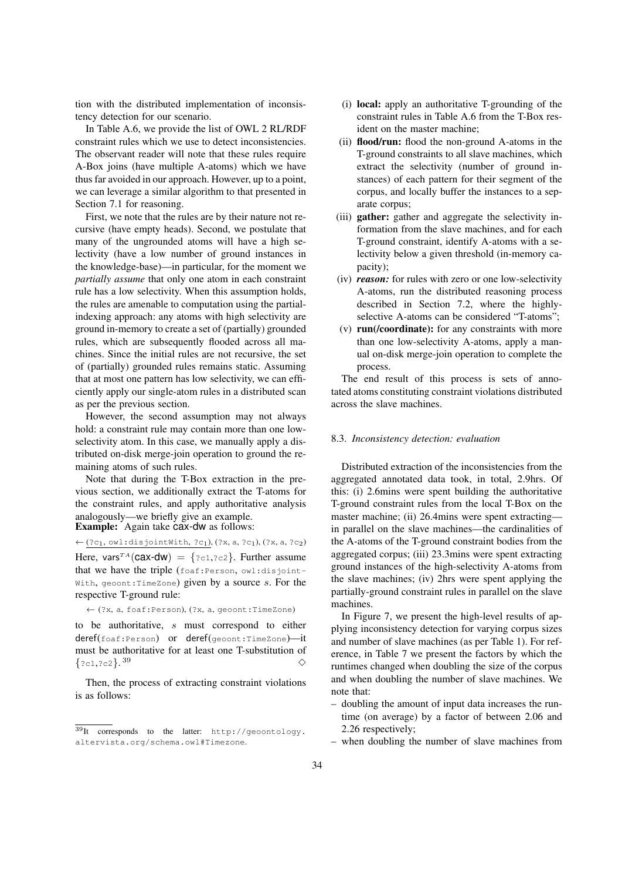tion with the distributed implementation of inconsistency detection for our scenario.

In Table A.6, we provide the list of OWL 2 RL/RDF constraint rules which we use to detect inconsistencies. The observant reader will note that these rules require A-Box joins (have multiple A-atoms) which we have thus far avoided in our approach. However, up to a point, we can leverage a similar algorithm to that presented in Section 7.1 for reasoning.

First, we note that the rules are by their nature not recursive (have empty heads). Second, we postulate that many of the ungrounded atoms will have a high selectivity (have a low number of ground instances in the knowledge-base)—in particular, for the moment we *partially assume* that only one atom in each constraint rule has a low selectivity. When this assumption holds, the rules are amenable to computation using the partial-indexing approach: any atoms with high selectivity are ground in-memory to create a set of (partially) grounded rules, which are subsequently flooded across all machines. Since the initial rules are not recursive, the set of (partially) grounded rules remains static. Assuming that at most one pattern has low selectivity, we can efficiently apply our single-atom rules in a distributed scan as per the previous section.

However, the second assumption may not always hold: a constraint rule may contain more than one low-selectivity atom. In this case, we manually apply a distributed on-disk merge-join operation to ground the remaining atoms of such rules.

Note that during the T-Box extraction in the previous section, we additionally extract the T-atoms for the constraint rules, and apply authoritative analysis analogously—we briefly give an example.

**Example:** Again take cax-dw as follows:

$\leftarrow$ (?c$_1$, owl:disjointWith, ?c$_1$), (?x, a, ?c$_1$), (?x, a, ?c$_2$)

Here, $\mathsf{vars}^{TA}(\textsf{cax-dw}) = \{$?c1,?c2$\}$. Further assume that we have the triple (foaf:Person, owl:disjointWith, geoont:TimeZone) given by a source $s$. For the respective T-ground rule:

$\leftarrow$ (?x, a, foaf:Person), (?x, a, geoont:TimeZone)

to be authoritative, $s$ must correspond to either deref(foaf:Person) or deref(geoont:TimeZone)—it must be authoritative for at least one T-substitution of $\{$?c1,?c2$\}$.[39] ◇

Then, the process of extracting constraint violations is as follows:

(i) **local:** apply an authoritative T-grounding of the constraint rules in Table A.6 from the T-Box resident on the master machine;

(ii) **flood/run:** flood the non-ground A-atoms in the T-ground constraints to all slave machines, which extract the selectivity (number of ground instances) of each pattern for their segment of the corpus, and locally buffer the instances to a separate corpus;

(iii) **gather:** gather and aggregate the selectivity information from the slave machines, and for each T-ground constraint, identify A-atoms with a selectivity below a given threshold (in-memory capacity);

(iv) ***reason:*** for rules with zero or one low-selectivity A-atoms, run the distributed reasoning process described in Section 7.2, where the highly-selective A-atoms can be considered "T-atoms";

(v) **run(/coordinate):** for any constraints with more than one low-selectivity A-atoms, apply a manual on-disk merge-join operation to complete the process.

The end result of this process is sets of annotated atoms constituting constraint violations distributed across the slave machines.

### 8.3. *Inconsistency detection: evaluation*

Distributed extraction of the inconsistencies from the aggregated annotated data took, in total, 2.9hrs. Of this: (i) 2.6mins were spent building the authoritative T-ground constraint rules from the local T-Box on the master machine; (ii) 26.4mins were spent extracting—in parallel on the slave machines—the cardinalities of the A-atoms of the T-ground constraint bodies from the aggregated corpus; (iii) 23.3mins were spent extracting ground instances of the high-selectivity A-atoms from the slave machines; (iv) 2hrs were spent applying the partially-ground constraint rules in parallel on the slave machines.

In Figure 7, we present the high-level results of applying inconsistency detection for varying corpus sizes and number of slave machines (as per Table 1). For reference, in Table 7 we present the factors by which the runtimes changed when doubling the size of the corpus and when doubling the number of slave machines. We note that:

– doubling the amount of input data increases the runtime (on average) by a factor of between 2.06 and 2.26 respectively;

– when doubling the number of slave machines from

[39] It corresponds to the latter: http://geoontology.altervista.org/schema.owl#Timezone.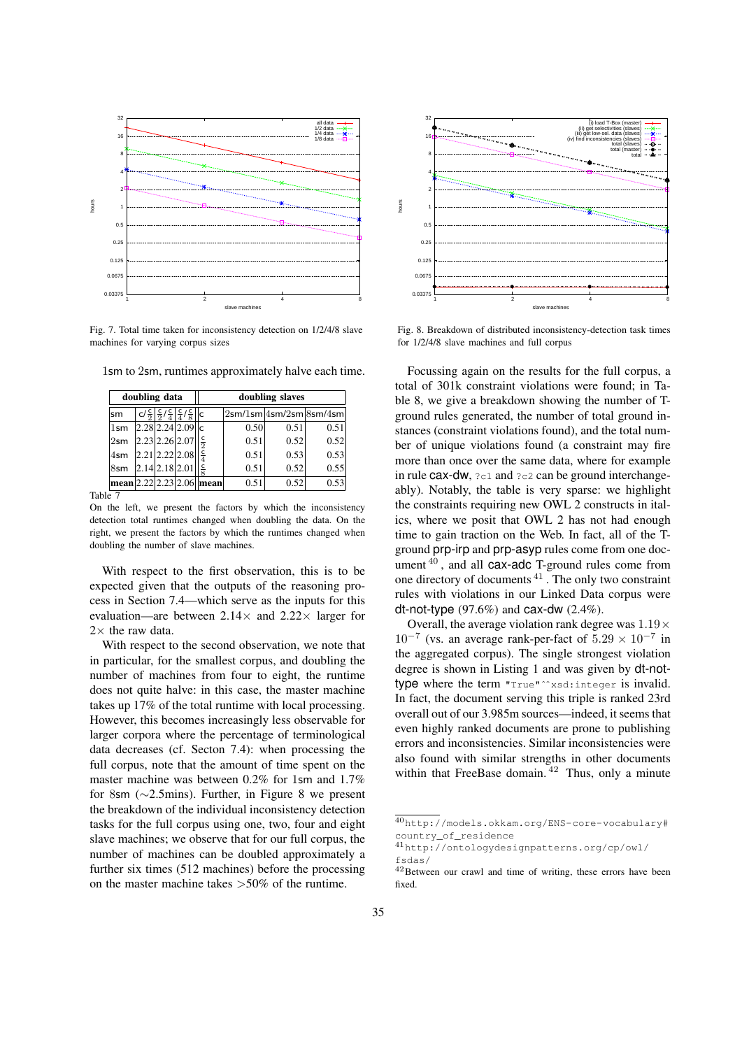32

16

8

4

2

1

0.5

0.25

0.125

0.0675

0.03375

hours

1 2 4 8

slave machines

all data
1/2 data
1/4 data
1/8 data

Fig. 7. Total time taken for inconsistency detection on 1/2/4/8 slave machines for varying corpus sizes

32

16

8

4

2

1

0.5

0.25

0.125

0.0675

0.03375

hours

1 2 4 8

slave machines

(i) load T-Box (master)
(ii) get selectivities (slaves)
(iii) get low-sel. data (slaves)
(iv) find inconsistencies (slaves)
total (slaves)
total (master)
total

Fig. 8. Breakdown of distributed inconsistency-detection task times for 1/2/4/8 slave machines and full corpus

1sm to 2sm, runtimes approximately halve each time.

| doubling data | | | | doubling slaves | | | |
|---|---|---|---|---|---|---|---|
| sm | c/$\frac{c}{2}$ | $\frac{c}{2}$/$\frac{c}{4}$ | $\frac{c}{4}$/$\frac{c}{8}$ | c | 2sm/1sm | 4sm/2sm | 8sm/4sm |
| 1sm | 2.28 | 2.24 | 2.09 | c | 0.50 | 0.51 | 0.51 |
| 2sm | 2.23 | 2.26 | 2.07 | $\frac{c}{2}$ | 0.51 | 0.52 | 0.52 |
| 4sm | 2.21 | 2.22 | 2.08 | $\frac{c}{4}$ | 0.51 | 0.53 | 0.53 |
| 8sm | 2.14 | 2.18 | 2.01 | $\frac{c}{8}$ | 0.51 | 0.52 | 0.55 |
| **mean** | 2.22 | 2.23 | 2.06 | **mean** | 0.51 | 0.52 | 0.53 |

Table 7

On the left, we present the factors by which the inconsistency detection total runtimes changed when doubling the data. On the right, we present the factors by which the runtimes changed when doubling the number of slave machines.

With respect to the first observation, this is to be expected given that the outputs of the reasoning process in Section 7.4—which serve as the inputs for this evaluation—are between 2.14× and 2.22× larger for 2× the raw data.

With respect to the second observation, we note that in particular, for the smallest corpus, and doubling the number of machines from four to eight, the runtime does not quite halve: in this case, the master machine takes up 17% of the total runtime with local processing. However, this becomes increasingly less observable for larger corpora where the percentage of terminological data decreases (cf. Secton 7.4): when processing the full corpus, note that the amount of time spent on the master machine was between 0.2% for 1sm and 1.7% for 8sm (∼2.5mins). Further, in Figure 8 we present the breakdown of the individual inconsistency detection tasks for the full corpus using one, two, four and eight slave machines; we observe that for our full corpus, the number of machines can be doubled approximately a further six times (512 machines) before the processing on the master machine takes >50% of the runtime.

Focussing again on the results for the full corpus, a total of 301k constraint violations were found; in Table 8, we give a breakdown showing the number of T-ground rules generated, the number of total ground instances (constraint violations found), and the total number of unique violations found (a constraint may fire more than once over the same data, where for example in rule cax-dw, `?c1` and `?c2` can be ground interchangeably). Notably, the table is very sparse: we highlight the constraints requiring new OWL 2 constructs in italics, where we posit that OWL 2 has not had enough time to gain traction on the Web. In fact, all of the T-ground prp-irp and prp-asyp rules come from one document[40], and all cax-adc T-ground rules come from one directory of documents[41]. The only two constraint rules with violations in our Linked Data corpus were dt-not-type (97.6%) and cax-dw (2.4%).

Overall, the average violation rank degree was $1.19 \times 10^{-7}$ (vs. an average rank-per-fact of $5.29 \times 10^{-7}$ in the aggregated corpus). The single strongest violation degree is shown in Listing 1 and was given by dt-not-type where the term `"True"^^xsd:integer` is invalid. In fact, the document serving this triple is ranked 23rd overall out of our 3.985m sources—indeed, it seems that even highly ranked documents are prone to publishing errors and inconsistencies. Similar inconsistencies were also found with similar strengths in other documents within that FreeBase domain.[42] Thus, only a minute

[40] http://models.okkam.org/ENS-core-vocabulary#country_of_residence

[41] http://ontologydesignpatterns.org/cp/owl/fsdas/

[42] Between our crawl and time of writing, these errors have been fixed.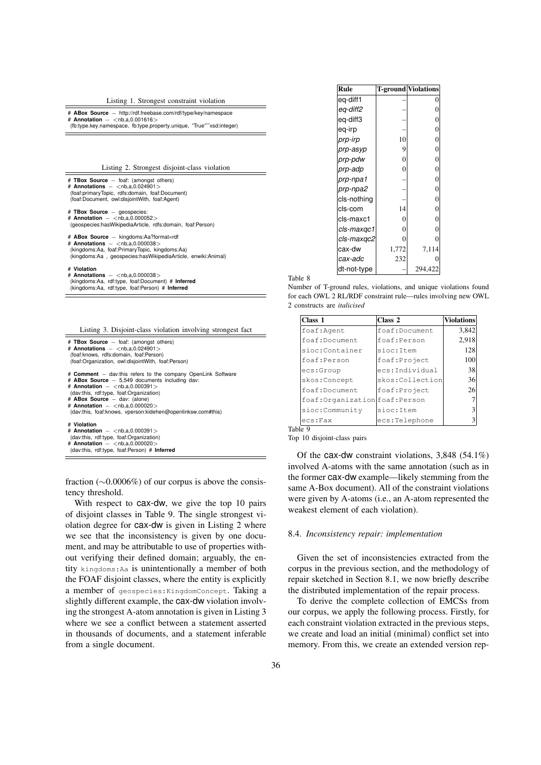Listing 1. Strongest constraint violation

```
# ABox Source — http://rdf.freebase.com/rdf/type/key/namespace
# Annotation — <nb,a,0.001616>
(fb:type.key.namespace, fb:type.property.unique, "True"^^xsd:integer)
```

Listing 2. Strongest disjoint-class violation

```
# TBox Source — foaf: (amongst others)
# Annotations — <nb,a,0.024901>
(foaf:primaryTopic, rdfs:domain, foaf:Document)
(foaf:Document, owl:disjointWith, foaf:Agent)

# TBox Source — geospecies:
# Annotation — <nb,a,0.000052>
(geospecies:hasWikipediaArticle, rdfs:domain, foaf:Person)

# ABox Source — kingdoms:Aa?format=rdf
# Annotations — <nb,a,0.000038>
(kingdoms:Aa, foaf:PrimaryTopic, kingdoms:Aa)
(kingdoms:Aa , geospecies:hasWikipediaArticle, enwiki:Animal)

# Violation
# Annotations — <nb,a,0.000038>
(kingdoms:Aa, rdf:type, foaf:Document) # Inferred
(kingdoms:Aa, rdf:type, foaf:Person) # Inferred
```

Listing 3. Disjoint-class violation involving strongest fact

```
# TBox Source — foaf: (amongst others)
# Annotations — <nb,a,0.024901>
(foaf:knows, rdfs:domain, foaf:Person)
(foaf:Organization, owl:disjointWith, foaf:Person)

# Comment — dav:this refers to the company OpenLink Software
# ABox Source — 5,549 documents including dav:
# Annotation — <nb,a,0.000391>
(dav:this, rdf:type, foaf:Organization)
# ABox Source — dav: (alone)
# Annotation — <nb,a,0.000020>
(dav:this, foaf:knows, vperson:kidehen@openlinksw.com#this)

# Violation
# Annotation — <nb,a,0.000391>
(dav:this, rdf:type, foaf:Organization)
# Annotation — <nb,a,0.000020>
(dav:this, rdf:type, foaf:Person) # Inferred
```

fraction ($\sim$0.0006%) of our corpus is above the consistency threshold.

With respect to cax-dw, we give the top 10 pairs of disjoint classes in Table 9. The single strongest violation degree for cax-dw is given in Listing 2 where we see that the inconsistency is given by one document, and may be attributable to use of properties without verifying their defined domain; arguably, the entity kingdoms:Aa is unintentionally a member of both the FOAF disjoint classes, where the entity is explicitly a member of geospecies:KingdomConcept. Taking a slightly different example, the cax-dw violation involving the strongest A-atom annotation is given in Listing 3 where we see a conflict between a statement asserted in thousands of documents, and a statement inferable from a single document.

| Rule | T-ground | Violations |
|---|---|---|
| eq-diff1 | – | 0 |
| *eq-diff2* | – | 0 |
| eq-diff3 | – | 0 |
| eq-irp | – | 0 |
| *prp-irp* | 10 | 0 |
| *prp-asyp* | 9 | 0 |
| *prp-pdw* | 0 | 0 |
| *prp-adp* | 0 | 0 |
| *prp-npa1* | – | 0 |
| *prp-npa2* | – | 0 |
| cls-nothing | – | 0 |
| cls-com | 14 | 0 |
| cls-maxc1 | 0 | 0 |
| *cls-maxqc1* | 0 | 0 |
| *cls-maxqc2* | 0 | 0 |
| cax-dw | 1,772 | 7,114 |
| *cax-adc* | 232 | 0 |
| dt-not-type | – | 294,422 |

Table 8

Number of T-ground rules, violations, and unique violations found for each OWL 2 RL/RDF constraint rule—rules involving new OWL 2 constructs are *italicised*

| Class 1 | Class 2 | Violations |
|---|---|---|
| foaf:Agent | foaf:Document | 3,842 |
| foaf:Document | foaf:Person | 2,918 |
| sioc:Container | sioc:Item | 128 |
| foaf:Person | foaf:Project | 100 |
| ecs:Group | ecs:Individual | 38 |
| skos:Concept | skos:Collection | 36 |
| foaf:Document | foaf:Project | 26 |
| foaf:Organization | foaf:Person | 7 |
| sioc:Community | sioc:Item | 3 |
| ecs:Fax | ecs:Telephone | 3 |

Table 9

Top 10 disjoint-class pairs

Of the cax-dw constraint violations, 3,848 (54.1%) involved A-atoms with the same annotation (such as in the former cax-dw example—likely stemming from the same A-Box document). All of the constraint violations were given by A-atoms (i.e., an A-atom represented the weakest element of each violation).

### 8.4. *Inconsistency repair: implementation*

Given the set of inconsistencies extracted from the corpus in the previous section, and the methodology of repair sketched in Section 8.1, we now briefly describe the distributed implementation of the repair process.

To derive the complete collection of EMCSs from our corpus, we apply the following process. Firstly, for each constraint violation extracted in the previous steps, we create and load an initial (minimal) conflict set into memory. From this, we create an extended version rep-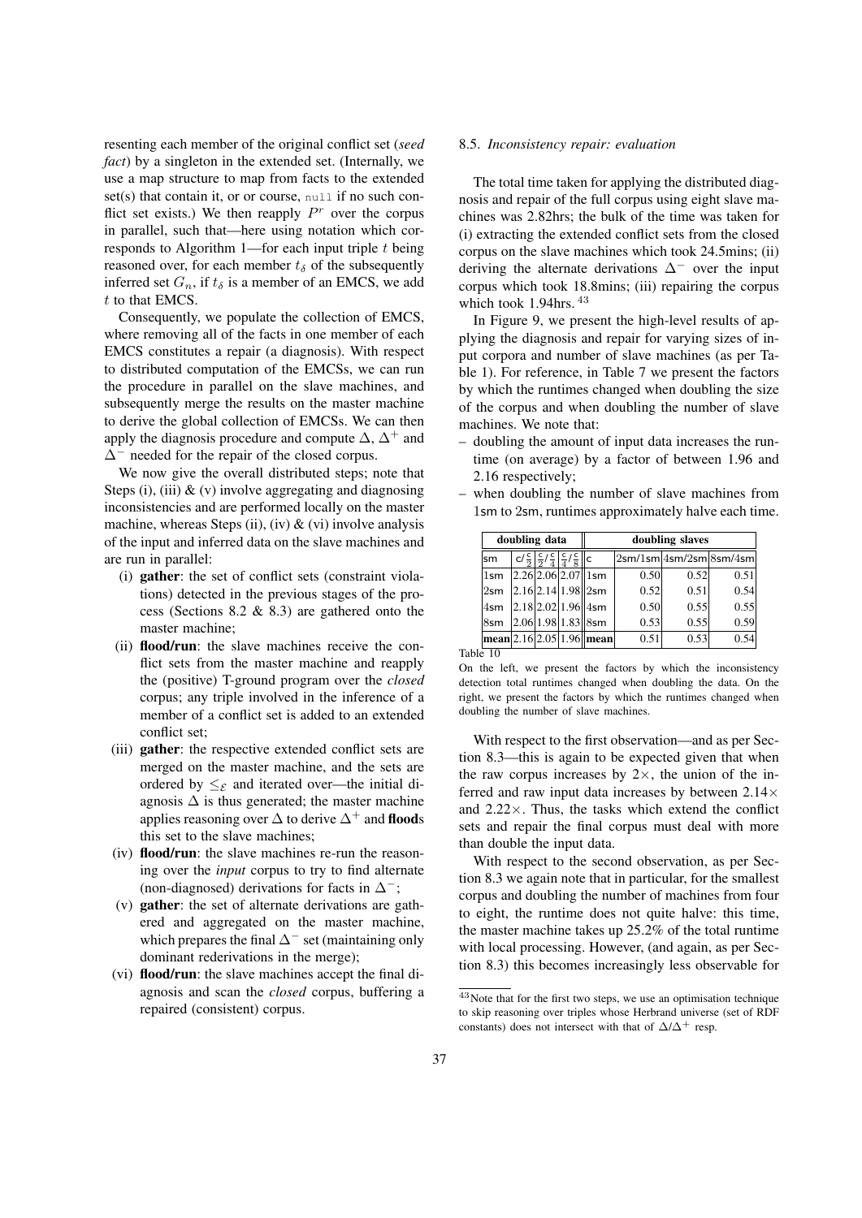resenting each member of the original conflict set (*seed fact*) by a singleton in the extended set. (Internally, we use a map structure to map from facts to the extended set(s) that contain it, or or course, `null` if no such conflict set exists.) We then reapply $P^r$ over the corpus in parallel, such that—here using notation which corresponds to Algorithm 1—for each input triple $t$ being reasoned over, for each member $t_\delta$ of the subsequently inferred set $G_n$, if $t_\delta$ is a member of an EMCS, we add $t$ to that EMCS.

Consequently, we populate the collection of EMCS, where removing all of the facts in one member of each EMCS constitutes a repair (a diagnosis). With respect to distributed computation of the EMCSs, we can run the procedure in parallel on the slave machines, and subsequently merge the results on the master machine to derive the global collection of EMCSs. We can then apply the diagnosis procedure and compute $\Delta$, $\Delta^+$ and $\Delta^-$ needed for the repair of the closed corpus.

We now give the overall distributed steps; note that Steps (i), (iii) & (v) involve aggregating and diagnosing inconsistencies and are performed locally on the master machine, whereas Steps (ii), (iv) & (vi) involve analysis of the input and inferred data on the slave machines and are run in parallel:

(i) **gather**: the set of conflict sets (constraint violations) detected in the previous stages of the process (Sections 8.2 & 8.3) are gathered onto the master machine;

(ii) **flood/run**: the slave machines receive the conflict sets from the master machine and reapply the (positive) T-ground program over the *closed* corpus; any triple involved in the inference of a member of a conflict set is added to an extended conflict set;

(iii) **gather**: the respective extended conflict sets are merged on the master machine, and the sets are ordered by $\leq_\mathcal{E}$ and iterated over—the initial diagnosis $\Delta$ is thus generated; the master machine applies reasoning over $\Delta$ to derive $\Delta^+$ and **flood**s this set to the slave machines;

(iv) **flood/run**: the slave machines re-run the reasoning over the *input* corpus to try to find alternate (non-diagnosed) derivations for facts in $\Delta^-$;

(v) **gather**: the set of alternate derivations are gathered and aggregated on the master machine, which prepares the final $\Delta^-$ set (maintaining only dominant rederivations in the merge);

(vi) **flood/run**: the slave machines accept the final diagnosis and scan the *closed* corpus, buffering a repaired (consistent) corpus.

### 8.5. *Inconsistency repair: evaluation*

The total time taken for applying the distributed diagnosis and repair of the full corpus using eight slave machines was 2.82hrs; the bulk of the time was taken for (i) extracting the extended conflict sets from the closed corpus on the slave machines which took 24.5mins; (ii) deriving the alternate derivations $\Delta^-$ over the input corpus which took 18.8mins; (iii) repairing the corpus which took 1.94hrs. [43]

In Figure 9, we present the high-level results of applying the diagnosis and repair for varying sizes of input corpora and number of slave machines (as per Table 1). For reference, in Table 7 we present the factors by which the runtimes changed when doubling the size of the corpus and when doubling the number of slave machines. We note that:

– doubling the amount of input data increases the runtime (on average) by a factor of between 1.96 and 2.16 respectively;
– when doubling the number of slave machines from 1sm to 2sm, runtimes approximately halve each time.

| doubling data | | | | doubling slaves | | | |
|---|---|---|---|---|---|---|---|
| sm | $c/\frac{c}{2}$ | $\frac{c}{2}/\frac{c}{4}$ | $\frac{c}{4}/\frac{c}{8}$ | c | 2sm/1sm | 4sm/2sm | 8sm/4sm |
| 1sm | 2.26 | 2.06 | 2.07 | 1sm | 0.50 | 0.52 | 0.51 |
| 2sm | 2.16 | 2.14 | 1.98 | 2sm | 0.52 | 0.51 | 0.54 |
| 4sm | 2.18 | 2.02 | 1.96 | 4sm | 0.50 | 0.55 | 0.55 |
| 8sm | 2.06 | 1.98 | 1.83 | 8sm | 0.53 | 0.55 | 0.59 |
| **mean** | 2.16 | 2.05 | 1.96 | **mean** | 0.51 | 0.53 | 0.54 |

Table 10

On the left, we present the factors by which the inconsistency detection total runtimes changed when doubling the data. On the right, we present the factors by which the runtimes changed when doubling the number of slave machines.

With respect to the first observation—and as per Section 8.3—this is again to be expected given that when the raw corpus increases by 2×, the union of the inferred and raw input data increases by between 2.14× and 2.22×. Thus, the tasks which extend the conflict sets and repair the final corpus must deal with more than double the input data.

With respect to the second observation, as per Section 8.3 we again note that in particular, for the smallest corpus and doubling the number of machines from four to eight, the runtime does not quite halve: this time, the master machine takes up 25.2% of the total runtime with local processing. However, (and again, as per Section 8.3) this becomes increasingly less observable for

[43] Note that for the first two steps, we use an optimisation technique to skip reasoning over triples whose Herbrand universe (set of RDF constants) does not intersect with that of $\Delta$/$\Delta^+$ resp.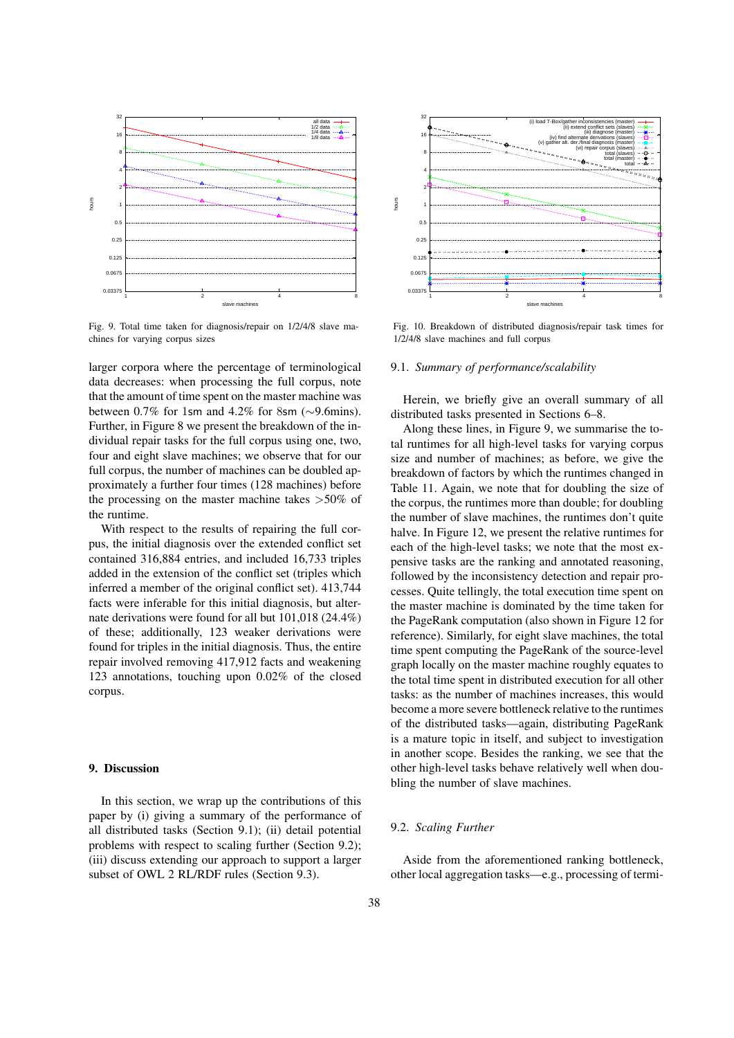32
16
8
4
2
1
0.5
0.25
0.125
0.0675
0.03375
hours
1
2
4
8
slave machines
all data
1/2 data
1/4 data
1/8 data

Fig. 9. Total time taken for diagnosis/repair on 1/2/4/8 slave machines for varying corpus sizes

32
16
8
4
2
1
0.5
0.25
0.125
0.0675
0.03375
hours
1
2
4
8
slave machines
(i) load T-Box/gather inconsistencies (master)
(ii) extend conflict sets (slaves)
(iii) diagnose (master)
(iv) find alternate derivations (slaves)
(v) gather alt. der./final diagnosis (master)
(vi) repair corpus (slaves)
total (slaves)
total (master)
total

Fig. 10. Breakdown of distributed diagnosis/repair task times for 1/2/4/8 slave machines and full corpus

larger corpora where the percentage of terminological data decreases: when processing the full corpus, note that the amount of time spent on the master machine was between 0.7% for 1sm and 4.2% for 8sm (∼9.6mins). Further, in Figure 8 we present the breakdown of the individual repair tasks for the full corpus using one, two, four and eight slave machines; we observe that for our full corpus, the number of machines can be doubled approximately a further four times (128 machines) before the processing on the master machine takes >50% of the runtime.

With respect to the results of repairing the full corpus, the initial diagnosis over the extended conflict set contained 316,884 entries, and included 16,733 triples added in the extension of the conflict set (triples which inferred a member of the original conflict set). 413,744 facts were inferable for this initial diagnosis, but alternate derivations were found for all but 101,018 (24.4%) of these; additionally, 123 weaker derivations were found for triples in the initial diagnosis. Thus, the entire repair involved removing 417,912 facts and weakening 123 annotations, touching upon 0.02% of the closed corpus.

## 9. Discussion

In this section, we wrap up the contributions of this paper by (i) giving a summary of the performance of all distributed tasks (Section 9.1); (ii) detail potential problems with respect to scaling further (Section 9.2); (iii) discuss extending our approach to support a larger subset of OWL 2 RL/RDF rules (Section 9.3).

### 9.1. *Summary of performance/scalability*

Herein, we briefly give an overall summary of all distributed tasks presented in Sections 6–8.

Along these lines, in Figure 9, we summarise the total runtimes for all high-level tasks for varying corpus size and number of machines; as before, we give the breakdown of factors by which the runtimes changed in Table 11. Again, we note that for doubling the size of the corpus, the runtimes more than double; for doubling the number of slave machines, the runtimes don't quite halve. In Figure 12, we present the relative runtimes for each of the high-level tasks; we note that the most expensive tasks are the ranking and annotated reasoning, followed by the inconsistency detection and repair processes. Quite tellingly, the total execution time spent on the master machine is dominated by the time taken for the PageRank computation (also shown in Figure 12 for reference). Similarly, for eight slave machines, the total time spent computing the PageRank of the source-level graph locally on the master machine roughly equates to the total time spent in distributed execution for all other tasks: as the number of machines increases, this would become a more severe bottleneck relative to the runtimes of the distributed tasks—again, distributing PageRank is a mature topic in itself, and subject to investigation in another scope. Besides the ranking, we see that the other high-level tasks behave relatively well when doubling the number of slave machines.

### 9.2. *Scaling Further*

Aside from the aforementioned ranking bottleneck, other local aggregation tasks—e.g., processing of termi-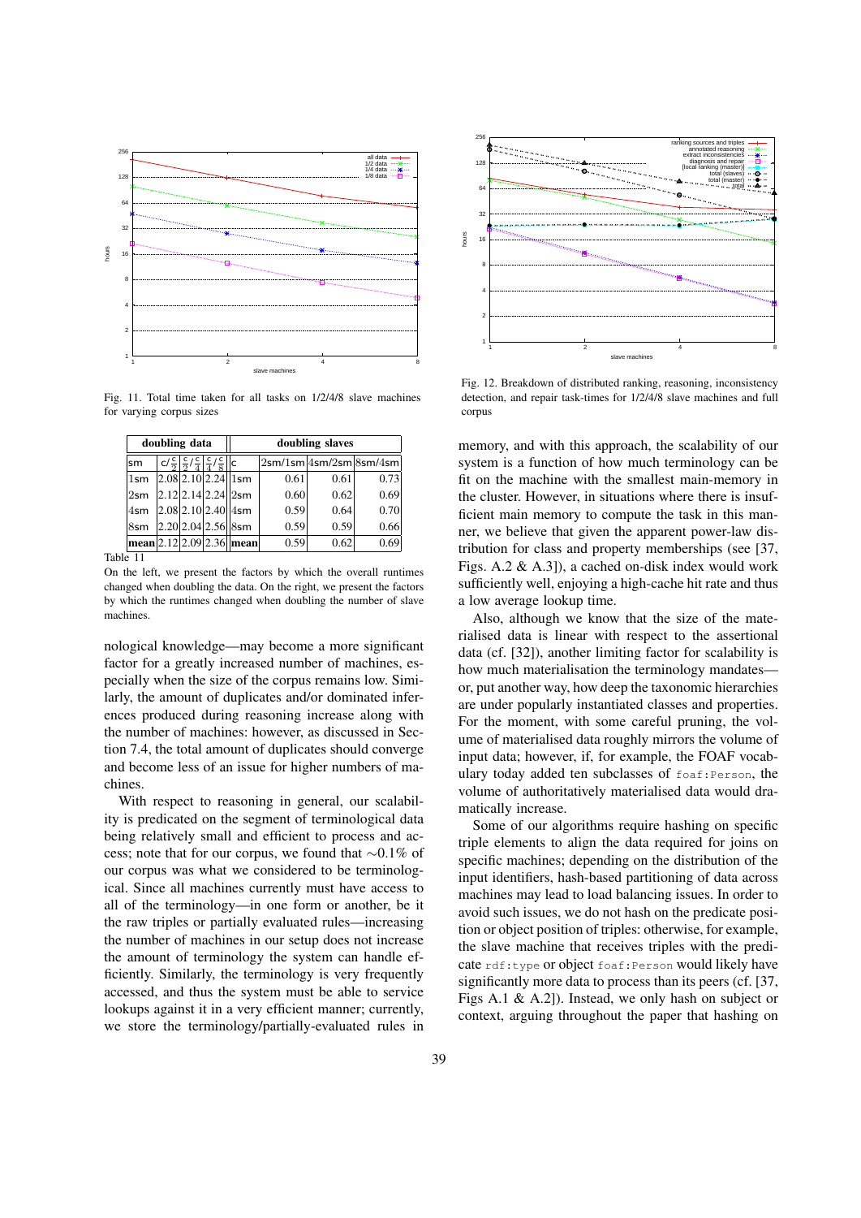Fig. 11. Total time taken for all tasks on 1/2/4/8 slave machines for varying corpus sizes

Fig. 12. Breakdown of distributed ranking, reasoning, inconsistency detection, and repair task-times for 1/2/4/8 slave machines and full corpus

| doubling data | | | | doubling slaves | | | |
|---|---|---|---|---|---|---|---|
| sm | c/$\frac{c}{2}$ | $\frac{c}{2}$/$\frac{c}{4}$ | $\frac{c}{4}$/$\frac{c}{8}$ | c | 2sm/1sm | 4sm/2sm | 8sm/4sm |
| 1sm | 2.08 | 2.10 | 2.24 | 1sm | 0.61 | 0.61 | 0.73 |
| 2sm | 2.12 | 2.14 | 2.24 | 2sm | 0.60 | 0.62 | 0.69 |
| 4sm | 2.08 | 2.10 | 2.40 | 4sm | 0.59 | 0.64 | 0.70 |
| 8sm | 2.20 | 2.04 | 2.56 | 8sm | 0.59 | 0.59 | 0.66 |
| **mean** | 2.12 | 2.09 | 2.36 | **mean** | 0.59 | 0.62 | 0.69 |

Table 11

On the left, we present the factors by which the overall runtimes changed when doubling the data. On the right, we present the factors by which the runtimes changed when doubling the number of slave machines.

nological knowledge—may become a more significant factor for a greatly increased number of machines, especially when the size of the corpus remains low. Similarly, the amount of duplicates and/or dominated inferences produced during reasoning increase along with the number of machines: however, as discussed in Section 7.4, the total amount of duplicates should converge and become less of an issue for higher numbers of machines.

With respect to reasoning in general, our scalability is predicated on the segment of terminological data being relatively small and efficient to process and access; note that for our corpus, we found that ∼0.1% of our corpus was what we considered to be terminological. Since all machines currently must have access to all of the terminology—in one form or another, be it the raw triples or partially evaluated rules—increasing the number of machines in our setup does not increase the amount of terminology the system can handle efficiently. Similarly, the terminology is very frequently accessed, and thus the system must be able to service lookups against it in a very efficient manner; currently, we store the terminology/partially-evaluated rules in memory, and with this approach, the scalability of our system is a function of how much terminology can be fit on the machine with the smallest main-memory in the cluster. However, in situations where there is insufficient main memory to compute the task in this manner, we believe that given the apparent power-law distribution for class and property memberships (see [37, Figs. A.2 & A.3]), a cached on-disk index would work sufficiently well, enjoying a high-cache hit rate and thus a low average lookup time.

Also, although we know that the size of the materialised data is linear with respect to the assertional data (cf. [32]), another limiting factor for scalability is how much materialisation the terminology mandates—or, put another way, how deep the taxonomic hierarchies are under popularly instantiated classes and properties. For the moment, with some careful pruning, the volume of materialised data roughly mirrors the volume of input data; however, if, for example, the FOAF vocabulary today added ten subclasses of `foaf:Person`, the volume of authoritatively materialised data would dramatically increase.

Some of our algorithms require hashing on specific triple elements to align the data required for joins on specific machines; depending on the distribution of the input identifiers, hash-based partitioning of data across machines may lead to load balancing issues. In order to avoid such issues, we do not hash on the predicate position or object position of triples: otherwise, for example, the slave machine that receives triples with the predicate `rdf:type` or object `foaf:Person` would likely have significantly more data to process than its peers (cf. [37, Figs A.1 & A.2]). Instead, we only hash on subject or context, arguing throughout the paper that hashing on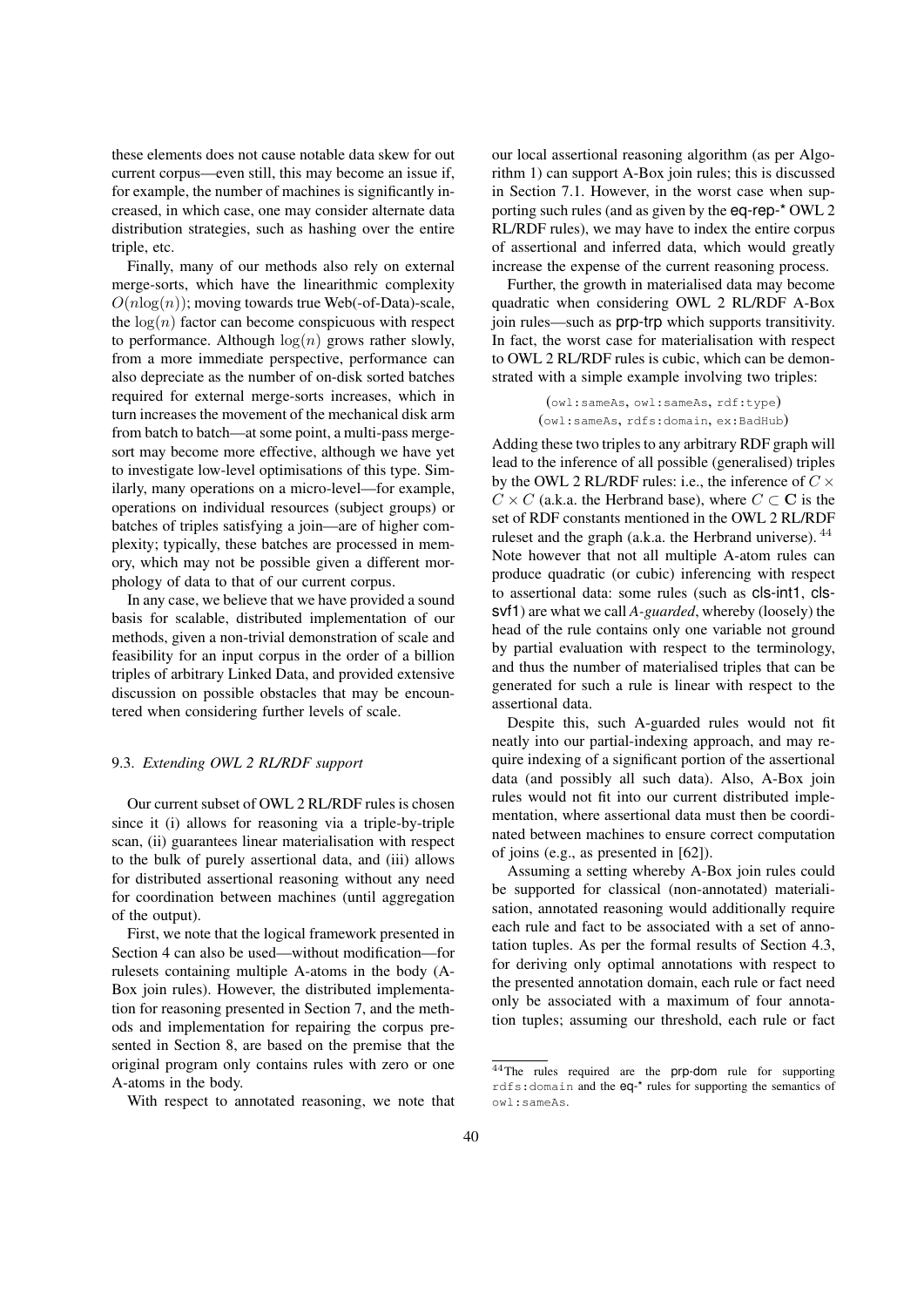these elements does not cause notable data skew for out current corpus—even still, this may become an issue if, for example, the number of machines is significantly increased, in which case, one may consider alternate data distribution strategies, such as hashing over the entire triple, etc.

Finally, many of our methods also rely on external merge-sorts, which have the linearithmic complexity $O(n\log(n))$; moving towards true Web(-of-Data)-scale, the $\log(n)$ factor can become conspicuous with respect to performance. Although $\log(n)$ grows rather slowly, from a more immediate perspective, performance can also depreciate as the number of on-disk sorted batches required for external merge-sorts increases, which in turn increases the movement of the mechanical disk arm from batch to batch—at some point, a multi-pass merge-sort may become more effective, although we have yet to investigate low-level optimisations of this type. Similarly, many operations on a micro-level—for example, operations on individual resources (subject groups) or batches of triples satisfying a join—are of higher complexity; typically, these batches are processed in memory, which may not be possible given a different morphology of data to that of our current corpus.

In any case, we believe that we have provided a sound basis for scalable, distributed implementation of our methods, given a non-trivial demonstration of scale and feasibility for an input corpus in the order of a billion triples of arbitrary Linked Data, and provided extensive discussion on possible obstacles that may be encountered when considering further levels of scale.

### 9.3. *Extending OWL 2 RL/RDF support*

Our current subset of OWL 2 RL/RDF rules is chosen since it (i) allows for reasoning via a triple-by-triple scan, (ii) guarantees linear materialisation with respect to the bulk of purely assertional data, and (iii) allows for distributed assertional reasoning without any need for coordination between machines (until aggregation of the output).

First, we note that the logical framework presented in Section 4 can also be used—without modification—for rulesets containing multiple A-atoms in the body (A-Box join rules). However, the distributed implementation for reasoning presented in Section 7, and the methods and implementation for repairing the corpus presented in Section 8, are based on the premise that the original program only contains rules with zero or one A-atoms in the body.

With respect to annotated reasoning, we note that our local assertional reasoning algorithm (as per Algorithm 1) can support A-Box join rules; this is discussed in Section 7.1. However, in the worst case when supporting such rules (and as given by the eq-rep-* OWL 2 RL/RDF rules), we may have to index the entire corpus of assertional and inferred data, which would greatly increase the expense of the current reasoning process.

Further, the growth in materialised data may become quadratic when considering OWL 2 RL/RDF A-Box join rules—such as prp-trp which supports transitivity. In fact, the worst case for materialisation with respect to OWL 2 RL/RDF rules is cubic, which can be demonstrated with a simple example involving two triples:

(owl:sameAs, owl:sameAs, rdf:type)
(owl:sameAs, rdfs:domain, ex:BadHub)

Adding these two triples to any arbitrary RDF graph will lead to the inference of all possible (generalised) triples by the OWL 2 RL/RDF rules: i.e., the inference of $C \times C \times C$ (a.k.a. the Herbrand base), where $C \subset \mathbf{C}$ is the set of RDF constants mentioned in the OWL 2 RL/RDF ruleset and the graph (a.k.a. the Herbrand universe). [44] Note however that not all multiple A-atom rules can produce quadratic (or cubic) inferencing with respect to assertional data: some rules (such as cls-int1, cls-svf1) are what we call *A-guarded*, whereby (loosely) the head of the rule contains only one variable not ground by partial evaluation with respect to the terminology, and thus the number of materialised triples that can be generated for such a rule is linear with respect to the assertional data.

Despite this, such A-guarded rules would not fit neatly into our partial-indexing approach, and may require indexing of a significant portion of the assertional data (and possibly all such data). Also, A-Box join rules would not fit into our current distributed implementation, where assertional data must then be coordinated between machines to ensure correct computation of joins (e.g., as presented in [62]).

Assuming a setting whereby A-Box join rules could be supported for classical (non-annotated) materialisation, annotated reasoning would additionally require each rule and fact to be associated with a set of annotation tuples. As per the formal results of Section 4.3, for deriving only optimal annotations with respect to the presented annotation domain, each rule or fact need only be associated with a maximum of four annotation tuples; assuming our threshold, each rule or fact

[44] The rules required are the prp-dom rule for supporting rdfs:domain and the eq-* rules for supporting the semantics of owl:sameAs.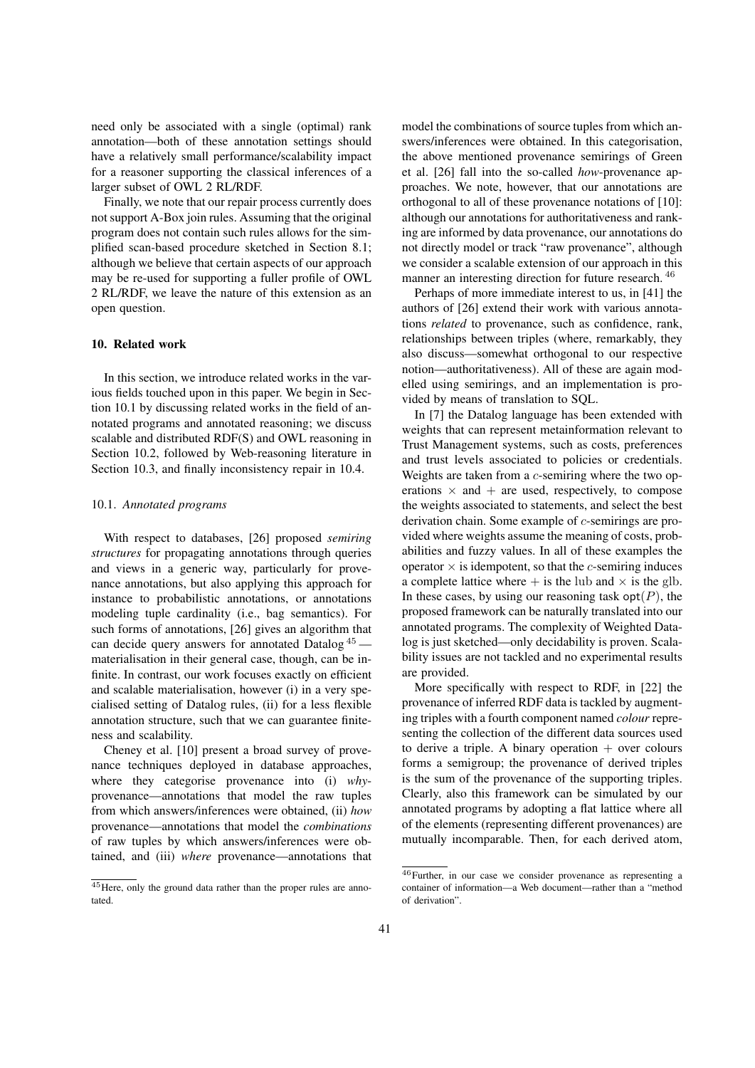need only be associated with a single (optimal) rank annotation—both of these annotation settings should have a relatively small performance/scalability impact for a reasoner supporting the classical inferences of a larger subset of OWL 2 RL/RDF.

Finally, we note that our repair process currently does not support A-Box join rules. Assuming that the original program does not contain such rules allows for the simplified scan-based procedure sketched in Section 8.1; although we believe that certain aspects of our approach may be re-used for supporting a fuller profile of OWL 2 RL/RDF, we leave the nature of this extension as an open question.

## 10. Related work

In this section, we introduce related works in the various fields touched upon in this paper. We begin in Section 10.1 by discussing related works in the field of annotated programs and annotated reasoning; we discuss scalable and distributed RDF(S) and OWL reasoning in Section 10.2, followed by Web-reasoning literature in Section 10.3, and finally inconsistency repair in 10.4.

### 10.1. *Annotated programs*

With respect to databases, [26] proposed *semiring structures* for propagating annotations through queries and views in a generic way, particularly for provenance annotations, but also applying this approach for instance to probabilistic annotations, or annotations modeling tuple cardinality (i.e., bag semantics). For such forms of annotations, [26] gives an algorithm that can decide query answers for annotated Datalog [45] —materialisation in their general case, though, can be infinite. In contrast, our work focuses exactly on efficient and scalable materialisation, however (i) in a very specialised setting of Datalog rules, (ii) for a less flexible annotation structure, such that we can guarantee finiteness and scalability.

Cheney et al. [10] present a broad survey of provenance techniques deployed in database approaches, where they categorise provenance into (i) *why*-provenance—annotations that model the raw tuples from which answers/inferences were obtained, (ii) *how* provenance—annotations that model the *combinations* of raw tuples by which answers/inferences were obtained, and (iii) *where* provenance—annotations that model the combinations of source tuples from which answers/inferences were obtained. In this categorisation, the above mentioned provenance semirings of Green et al. [26] fall into the so-called *how*-provenance approaches. We note, however, that our annotations are orthogonal to all of these provenance notations of [10]: although our annotations for authoritativeness and ranking are informed by data provenance, our annotations do not directly model or track "raw provenance", although we consider a scalable extension of our approach in this manner an interesting direction for future research. [46]

Perhaps of more immediate interest to us, in [41] the authors of [26] extend their work with various annotations *related* to provenance, such as confidence, rank, relationships between triples (where, remarkably, they also discuss—somewhat orthogonal to our respective notion—authoritativeness). All of these are again modelled using semirings, and an implementation is provided by means of translation to SQL.

In [7] the Datalog language has been extended with weights that can represent metainformation relevant to Trust Management systems, such as costs, preferences and trust levels associated to policies or credentials. Weights are taken from a $c$-semiring where the two operations $\times$ and $+$ are used, respectively, to compose the weights associated to statements, and select the best derivation chain. Some example of $c$-semirings are provided where weights assume the meaning of costs, probabilities and fuzzy values. In all of these examples the operator $\times$ is idempotent, so that the $c$-semiring induces a complete lattice where $+$ is the lub and $\times$ is the glb. In these cases, by using our reasoning task $\mathsf{opt}(P)$, the proposed framework can be naturally translated into our annotated programs. The complexity of Weighted Datalog is just sketched—only decidability is proven. Scalability issues are not tackled and no experimental results are provided.

More specifically with respect to RDF, in [22] the provenance of inferred RDF data is tackled by augmenting triples with a fourth component named *colour* representing the collection of the different data sources used to derive a triple. A binary operation $+$ over colours forms a semigroup; the provenance of derived triples is the sum of the provenance of the supporting triples. Clearly, also this framework can be simulated by our annotated programs by adopting a flat lattice where all of the elements (representing different provenances) are mutually incomparable. Then, for each derived atom,

[45] Here, only the ground data rather than the proper rules are annotated.

[46] Further, in our case we consider provenance as representing a container of information—a Web document—rather than a "method of derivation".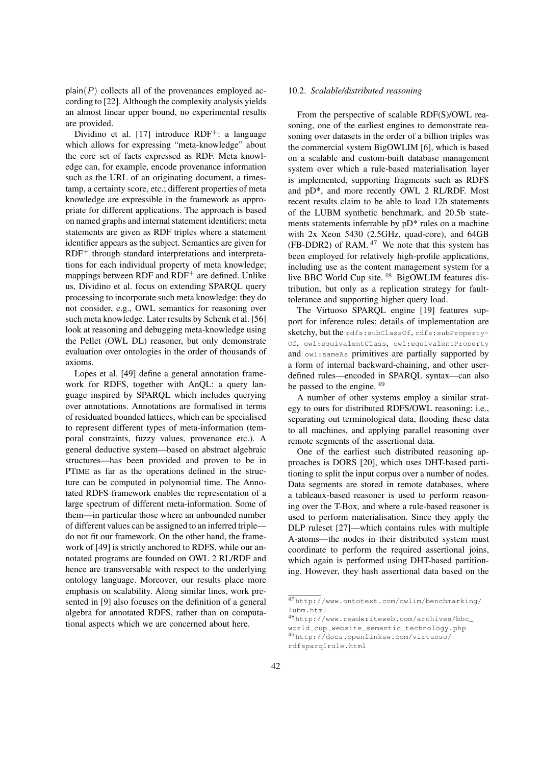$\mathsf{plain}(P)$ collects all of the provenances employed according to [22]. Although the complexity analysis yields an almost linear upper bound, no experimental results are provided.

Dividino et al. [17] introduce RDF$^{+}$: a language which allows for expressing "meta-knowledge" about the core set of facts expressed as RDF. Meta knowledge can, for example, encode provenance information such as the URL of an originating document, a timestamp, a certainty score, etc.; different properties of meta knowledge are expressible in the framework as appropriate for different applications. The approach is based on named graphs and internal statement identifiers; meta statements are given as RDF triples where a statement identifier appears as the subject. Semantics are given for RDF$^{+}$ through standard interpretations and interpretations for each individual property of meta knowledge; mappings between RDF and RDF$^{+}$ are defined. Unlike us, Dividino et al. focus on extending SPARQL query processing to incorporate such meta knowledge: they do not consider, e.g., OWL semantics for reasoning over such meta knowledge. Later results by Schenk et al. [56] look at reasoning and debugging meta-knowledge using the Pellet (OWL DL) reasoner, but only demonstrate evaluation over ontologies in the order of thousands of axioms.

Lopes et al. [49] define a general annotation framework for RDFS, together with AnQL: a query language inspired by SPARQL which includes querying over annotations. Annotations are formalised in terms of residuated bounded lattices, which can be specialised to represent different types of meta-information (temporal constraints, fuzzy values, provenance etc.). A general deductive system—based on abstract algebraic structures—has been provided and proven to be in PTIME as far as the operations defined in the structure can be computed in polynomial time. The Annotated RDFS framework enables the representation of a large spectrum of different meta-information. Some of them—in particular those where an unbounded number of different values can be assigned to an inferred triple—do not fit our framework. On the other hand, the framework of [49] is strictly anchored to RDFS, while our annotated programs are founded on OWL 2 RL/RDF and hence are transversable with respect to the underlying ontology language. Moreover, our results place more emphasis on scalability. Along similar lines, work presented in [9] also focuses on the definition of a general algebra for annotated RDFS, rather than on computational aspects which we are concerned about here.

### 10.2. *Scalable/distributed reasoning*

From the perspective of scalable RDF(S)/OWL reasoning, one of the earliest engines to demonstrate reasoning over datasets in the order of a billion triples was the commercial system BigOWLIM [6], which is based on a scalable and custom-built database management system over which a rule-based materialisation layer is implemented, supporting fragments such as RDFS and pD*, and more recently OWL 2 RL/RDF. Most recent results claim to be able to load 12b statements of the LUBM synthetic benchmark, and 20.5b statements statements inferrable by pD* rules on a machine with 2x Xeon 5430 (2.5GHz, quad-core), and 64GB (FB-DDR2) of RAM. [47] We note that this system has been employed for relatively high-profile applications, including use as the content management system for a live BBC World Cup site. [48] BigOWLIM features distribution, but only as a replication strategy for fault-tolerance and supporting higher query load.

The Virtuoso SPARQL engine [19] features support for inference rules; details of implementation are sketchy, but the `rdfs:subClassOf`, `rdfs:subPropertyOf`, `owl:equivalentClass`, `owl:equivalentProperty` and `owl:sameAs` primitives are partially supported by a form of internal backward-chaining, and other user-defined rules—encoded in SPARQL syntax—can also be passed to the engine. [49]

A number of other systems employ a similar strategy to ours for distributed RDFS/OWL reasoning: i.e., separating out terminological data, flooding these data to all machines, and applying parallel reasoning over remote segments of the assertional data.

One of the earliest such distributed reasoning approaches is DORS [20], which uses DHT-based partitioning to split the input corpus over a number of nodes. Data segments are stored in remote databases, where a tableaux-based reasoner is used to perform reasoning over the T-Box, and where a rule-based reasoner is used to perform materialisation. Since they apply the DLP ruleset [27]—which contains rules with multiple A-atoms—the nodes in their distributed system must coordinate to perform the required assertional joins, which again is performed using DHT-based partitioning. However, they hash assertional data based on the

[47] http://www.ontotext.com/owlim/benchmarking/lubm.html

[48] http://www.readwriteweb.com/archives/bbc_world_cup_website_semantic_technology.php

[49] http://docs.openlinksw.com/virtuoso/rdfsparqlrule.html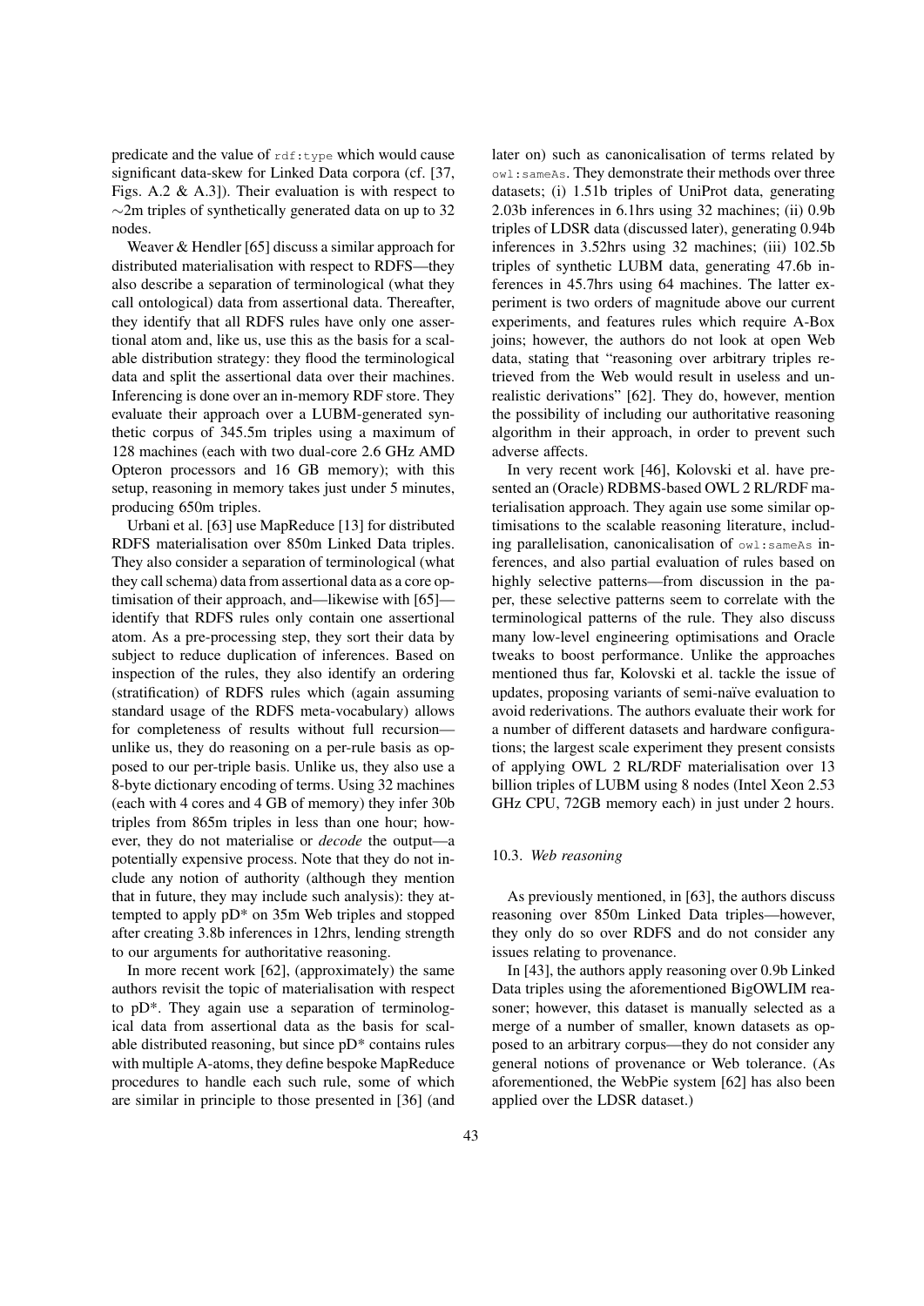predicate and the value of `rdf:type` which would cause significant data-skew for Linked Data corpora (cf. [37, Figs. A.2 & A.3]). Their evaluation is with respect to $\sim$2m triples of synthetically generated data on up to 32 nodes.

Weaver & Hendler [65] discuss a similar approach for distributed materialisation with respect to RDFS—they also describe a separation of terminological (what they call ontological) data from assertional data. Thereafter, they identify that all RDFS rules have only one assertional atom and, like us, use this as the basis for a scalable distribution strategy: they flood the terminological data and split the assertional data over their machines. Inferencing is done over an in-memory RDF store. They evaluate their approach over a LUBM-generated synthetic corpus of 345.5m triples using a maximum of 128 machines (each with two dual-core 2.6 GHz AMD Opteron processors and 16 GB memory); with this setup, reasoning in memory takes just under 5 minutes, producing 650m triples.

Urbani et al. [63] use MapReduce [13] for distributed RDFS materialisation over 850m Linked Data triples. They also consider a separation of terminological (what they call schema) data from assertional data as a core optimisation of their approach, and—likewise with [65]—identify that RDFS rules only contain one assertional atom. As a pre-processing step, they sort their data by subject to reduce duplication of inferences. Based on inspection of the rules, they also identify an ordering (stratification) of RDFS rules which (again assuming standard usage of the RDFS meta-vocabulary) allows for completeness of results without full recursion—unlike us, they do reasoning on a per-rule basis as opposed to our per-triple basis. Unlike us, they also use a 8-byte dictionary encoding of terms. Using 32 machines (each with 4 cores and 4 GB of memory) they infer 30b triples from 865m triples in less than one hour; however, they do not materialise or *decode* the output—a potentially expensive process. Note that they do not include any notion of authority (although they mention that in future, they may include such analysis): they attempted to apply pD* on 35m Web triples and stopped after creating 3.8b inferences in 12hrs, lending strength to our arguments for authoritative reasoning.

In more recent work [62], (approximately) the same authors revisit the topic of materialisation with respect to pD*. They again use a separation of terminological data from assertional data as the basis for scalable distributed reasoning, but since pD* contains rules with multiple A-atoms, they define bespoke MapReduce procedures to handle each such rule, some of which are similar in principle to those presented in [36] (and later on) such as canonicalisation of terms related by `owl:sameAs`. They demonstrate their methods over three datasets; (i) 1.51b triples of UniProt data, generating 2.03b inferences in 6.1hrs using 32 machines; (ii) 0.9b triples of LDSR data (discussed later), generating 0.94b inferences in 3.52hrs using 32 machines; (iii) 102.5b triples of synthetic LUBM data, generating 47.6b inferences in 45.7hrs using 64 machines. The latter experiment is two orders of magnitude above our current experiments, and features rules which require A-Box joins; however, the authors do not look at open Web data, stating that "reasoning over arbitrary triples retrieved from the Web would result in useless and unrealistic derivations" [62]. They do, however, mention the possibility of including our authoritative reasoning algorithm in their approach, in order to prevent such adverse affects.

In very recent work [46], Kolovski et al. have presented an (Oracle) RDBMS-based OWL 2 RL/RDF materialisation approach. They again use some similar optimisations to the scalable reasoning literature, including parallelisation, canonicalisation of `owl:sameAs` inferences, and also partial evaluation of rules based on highly selective patterns—from discussion in the paper, these selective patterns seem to correlate with the terminological patterns of the rule. They also discuss many low-level engineering optimisations and Oracle tweaks to boost performance. Unlike the approaches mentioned thus far, Kolovski et al. tackle the issue of updates, proposing variants of semi-naïve evaluation to avoid rederivations. The authors evaluate their work for a number of different datasets and hardware configurations; the largest scale experiment they present consists of applying OWL 2 RL/RDF materialisation over 13 billion triples of LUBM using 8 nodes (Intel Xeon 2.53 GHz CPU, 72GB memory each) in just under 2 hours.

### 10.3. *Web reasoning*

As previously mentioned, in [63], the authors discuss reasoning over 850m Linked Data triples—however, they only do so over RDFS and do not consider any issues relating to provenance.

In [43], the authors apply reasoning over 0.9b Linked Data triples using the aforementioned BigOWLIM reasoner; however, this dataset is manually selected as a merge of a number of smaller, known datasets as opposed to an arbitrary corpus—they do not consider any general notions of provenance or Web tolerance. (As aforementioned, the WebPie system [62] has also been applied over the LDSR dataset.)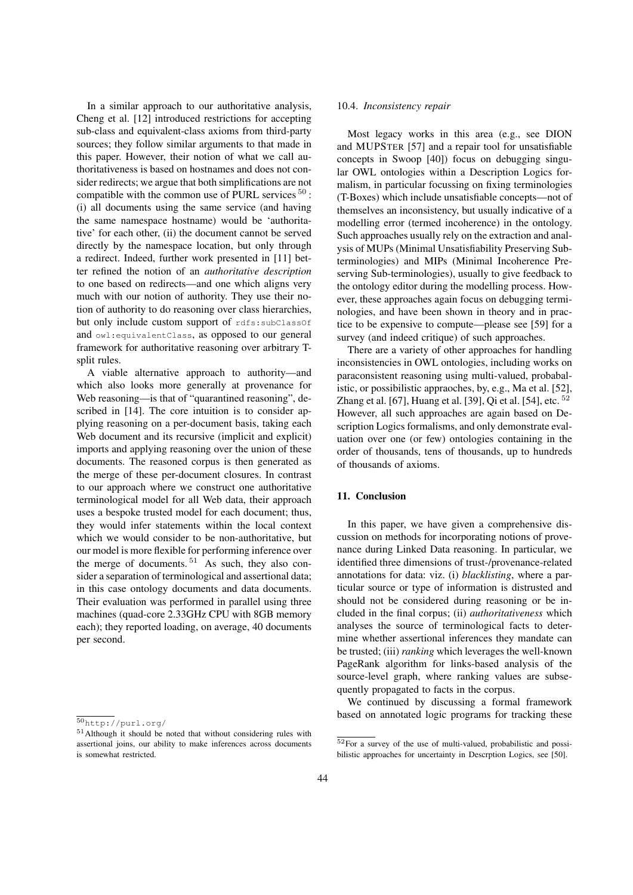In a similar approach to our authoritative analysis, Cheng et al. [12] introduced restrictions for accepting sub-class and equivalent-class axioms from third-party sources; they follow similar arguments to that made in this paper. However, their notion of what we call authoritativeness is based on hostnames and does not consider redirects; we argue that both simplifications are not compatible with the common use of PURL services [50]: (i) all documents using the same service (and having the same namespace hostname) would be 'authoritative' for each other, (ii) the document cannot be served directly by the namespace location, but only through a redirect. Indeed, further work presented in [11] better refined the notion of an *authoritative description* to one based on redirects—and one which aligns very much with our notion of authority. They use their notion of authority to do reasoning over class hierarchies, but only include custom support of `rdfs:subClassOf` and `owl:equivalentClass`, as opposed to our general framework for authoritative reasoning over arbitrary T-split rules.

A viable alternative approach to authority—and which also looks more generally at provenance for Web reasoning—is that of "quarantined reasoning", described in [14]. The core intuition is to consider applying reasoning on a per-document basis, taking each Web document and its recursive (implicit and explicit) imports and applying reasoning over the union of these documents. The reasoned corpus is then generated as the merge of these per-document closures. In contrast to our approach where we construct one authoritative terminological model for all Web data, their approach uses a bespoke trusted model for each document; thus, they would infer statements within the local context which we would consider to be non-authoritative, but our model is more flexible for performing inference over the merge of documents. [51] As such, they also consider a separation of terminological and assertional data; in this case ontology documents and data documents. Their evaluation was performed in parallel using three machines (quad-core 2.33GHz CPU with 8GB memory each); they reported loading, on average, 40 documents per second.

[50] http://purl.org/

[51] Although it should be noted that without considering rules with assertional joins, our ability to make inferences across documents is somewhat restricted.

### 10.4. *Inconsistency repair*

Most legacy works in this area (e.g., see DION and MUPSTER [57] and a repair tool for unsatisfiable concepts in Swoop [40]) focus on debugging singular OWL ontologies within a Description Logics formalism, in particular focussing on fixing terminologies (T-Boxes) which include unsatisfiable concepts—not of themselves an inconsistency, but usually indicative of a modelling error (termed incoherence) in the ontology. Such approaches usually rely on the extraction and analysis of MUPs (Minimal Unsatisfiability Preserving Sub-terminologies) and MIPs (Minimal Incoherence Preserving Sub-terminologies), usually to give feedback to the ontology editor during the modelling process. However, these approaches again focus on debugging terminologies, and have been shown in theory and in practice to be expensive to compute—please see [59] for a survey (and indeed critique) of such approaches.

There are a variety of other approaches for handling inconsistencies in OWL ontologies, including works on paraconsistent reasoning using multi-valued, probabalistic, or possibilistic appraoches, by, e.g., Ma et al. [52], Zhang et al. [67], Huang et al. [39], Qi et al. [54], etc. [52] However, all such approaches are again based on Description Logics formalisms, and only demonstrate evaluation over one (or few) ontologies containing in the order of thousands, tens of thousands, up to hundreds of thousands of axioms.

## 11. Conclusion

In this paper, we have given a comprehensive discussion on methods for incorporating notions of provenance during Linked Data reasoning. In particular, we identified three dimensions of trust-/provenance-related annotations for data: viz. (i) *blacklisting*, where a particular source or type of information is distrusted and should not be considered during reasoning or be included in the final corpus; (ii) *authoritativeness* which analyses the source of terminological facts to determine whether assertional inferences they mandate can be trusted; (iii) *ranking* which leverages the well-known PageRank algorithm for links-based analysis of the source-level graph, where ranking values are subsequently propagated to facts in the corpus.

We continued by discussing a formal framework based on annotated logic programs for tracking these

[52] For a survey of the use of multi-valued, probabilistic and possibilistic approaches for uncertainty in Descrption Logics, see [50].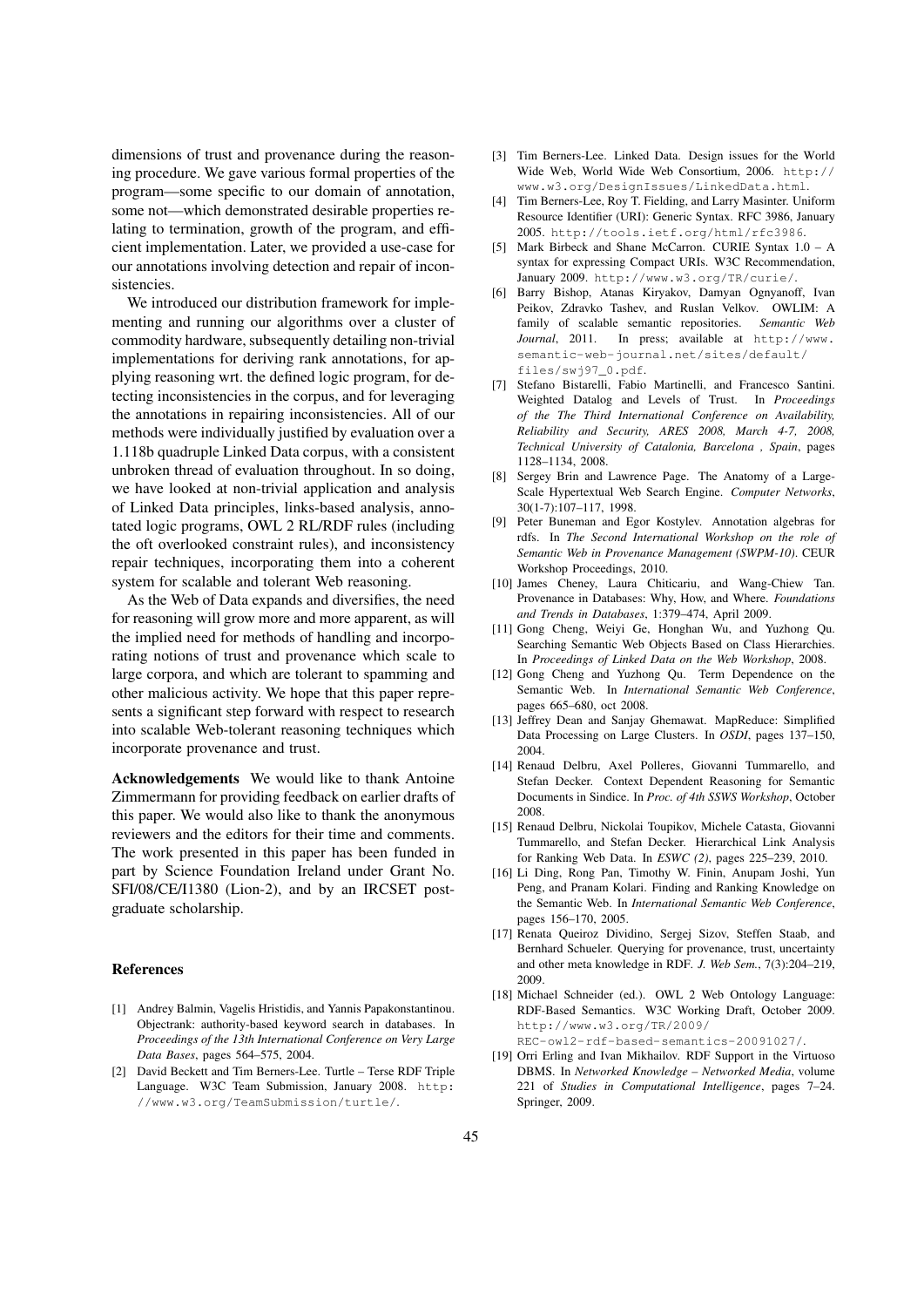dimensions of trust and provenance during the reasoning procedure. We gave various formal properties of the program—some specific to our domain of annotation, some not—which demonstrated desirable properties relating to termination, growth of the program, and efficient implementation. Later, we provided a use-case for our annotations involving detection and repair of inconsistencies.

We introduced our distribution framework for implementing and running our algorithms over a cluster of commodity hardware, subsequently detailing non-trivial implementations for deriving rank annotations, for applying reasoning wrt. the defined logic program, for detecting inconsistencies in the corpus, and for leveraging the annotations in repairing inconsistencies. All of our methods were individually justified by evaluation over a 1.118b quadruple Linked Data corpus, with a consistent unbroken thread of evaluation throughout. In so doing, we have looked at non-trivial application and analysis of Linked Data principles, links-based analysis, annotated logic programs, OWL 2 RL/RDF rules (including the oft overlooked constraint rules), and inconsistency repair techniques, incorporating them into a coherent system for scalable and tolerant Web reasoning.

As the Web of Data expands and diversifies, the need for reasoning will grow more and more apparent, as will the implied need for methods of handling and incorporating notions of trust and provenance which scale to large corpora, and which are tolerant to spamming and other malicious activity. We hope that this paper represents a significant step forward with respect to research into scalable Web-tolerant reasoning techniques which incorporate provenance and trust.

**Acknowledgements** We would like to thank Antoine Zimmermann for providing feedback on earlier drafts of this paper. We would also like to thank the anonymous reviewers and the editors for their time and comments. The work presented in this paper has been funded in part by Science Foundation Ireland under Grant No. SFI/08/CE/I1380 (Lion-2), and by an IRCSET postgraduate scholarship.

## References

[1] Andrey Balmin, Vagelis Hristidis, and Yannis Papakonstantinou. Objectrank: authority-based keyword search in databases. In *Proceedings of the 13th International Conference on Very Large Data Bases*, pages 564–575, 2004.

[2] David Beckett and Tim Berners-Lee. Turtle – Terse RDF Triple Language. W3C Team Submission, January 2008. http://www.w3.org/TeamSubmission/turtle/.

[3] Tim Berners-Lee. Linked Data. Design issues for the World Wide Web, World Wide Web Consortium, 2006. http://www.w3.org/DesignIssues/LinkedData.html.

[4] Tim Berners-Lee, Roy T. Fielding, and Larry Masinter. Uniform Resource Identifier (URI): Generic Syntax. RFC 3986, January 2005. http://tools.ietf.org/html/rfc3986.

[5] Mark Birbeck and Shane McCarron. CURIE Syntax 1.0 – A syntax for expressing Compact URIs. W3C Recommendation, January 2009. http://www.w3.org/TR/curie/.

[6] Barry Bishop, Atanas Kiryakov, Damyan Ognyanoff, Ivan Peikov, Zdravko Tashev, and Ruslan Velkov. OWLIM: A family of scalable semantic repositories. *Semantic Web Journal*, 2011. In press; available at http://www.semantic-web-journal.net/sites/default/files/swj97_0.pdf.

[7] Stefano Bistarelli, Fabio Martinelli, and Francesco Santini. Weighted Datalog and Levels of Trust. In *Proceedings of the The Third International Conference on Availability, Reliability and Security, ARES 2008, March 4-7, 2008, Technical University of Catalonia, Barcelona , Spain*, pages 1128–1134, 2008.

[8] Sergey Brin and Lawrence Page. The Anatomy of a Large-Scale Hypertextual Web Search Engine. *Computer Networks*, 30(1-7):107–117, 1998.

[9] Peter Buneman and Egor Kostylev. Annotation algebras for rdfs. In *The Second International Workshop on the role of Semantic Web in Provenance Management (SWPM-10)*. CEUR Workshop Proceedings, 2010.

[10] James Cheney, Laura Chiticariu, and Wang-Chiew Tan. Provenance in Databases: Why, How, and Where. *Foundations and Trends in Databases*, 1:379–474, April 2009.

[11] Gong Cheng, Weiyi Ge, Honghan Wu, and Yuzhong Qu. Searching Semantic Web Objects Based on Class Hierarchies. In *Proceedings of Linked Data on the Web Workshop*, 2008.

[12] Gong Cheng and Yuzhong Qu. Term Dependence on the Semantic Web. In *International Semantic Web Conference*, pages 665–680, oct 2008.

[13] Jeffrey Dean and Sanjay Ghemawat. MapReduce: Simplified Data Processing on Large Clusters. In *OSDI*, pages 137–150, 2004.

[14] Renaud Delbru, Axel Polleres, Giovanni Tummarello, and Stefan Decker. Context Dependent Reasoning for Semantic Documents in Sindice. In *Proc. of 4th SSWS Workshop*, October 2008.

[15] Renaud Delbru, Nickolai Toupikov, Michele Catasta, Giovanni Tummarello, and Stefan Decker. Hierarchical Link Analysis for Ranking Web Data. In *ESWC (2)*, pages 225–239, 2010.

[16] Li Ding, Rong Pan, Timothy W. Finin, Anupam Joshi, Yun Peng, and Pranam Kolari. Finding and Ranking Knowledge on the Semantic Web. In *International Semantic Web Conference*, pages 156–170, 2005.

[17] Renata Queiroz Dividino, Sergej Sizov, Steffen Staab, and Bernhard Schueler. Querying for provenance, trust, uncertainty and other meta knowledge in RDF. *J. Web Sem.*, 7(3):204–219, 2009.

[18] Michael Schneider (ed.). OWL 2 Web Ontology Language: RDF-Based Semantics. W3C Working Draft, October 2009. http://www.w3.org/TR/2009/REC-owl2-rdf-based-semantics-20091027/.

[19] Orri Erling and Ivan Mikhailov. RDF Support in the Virtuoso DBMS. In *Networked Knowledge – Networked Media*, volume 221 of *Studies in Computational Intelligence*, pages 7–24. Springer, 2009.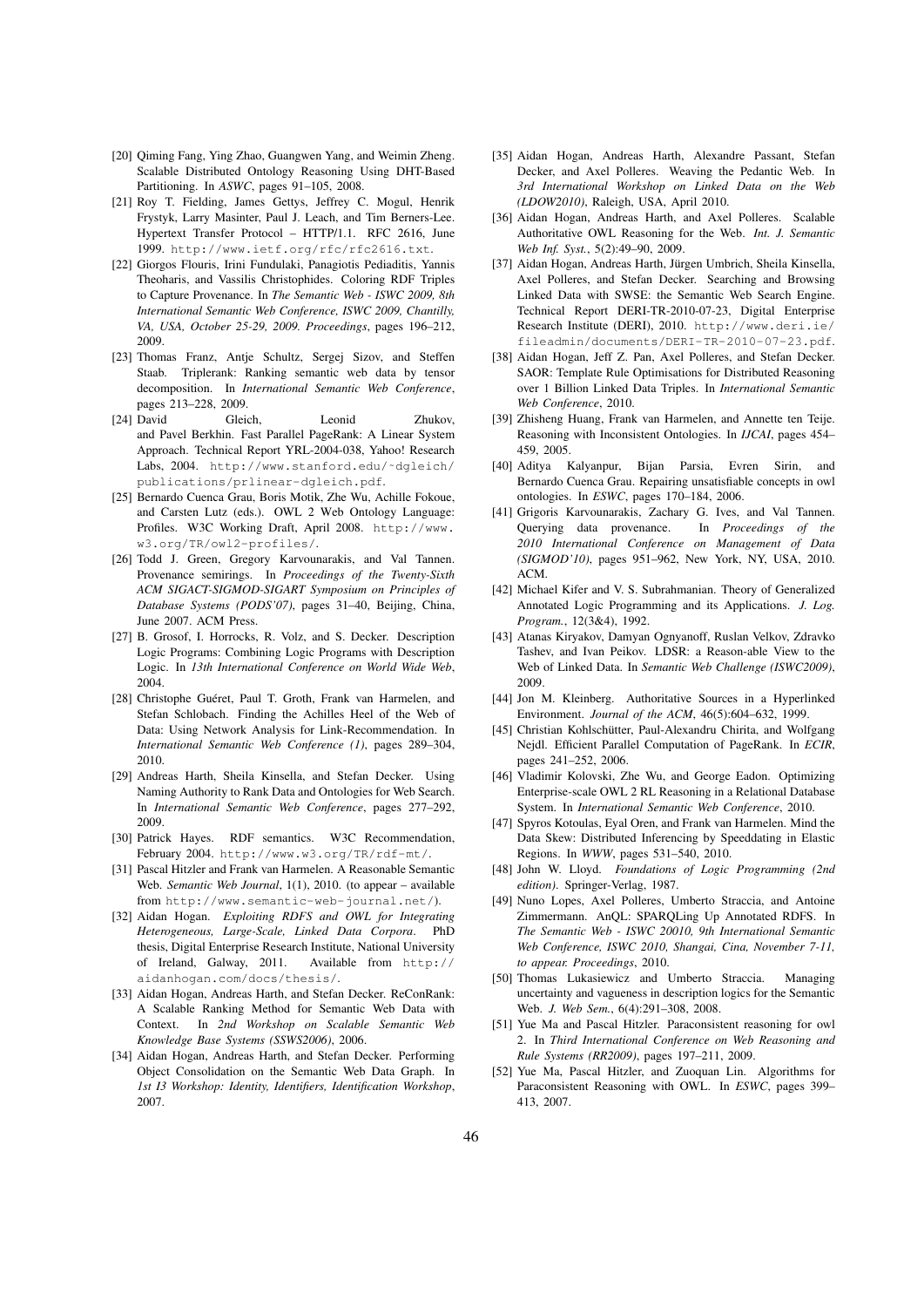[20] Qiming Fang, Ying Zhao, Guangwen Yang, and Weimin Zheng. Scalable Distributed Ontology Reasoning Using DHT-Based Partitioning. In *ASWC*, pages 91–105, 2008.

[21] Roy T. Fielding, James Gettys, Jeffrey C. Mogul, Henrik Frystyk, Larry Masinter, Paul J. Leach, and Tim Berners-Lee. Hypertext Transfer Protocol – HTTP/1.1. RFC 2616, June 1999. http://www.ietf.org/rfc/rfc2616.txt.

[22] Giorgos Flouris, Irini Fundulaki, Panagiotis Pediaditis, Yannis Theoharis, and Vassilis Christophides. Coloring RDF Triples to Capture Provenance. In *The Semantic Web - ISWC 2009, 8th International Semantic Web Conference, ISWC 2009, Chantilly, VA, USA, October 25-29, 2009. Proceedings*, pages 196–212, 2009.

[23] Thomas Franz, Antje Schultz, Sergej Sizov, and Steffen Staab. Triplerank: Ranking semantic web data by tensor decomposition. In *International Semantic Web Conference*, pages 213–228, 2009.

[24] David Gleich, Leonid Zhukov, and Pavel Berkhin. Fast Parallel PageRank: A Linear System Approach. Technical Report YRL-2004-038, Yahoo! Research Labs, 2004. http://www.stanford.edu/~dgleich/publications/prlinear-dgleich.pdf.

[25] Bernardo Cuenca Grau, Boris Motik, Zhe Wu, Achille Fokoue, and Carsten Lutz (eds.). OWL 2 Web Ontology Language: Profiles. W3C Working Draft, April 2008. http://www.w3.org/TR/owl2-profiles/.

[26] Todd J. Green, Gregory Karvounarakis, and Val Tannen. Provenance semirings. In *Proceedings of the Twenty-Sixth ACM SIGACT-SIGMOD-SIGART Symposium on Principles of Database Systems (PODS'07)*, pages 31–40, Beijing, China, June 2007. ACM Press.

[27] B. Grosof, I. Horrocks, R. Volz, and S. Decker. Description Logic Programs: Combining Logic Programs with Description Logic. In *13th International Conference on World Wide Web*, 2004.

[28] Christophe Guéret, Paul T. Groth, Frank van Harmelen, and Stefan Schlobach. Finding the Achilles Heel of the Web of Data: Using Network Analysis for Link-Recommendation. In *International Semantic Web Conference (1)*, pages 289–304, 2010.

[29] Andreas Harth, Sheila Kinsella, and Stefan Decker. Using Naming Authority to Rank Data and Ontologies for Web Search. In *International Semantic Web Conference*, pages 277–292, 2009.

[30] Patrick Hayes. RDF semantics. W3C Recommendation, February 2004. http://www.w3.org/TR/rdf-mt/.

[31] Pascal Hitzler and Frank van Harmelen. A Reasonable Semantic Web. *Semantic Web Journal*, 1(1), 2010. (to appear – available from http://www.semantic-web-journal.net/).

[32] Aidan Hogan. *Exploiting RDFS and OWL for Integrating Heterogeneous, Large-Scale, Linked Data Corpora*. PhD thesis, Digital Enterprise Research Institute, National University of Ireland, Galway, 2011. Available from http://aidanhogan.com/docs/thesis/.

[33] Aidan Hogan, Andreas Harth, and Stefan Decker. ReConRank: A Scalable Ranking Method for Semantic Web Data with Context. In *2nd Workshop on Scalable Semantic Web Knowledge Base Systems (SSWS2006)*, 2006.

[34] Aidan Hogan, Andreas Harth, and Stefan Decker. Performing Object Consolidation on the Semantic Web Data Graph. In *1st I3 Workshop: Identity, Identifiers, Identification Workshop*, 2007.

[35] Aidan Hogan, Andreas Harth, Alexandre Passant, Stefan Decker, and Axel Polleres. Weaving the Pedantic Web. In *3rd International Workshop on Linked Data on the Web (LDOW2010)*, Raleigh, USA, April 2010.

[36] Aidan Hogan, Andreas Harth, and Axel Polleres. Scalable Authoritative OWL Reasoning for the Web. *Int. J. Semantic Web Inf. Syst.*, 5(2):49–90, 2009.

[37] Aidan Hogan, Andreas Harth, Jürgen Umbrich, Sheila Kinsella, Axel Polleres, and Stefan Decker. Searching and Browsing Linked Data with SWSE: the Semantic Web Search Engine. Technical Report DERI-TR-2010-07-23, Digital Enterprise Research Institute (DERI), 2010. http://www.deri.ie/fileadmin/documents/DERI-TR-2010-07-23.pdf.

[38] Aidan Hogan, Jeff Z. Pan, Axel Polleres, and Stefan Decker. SAOR: Template Rule Optimisations for Distributed Reasoning over 1 Billion Linked Data Triples. In *International Semantic Web Conference*, 2010.

[39] Zhisheng Huang, Frank van Harmelen, and Annette ten Teije. Reasoning with Inconsistent Ontologies. In *IJCAI*, pages 454–459, 2005.

[40] Aditya Kalyanpur, Bijan Parsia, Evren Sirin, and Bernardo Cuenca Grau. Repairing unsatisfiable concepts in owl ontologies. In *ESWC*, pages 170–184, 2006.

[41] Grigoris Karvounarakis, Zachary G. Ives, and Val Tannen. Querying data provenance. In *Proceedings of the 2010 International Conference on Management of Data (SIGMOD'10)*, pages 951–962, New York, NY, USA, 2010. ACM.

[42] Michael Kifer and V. S. Subrahmanian. Theory of Generalized Annotated Logic Programming and its Applications. *J. Log. Program.*, 12(3&4), 1992.

[43] Atanas Kiryakov, Damyan Ognyanoff, Ruslan Velkov, Zdravko Tashev, and Ivan Peikov. LDSR: a Reason-able View to the Web of Linked Data. In *Semantic Web Challenge (ISWC2009)*, 2009.

[44] Jon M. Kleinberg. Authoritative Sources in a Hyperlinked Environment. *Journal of the ACM*, 46(5):604–632, 1999.

[45] Christian Kohlschütter, Paul-Alexandru Chirita, and Wolfgang Nejdl. Efficient Parallel Computation of PageRank. In *ECIR*, pages 241–252, 2006.

[46] Vladimir Kolovski, Zhe Wu, and George Eadon. Optimizing Enterprise-scale OWL 2 RL Reasoning in a Relational Database System. In *International Semantic Web Conference*, 2010.

[47] Spyros Kotoulas, Eyal Oren, and Frank van Harmelen. Mind the Data Skew: Distributed Inferencing by Speeddating in Elastic Regions. In *WWW*, pages 531–540, 2010.

[48] John W. Lloyd. *Foundations of Logic Programming (2nd edition)*. Springer-Verlag, 1987.

[49] Nuno Lopes, Axel Polleres, Umberto Straccia, and Antoine Zimmermann. AnQL: SPARQLing Up Annotated RDFS. In *The Semantic Web - ISWC 20010, 9th International Semantic Web Conference, ISWC 2010, Shangai, Cina, November 7-11, to appear. Proceedings*, 2010.

[50] Thomas Lukasiewicz and Umberto Straccia. Managing uncertainty and vagueness in description logics for the Semantic Web. *J. Web Sem.*, 6(4):291–308, 2008.

[51] Yue Ma and Pascal Hitzler. Paraconsistent reasoning for owl 2. In *Third International Conference on Web Reasoning and Rule Systems (RR2009)*, pages 197–211, 2009.

[52] Yue Ma, Pascal Hitzler, and Zuoquan Lin. Algorithms for Paraconsistent Reasoning with OWL. In *ESWC*, pages 399–413, 2007.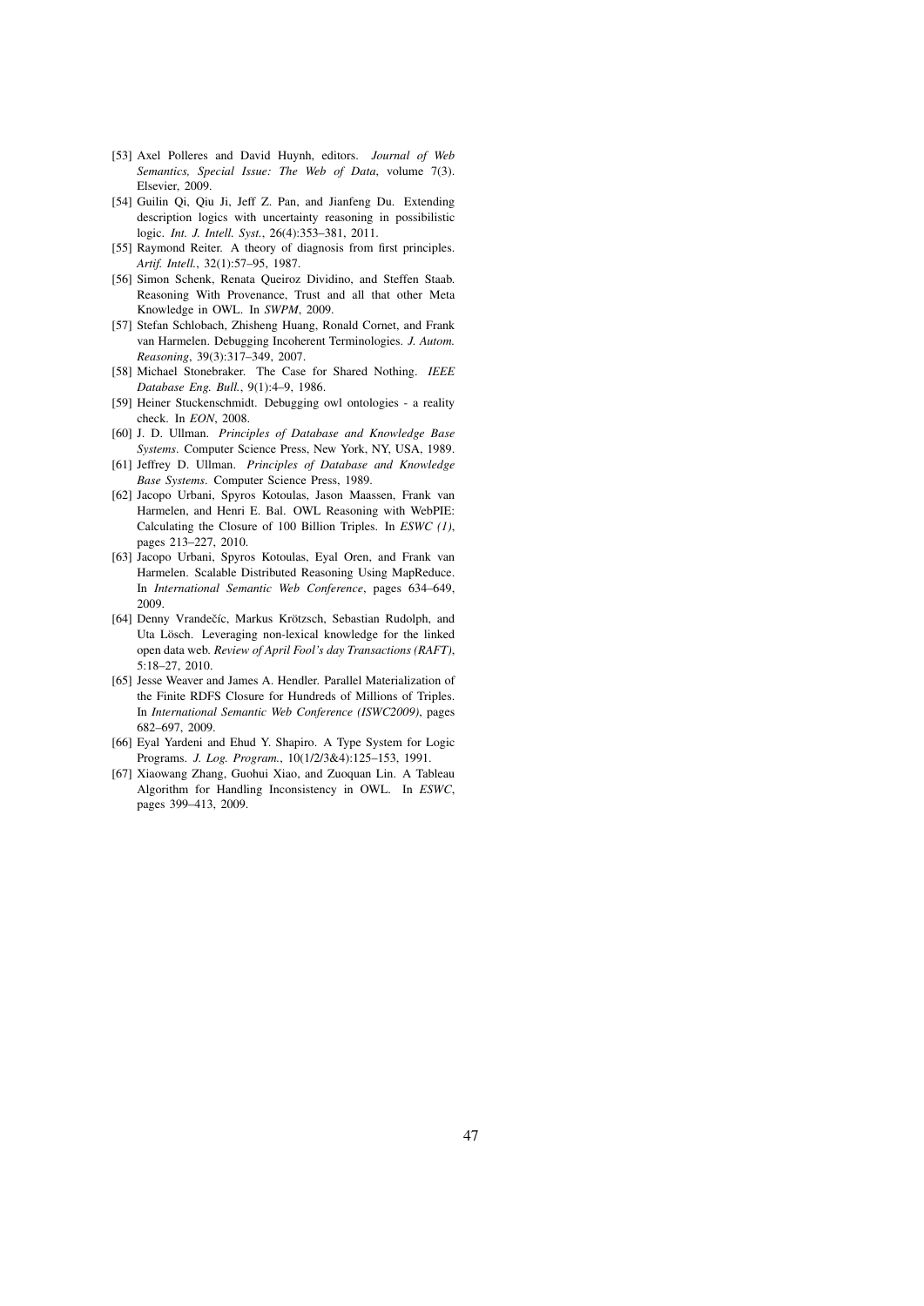[53] Axel Polleres and David Huynh, editors. *Journal of Web Semantics, Special Issue: The Web of Data*, volume 7(3). Elsevier, 2009.

[54] Guilin Qi, Qiu Ji, Jeff Z. Pan, and Jianfeng Du. Extending description logics with uncertainty reasoning in possibilistic logic. *Int. J. Intell. Syst.*, 26(4):353–381, 2011.

[55] Raymond Reiter. A theory of diagnosis from first principles. *Artif. Intell.*, 32(1):57–95, 1987.

[56] Simon Schenk, Renata Queiroz Dividino, and Steffen Staab. Reasoning With Provenance, Trust and all that other Meta Knowledge in OWL. In *SWPM*, 2009.

[57] Stefan Schlobach, Zhisheng Huang, Ronald Cornet, and Frank van Harmelen. Debugging Incoherent Terminologies. *J. Autom. Reasoning*, 39(3):317–349, 2007.

[58] Michael Stonebraker. The Case for Shared Nothing. *IEEE Database Eng. Bull.*, 9(1):4–9, 1986.

[59] Heiner Stuckenschmidt. Debugging owl ontologies - a reality check. In *EON*, 2008.

[60] J. D. Ullman. *Principles of Database and Knowledge Base Systems*. Computer Science Press, New York, NY, USA, 1989.

[61] Jeffrey D. Ullman. *Principles of Database and Knowledge Base Systems*. Computer Science Press, 1989.

[62] Jacopo Urbani, Spyros Kotoulas, Jason Maassen, Frank van Harmelen, and Henri E. Bal. OWL Reasoning with WebPIE: Calculating the Closure of 100 Billion Triples. In *ESWC (1)*, pages 213–227, 2010.

[63] Jacopo Urbani, Spyros Kotoulas, Eyal Oren, and Frank van Harmelen. Scalable Distributed Reasoning Using MapReduce. In *International Semantic Web Conference*, pages 634–649, 2009.

[64] Denny Vrandečíc, Markus Krötzsch, Sebastian Rudolph, and Uta Lösch. Leveraging non-lexical knowledge for the linked open data web. *Review of April Fool's day Transactions (RAFT)*, 5:18–27, 2010.

[65] Jesse Weaver and James A. Hendler. Parallel Materialization of the Finite RDFS Closure for Hundreds of Millions of Triples. In *International Semantic Web Conference (ISWC2009)*, pages 682–697, 2009.

[66] Eyal Yardeni and Ehud Y. Shapiro. A Type System for Logic Programs. *J. Log. Program.*, 10(1/2/3&4):125–153, 1991.

[67] Xiaowang Zhang, Guohui Xiao, and Zuoquan Lin. A Tableau Algorithm for Handling Inconsistency in OWL. In *ESWC*, pages 399–413, 2009.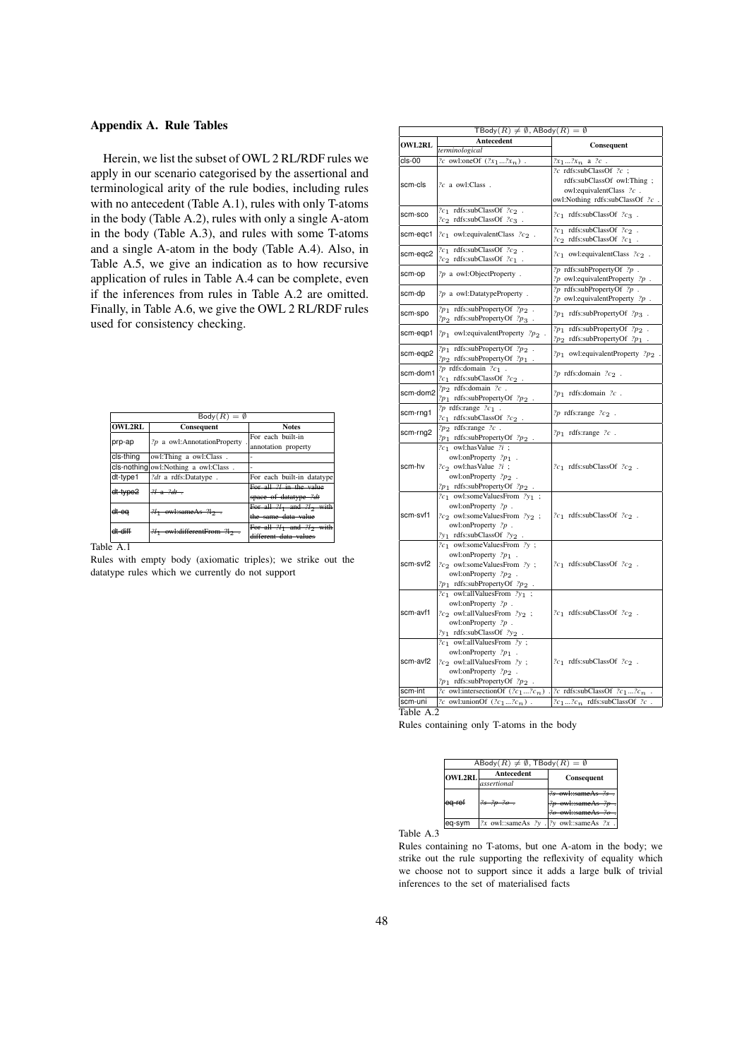## Appendix A. Rule Tables

Herein, we list the subset of OWL 2 RL/RDF rules we apply in our scenario categorised by the assertional and terminological arity of the rule bodies, including rules with no antecedent (Table A.1), rules with only T-atoms in the body (Table A.2), rules with only a single A-atom in the body (Table A.3), and rules with some T-atoms and a single A-atom in the body (Table A.4). Also, in Table A.5, we give an indication as to how recursive application of rules in Table A.4 can be complete, even if the inferences from rules in Table A.2 are omitted. Finally, in Table A.6, we give the OWL 2 RL/RDF rules used for consistency checking.

| Body(R) = ∅ | | |
|---|---|---|
| **OWL2RL** | **Consequent** | **Notes** |
| prp-ap | ?p a owl:AnnotationProperty . | For each built-in annotation property |
| cls-thing | owl:Thing a owl:Class . | - |
| cls-nothing | owl:Nothing a owl:Class . | - |
| dt-type1 | ?dt a rdfs:Datatype . | For each built-in datatype |
| ~~dt-type2~~ | ~~?l a ?dt .~~ | ~~For all ?l in the value space of datatype ?dt~~ |
| ~~dt-eq~~ | ~~$?l_1$ owl:sameAs $?l_2$ .~~ | ~~For all $?l_1$ and $?l_2$ with the same data value~~ |
| ~~dt-diff~~ | ~~$?l_1$ owl:differentFrom $?l_2$ .~~ | ~~For all $?l_1$ and $?l_2$ with different data values~~ |

Table A.1

Rules with empty body (axiomatic triples); we strike out the datatype rules which we currently do not support

| TBody(R) ≠ ∅, ABody(R) = ∅ | | |
|---|---|---|
| **OWL2RL** | **Antecedent** *terminological* | **Consequent** |
| cls-00 | ?c owl:oneOf ($?x_1 ... ?x_n$) . | $?x_1 ... ?x_n$ a ?c . |
| scm-cls | ?c a owl:Class . | ?c rdfs:subClassOf ?c ; rdfs:subClassOf owl:Thing ; owl:equivalentClass ?c . owl:Nothing rdfs:subClassOf ?c . |
| scm-sco | $?c_1$ rdfs:subClassOf $?c_2$ . $?c_2$ rdfs:subClassOf $?c_3$ . | $?c_1$ rdfs:subClassOf $?c_3$ . |
| scm-eqc1 | $?c_1$ owl:equivalentClass $?c_2$ . | $?c_1$ rdfs:subClassOf $?c_2$ . $?c_2$ rdfs:subClassOf $?c_1$ . |
| scm-eqc2 | $?c_1$ rdfs:subClassOf $?c_2$ . $?c_2$ rdfs:subClassOf $?c_1$ . | $?c_1$ owl:equivalentClass $?c_2$ . |
| scm-op | ?p a owl:ObjectProperty . | ?p rdfs:subPropertyOf ?p . ?p owl:equivalentProperty ?p . |
| scm-dp | ?p a owl:DatatypeProperty . | ?p rdfs:subPropertyOf ?p . ?p owl:equivalentProperty ?p . |
| scm-spo | $?p_1$ rdfs:subPropertyOf $?p_2$ . $?p_2$ rdfs:subPropertyOf $?p_3$ . | $?p_1$ rdfs:subPropertyOf $?p_3$ . |
| scm-eqp1 | $?p_1$ owl:equivalentProperty $?p_2$ . | $?p_1$ rdfs:subPropertyOf $?p_2$ . $?p_2$ rdfs:subPropertyOf $?p_1$ . |
| scm-eqp2 | $?p_1$ rdfs:subPropertyOf $?p_2$ . $?p_2$ rdfs:subPropertyOf $?p_1$ . | $?p_1$ owl:equivalentProperty $?p_2$ . |
| scm-dom1 | ?p rdfs:domain $?c_1$ . $?c_1$ rdfs:subClassOf $?c_2$ . | ?p rdfs:domain $?c_2$ . |
| scm-dom2 | $?p_2$ rdfs:domain ?c . $?p_1$ rdfs:subPropertyOf $?p_2$ . | $?p_1$ rdfs:domain ?c . |
| scm-rng1 | ?p rdfs:range $?c_1$ . $?c_1$ rdfs:subClassOf $?c_2$ . | ?p rdfs:range $?c_2$ . |
| scm-rng2 | $?p_2$ rdfs:range ?c . $?p_1$ rdfs:subPropertyOf $?p_2$ . | $?p_1$ rdfs:range ?c . |
| scm-hv | $?c_1$ owl:hasValue ?i ; owl:onProperty $?p_1$ . $?c_2$ owl:hasValue ?i ; owl:onProperty $?p_2$ . $?p_1$ rdfs:subPropertyOf $?p_2$ . | $?c_1$ rdfs:subClassOf $?c_2$ . |
| scm-svf1 | $?c_1$ owl:someValuesFrom $?y_1$ ; owl:onProperty ?p . $?c_2$ owl:someValuesFrom $?y_2$ ; owl:onProperty ?p . $?y_1$ rdfs:subClassOf $?y_2$ . | $?c_1$ rdfs:subClassOf $?c_2$ . |
| scm-svf2 | $?c_1$ owl:someValuesFrom ?y ; owl:onProperty $?p_1$ . $?c_2$ owl:someValuesFrom ?y ; owl:onProperty $?p_2$ . $?p_1$ rdfs:subPropertyOf $?p_2$ . | $?c_1$ rdfs:subClassOf $?c_2$ . |
| scm-avf1 | $?c_1$ owl:allValuesFrom $?y_1$ ; owl:onProperty ?p . $?c_2$ owl:allValuesFrom $?y_2$ ; owl:onProperty ?p . $?y_1$ rdfs:subClassOf $?y_2$ . | $?c_1$ rdfs:subClassOf $?c_2$ . |
| scm-avf2 | $?c_1$ owl:allValuesFrom ?y ; owl:onProperty $?p_1$ . $?c_2$ owl:allValuesFrom ?y ; owl:onProperty $?p_2$ . $?p_1$ rdfs:subPropertyOf $?p_2$ . | $?c_1$ rdfs:subClassOf $?c_2$ . |
| scm-int | ?c owl:intersectionOf ($?c_1 ... ?c_n$) . | ?c rdfs:subClassOf $?c_1 ... ?c_n$ . |
| scm-uni | ?c owl:unionOf ($?c_1 ... ?c_n$) . | $?c_1 ... ?c_n$ rdfs:subClassOf ?c . |

Table A.2

Rules containing only T-atoms in the body

| ABody(R) ≠ ∅, TBody(R) = ∅ | | |
|---|---|---|
| **OWL2RL** | **Antecedent** *assertional* | **Consequent** |
| ~~eq-ref~~ | ~~?s ?p ?o .~~ | ~~?s owl::sameAs ?s . ?p owl::sameAs ?p . ?o owl::sameAs ?o .~~ |
| eq-sym | ?x owl::sameAs ?y . | ?y owl::sameAs ?x . |

Table A.3

Rules containing no T-atoms, but one A-atom in the body; we strike out the rule supporting the reflexivity of equality which we choose not to support since it adds a large bulk of trivial inferences to the set of materialised facts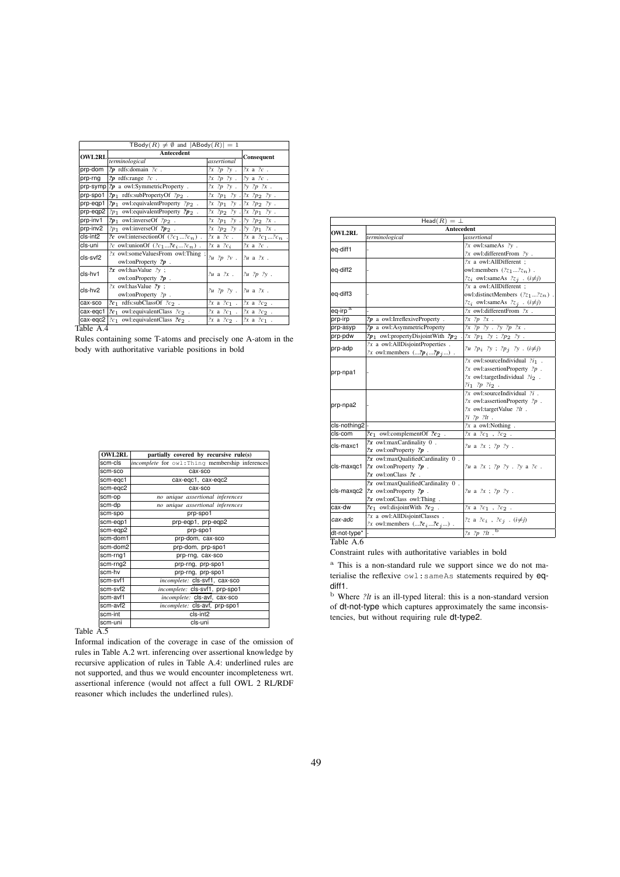| $\mathsf{TBody}(R) \neq \emptyset$ and $\lvert\mathsf{ABody}(R)\rvert = 1$ | | | |
|---|---|---|---|
| **OWL2RL** | **Antecedent** | | **Consequent** |
| | *terminological* | *assertional* | |
| prp-dom | **?p** rdfs:domain ?c . | ?x ?p ?y . | ?x a ?c . |
| prp-rng | **?p** rdfs:range ?c . | ?x ?p ?y . | ?y a ?c . |
| prp-symp | **?p** a owl:SymmetricProperty . | ?x ?p ?y . | ?y ?p ?x . |
| prp-spo1 | **?p**$_1$ rdfs:subPropertyOf ?p$_2$ . | ?x ?p$_1$ ?y . | ?x ?p$_2$ ?y . |
| prp-eqp1 | **?p**$_1$ owl:equivalentProperty ?p$_2$ . | ?x ?p$_1$ ?y . | ?x ?p$_2$ ?y . |
| prp-eqp2 | ?p$_1$ owl:equivalentProperty **?p**$_2$ . | ?x ?p$_2$ ?y . | ?x ?p$_1$ ?y . |
| prp-inv1 | **?p**$_1$ owl:inverseOf ?p$_2$ . | ?x ?p$_1$ ?y . | ?y ?p$_2$ ?x . |
| prp-inv2 | ?p$_1$ owl:inverseOf **?p**$_2$ . | ?x ?p$_2$ ?y . | ?y ?p$_1$ ?x . |
| cls-int2 | **?c** owl:intersectionOf (?c$_1$...?c$_n$) . | ?x a ?c . | ?x a ?c$_1$...?c$_n$ . |
| cls-uni | ?c owl:unionOf (?c$_1$...**?c**$_i$...?c$_n$) . | ?x a ?c$_i$ | ?x a ?c . |
| cls-svf2 | ?x owl:someValuesFrom owl:Thing ; owl:onProperty **?p** . | ?u ?p ?v . | ?u a ?x . |
| cls-hv1 | **?x** owl:hasValue ?y ; owl:onProperty **?p** . | ?u a ?x . | ?u ?p ?y . |
| cls-hv2 | ?x owl:hasValue **?y** ; owl:onProperty ?p . | ?u ?p ?y . | ?u a ?x . |
| cax-sco | **?c**$_1$ rdfs:subClassOf ?c$_2$ . | ?x a ?c$_1$ . | ?x a ?c$_2$ . |
| cax-eqc1 | **?c**$_1$ owl:equivalentClass ?c$_2$ . | ?x a ?c$_1$ . | ?x a ?c$_2$ . |
| cax-eqc2 | ?c$_1$ owl:equivalentClass **?c**$_2$ . | ?x a ?c$_2$ . | ?x a ?c$_1$ . |

Table A.4

Rules containing some T-atoms and precisely one A-atom in the body with authoritative variable positions in bold

| **OWL2RL** | **partially covered by recursive rule(s)** |
|---|---|
| scm-cls | *incomplete* for owl:Thing membership inferences |
| scm-sco | cax-sco |
| scm-eqc1 | cax-eqc1, cax-eqc2 |
| scm-eqc2 | cax-sco |
| scm-op | *no unique assertional inferences* |
| scm-dp | *no unique assertional inferences* |
| scm-spo | prp-spo1 |
| scm-eqp1 | prp-eqp1, prp-eqp2 |
| scm-eqp2 | prp-spo1 |
| scm-dom1 | prp-dom, cax-sco |
| scm-dom2 | prp-dom, prp-spo1 |
| scm-rng1 | prp-rng, cax-sco |
| scm-rng2 | prp-rng, prp-spo1 |
| scm-hv | prp-rng, prp-spo1 |
| scm-svf1 | *incomplete:* <u>cls-svf1</u>, cax-sco |
| scm-svf2 | *incomplete:* <u>cls-svf1</u>, prp-spo1 |
| scm-avf1 | *incomplete:* <u>cls-avf</u>, cax-sco |
| scm-avf2 | *incomplete:* <u>cls-avf</u>, prp-spo1 |
| scm-int | cls-int2 |
| scm-uni | cls-uni |

Table A.5

Informal indication of the coverage in case of the omission of rules in Table A.2 wrt. inferencing over assertional knowledge by recursive application of rules in Table A.4: underlined rules are not supported, and thus we would encounter incompleteness wrt. assertional inference (would not affect a full OWL 2 RL/RDF reasoner which includes the underlined rules).

| $\mathsf{Head}(R) = \bot$ | | |
|---|---|---|
| **OWL2RL** | **Antecedent** | |
| | *terminological* | *assertional* |
| eq-diff1 | - | ?x owl:sameAs ?y . ?x owl:differentFrom ?y . |
| eq-diff2 | - | ?x a owl:AllDifferent ; owl:members (?z$_1$...?z$_n$) . ?z$_i$ owl:sameAs ?z$_j$ . ($i{\neq}j$) |
| eq-diff3 | - | ?x a owl:AllDifferent ; owl:distinctMembers (?z$_1$...?z$_n$) . ?z$_i$ owl:sameAs ?z$_j$ . ($i{\neq}j$) |
| eq-irp [a] | - | ?x owl:differentFrom ?x . |
| prp-irp | **?p** a owl:IrreflexiveProperty . | ?x ?p ?x . |
| prp-asyp | **?p** a owl:AsymmetricProperty | ?x ?p ?y . ?y ?p ?x . |
| prp-pdw | **?p**$_1$ owl:propertyDisjointWith **?p**$_2$ . | ?x ?p$_1$ ?y ; ?p$_2$ ?y . |
| prp-adp | ?x a owl:AllDisjointProperties . ?x owl:members (...**?p**$_i$...**?p**$_j$...) . | ?u ?p$_i$ ?y ; ?p$_j$ ?y . ($i{\neq}j$) |
| prp-npa1 | - | ?x owl:sourceIndividual ?i$_1$ . ?x owl:assertionProperty ?p . ?x owl:targetIndividual ?i$_2$ . ?i$_1$ ?p ?i$_2$ . |
| prp-npa2 | - | ?x owl:sourceIndividual ?i . ?x owl:assertionProperty ?p . ?x owl:targetValue ?lt . ?i ?p ?lt . |
| cls-nothing2 | - | ?x a owl:Nothing . |
| cls-com | **?c**$_1$ owl:complementOf **?c**$_2$ . | ?x a ?c$_1$ , ?c$_2$ . |
| cls-maxc1 | **?x** owl:maxCardinality 0 . **?x** owl:onProperty **?p** . | ?u a ?x ; ?p ?y . |
| cls-maxqc1 | **?x** owl:maxQualifiedCardinality 0 . **?x** owl:onProperty **?p** . **?x** owl:onClass **?c** . | ?u a ?x ; ?p ?y . ?y a ?c . |
| cls-maxqc2 | **?x** owl:maxQualifiedCardinality 0 . **?x** owl:onProperty **?p** . **?x** owl:onClass owl:Thing . | ?u a ?x ; ?p ?y . |
| cax-dw | **?c**$_1$ owl:disjointWith **?c**$_2$ . | ?x a ?c$_1$ , ?c$_2$ . |
| *cax-adc* | ?x a owl:AllDisjointClasses . ?x owl:members (...**?c**$_i$...**?c**$_j$...) . | ?z a ?c$_i$ , ?c$_j$ . ($i{\neq}j$) |
| dt-not-type* | - | ?s ?p ?lt . [b] |

Table A.6

Constraint rules with authoritative variables in bold

[a] This is a non-standard rule we support since we do not materialise the reflexive owl:sameAs statements required by eq-diff1.

[b] Where *?lt* is an ill-typed literal: this is a non-standard version of dt-not-type which captures approximately the same inconsistencies, but without requiring rule dt-type2.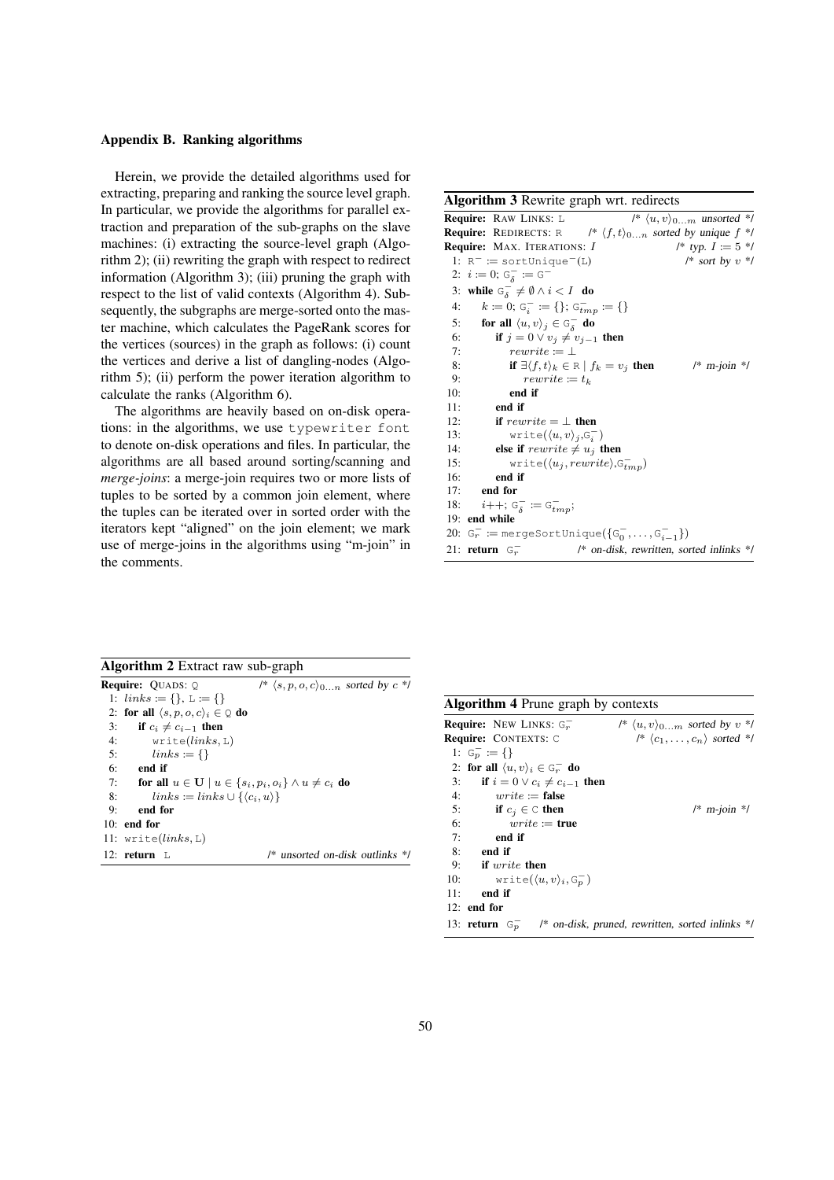### Appendix B. Ranking algorithms

Herein, we provide the detailed algorithms used for extracting, preparing and ranking the source level graph. In particular, we provide the algorithms for parallel extraction and preparation of the sub-graphs on the slave machines: (i) extracting the source-level graph (Algorithm 2); (ii) rewriting the graph with respect to redirect information (Algorithm 3); (iii) pruning the graph with respect to the list of valid contexts (Algorithm 4). Subsequently, the subgraphs are merge-sorted onto the master machine, which calculates the PageRank scores for the vertices (sources) in the graph as follows: (i) count the vertices and derive a list of dangling-nodes (Algorithm 5); (ii) perform the power iteration algorithm to calculate the ranks (Algorithm 6).

The algorithms are heavily based on on-disk operations: in the algorithms, we use `typewriter font` to denote on-disk operations and files. In particular, the algorithms are all based around sorting/scanning and *merge-joins*: a merge-join requires two or more lists of tuples to be sorted by a common join element, where the tuples can be iterated over in sorted order with the iterators kept "aligned" on the join element; we mark use of merge-joins in the algorithms using "m-join" in the comments.

**Algorithm 2** Extract raw sub-graph

```
Require: QUADS: Q                          /* ⟨s,p,o,c⟩_{0...n} sorted by c */
 1: links := {}, L := {}
 2: for all ⟨s,p,o,c⟩_i ∈ Q do
 3:    if c_i ≠ c_{i-1} then
 4:       write(links, L)
 5:       links := {}
 6:    end if
 7:    for all u ∈ U | u ∈ {s_i, p_i, o_i} ∧ u ≠ c_i do
 8:       links := links ∪ {⟨c_i, u⟩}
 9:    end for
10: end for
11: write(links, L)
12: return L                               /* unsorted on-disk outlinks */
```

**Algorithm 3** Rewrite graph wrt. redirects

```
Require: RAW LINKS: L                      /* ⟨u,v⟩_{0...m} unsorted */
Require: REDIRECTS: R          /* ⟨f,t⟩_{0...n} sorted by unique f */
Require: MAX. ITERATIONS: I                /* typ. I := 5 */
 1: R^- := sortUnique^-(L)                 /* sort by v */
 2: i := 0; G^-_δ := G^-
 3: while G^-_δ ≠ ∅ ∧ i < I do
 4:    k := 0; G^-_i := {}; G^-_tmp := {}
 5:    for all ⟨u,v⟩_j ∈ G^-_δ do
 6:       if j = 0 ∨ v_j ≠ v_{j-1} then
 7:          rewrite := ⊥
 8:          if ∃⟨f,t⟩_k ∈ R | f_k = v_j then      /* m-join */
 9:             rewrite := t_k
10:          end if
11:       end if
12:       if rewrite = ⊥ then
13:          write(⟨u,v⟩_j, G^-_i)
14:       else if rewrite ≠ u_j then
15:          write(⟨u_j, rewrite⟩, G^-_tmp)
16:       end if
17:    end for
18:    i++; G^-_δ := G^-_tmp;
19: end while
20: G^-_r := mergeSortUnique({G^-_0, ..., G^-_{i-1}})
21: return G^-_r               /* on-disk, rewritten, sorted inlinks */
```

**Algorithm 4** Prune graph by contexts

```
Require: NEW LINKS: G^-_r                  /* ⟨u,v⟩_{0...m} sorted by v */
Require: CONTEXTS: C                       /* ⟨c_1, ..., c_n⟩ sorted */
 1: G^-_p := {}
 2: for all ⟨u,v⟩_i ∈ G^-_r do
 3:    if i = 0 ∨ c_i ≠ c_{i-1} then
 4:       write := false
 5:       if c_j ∈ C then                  /* m-join */
 6:          write := true
 7:       end if
 8:    end if
 9:    if write then
10:       write(⟨u,v⟩_i, G^-_p)
11:    end if
12: end for
13: return G^-_p     /* on-disk, pruned, rewritten, sorted inlinks */
```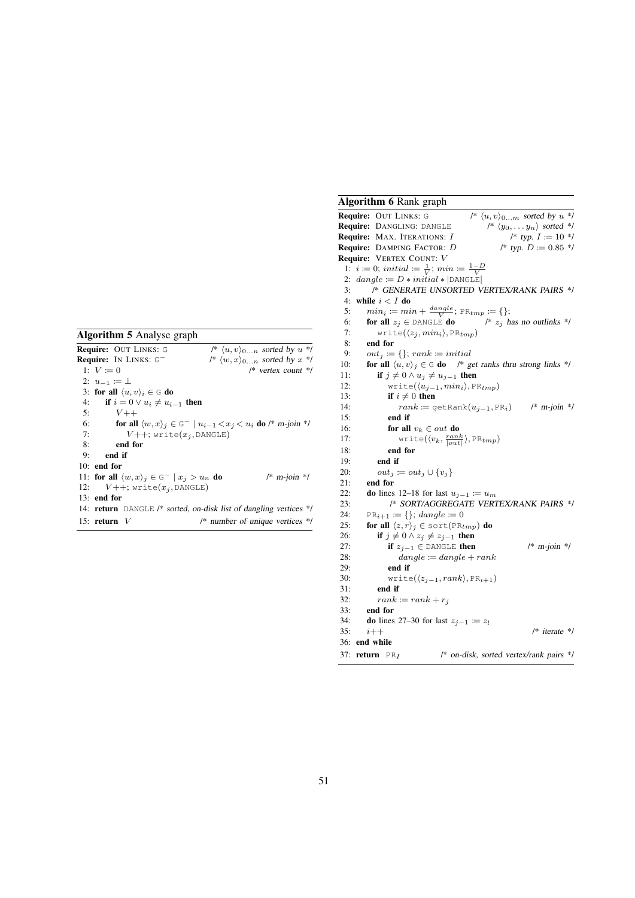**Algorithm 5** Analyse graph

```
Require: OUT LINKS: G                                 /* ⟨u, v⟩_{0...n} sorted by u */
Require: IN LINKS: G⁻                                 /* ⟨w, x⟩_{0...n} sorted by x */
 1: V := 0                                            /* vertex count */
 2: u_{-1} := ⊥
 3: for all ⟨u, v⟩_i ∈ G do
 4:     if i = 0 ∨ u_i ≠ u_{i-1} then
 5:         V++
 6:         for all ⟨w, x⟩_j ∈ G⁻ | u_{i-1} < x_j < u_i do  /* m-join */
 7:             V++; write(x_j, DANGLE)
 8:         end for
 9:     end if
10: end for
11: for all ⟨w, x⟩_j ∈ G⁻ | x_j > u_n do              /* m-join */
12:     V++; write(x_j, DANGLE)
13: end for
14: return DANGLE /* sorted, on-disk list of dangling vertices */
15: return V                                          /* number of unique vertices */
```

**Algorithm 6** Rank graph

```
Require: OUT LINKS: G                                 /* ⟨u, v⟩_{0...m} sorted by u */
Require: DANGLING: DANGLE                             /* ⟨y_0, ... y_n⟩ sorted */
Require: MAX. ITERATIONS: I                           /* typ. I := 10 */
Require: DAMPING FACTOR: D                            /* typ. D := 0.85 */
Require: VERTEX COUNT: V
 1: i := 0; initial := 1/V; min := (1−D)/V
 2: dangle := D ∗ initial ∗ |DANGLE|
 3:     /* GENERATE UNSORTED VERTEX/RANK PAIRS */
 4: while i < I do
 5:     min_i := min + dangle/V; PR_tmp := {};
 6:     for all z_j ∈ DANGLE do                       /* z_j has no outlinks */
 7:         write(⟨z_j, min_i⟩, PR_tmp)
 8:     end for
 9:     out_j := {}; rank := initial
10:     for all ⟨u, v⟩_j ∈ G do      /* get ranks thru strong links */
11:         if j ≠ 0 ∧ u_j ≠ u_{j-1} then
12:             write(⟨u_{j-1}, min_i⟩, PR_tmp)
13:             if i ≠ 0 then
14:                 rank := getRank(u_{j-1}, PR_i)    /* m-join */
15:             end if
16:             for all v_k ∈ out do
17:                 write(⟨v_k, rank/|out|⟩, PR_tmp)
18:             end for
19:         end if
20:         out_j := out_j ∪ {v_j}
21:     end for
22:     do lines 12–18 for last u_{j-1} := u_m
23:         /* SORT/AGGREGATE VERTEX/RANK PAIRS */
24:     PR_{i+1} := {}; dangle := 0
25:     for all ⟨z, r⟩_j ∈ sort(PR_tmp) do
26:         if j ≠ 0 ∧ z_j ≠ z_{j-1} then
27:             if z_{j-1} ∈ DANGLE then              /* m-join */
28:                 dangle := dangle + rank
29:             end if
30:             write(⟨z_{j-1}, rank⟩, PR_{i+1})
31:         end if
32:         rank := rank + r_j
33:     end for
34:     do lines 27–30 for last z_{j-1} := z_l
35:     i++                                           /* iterate */
36: end while
37: return PR_I            /* on-disk, sorted vertex/rank pairs */
```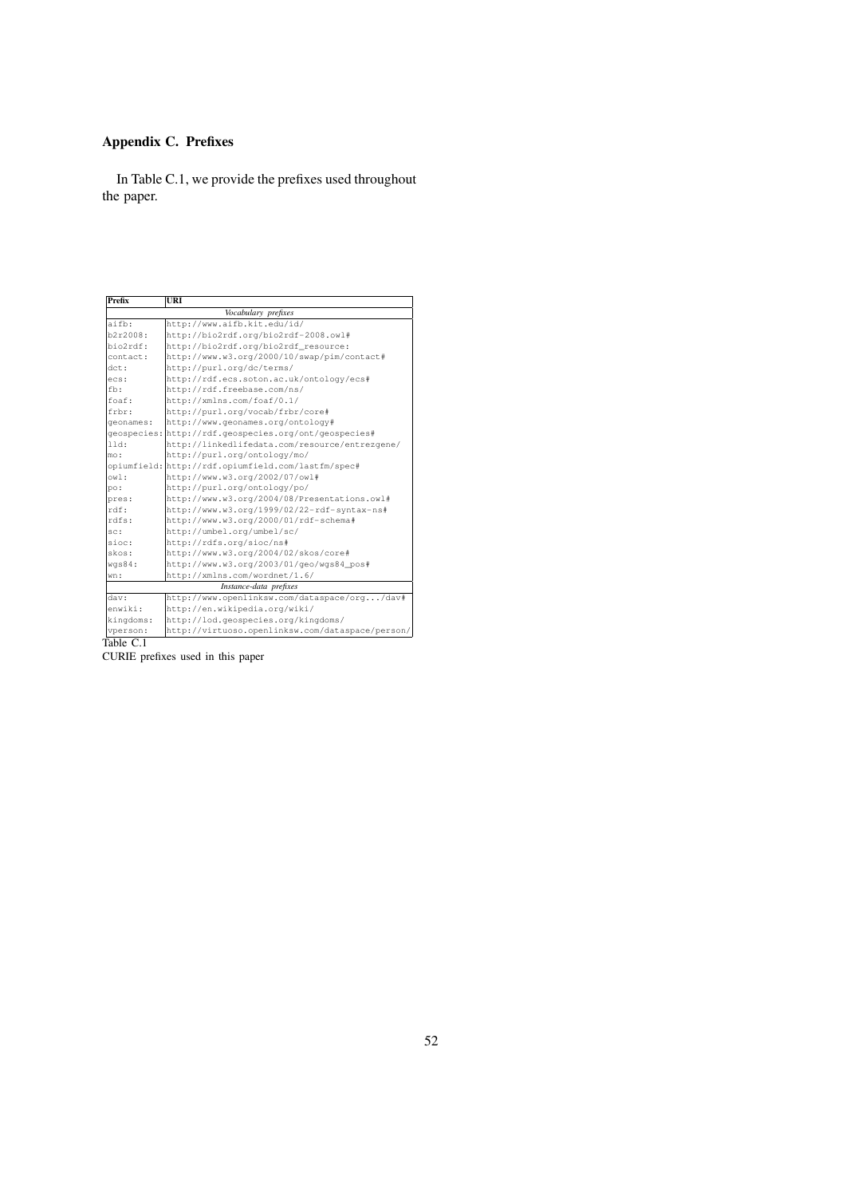## Appendix C. Prefixes

In Table C.1, we provide the prefixes used throughout the paper.

| Prefix | URI |
|---|---|
| *Vocabulary prefixes* | |
| aifb: | http://www.aifb.kit.edu/id/ |
| b2r2008: | http://bio2rdf.org/bio2rdf-2008.owl# |
| bio2rdf: | http://bio2rdf.org/bio2rdf_resource: |
| contact: | http://www.w3.org/2000/10/swap/pim/contact# |
| dct: | http://purl.org/dc/terms/ |
| ecs: | http://rdf.ecs.soton.ac.uk/ontology/ecs# |
| fb: | http://rdf.freebase.com/ns/ |
| foaf: | http://xmlns.com/foaf/0.1/ |
| frbr: | http://purl.org/vocab/frbr/core# |
| geonames: | http://www.geonames.org/ontology# |
| geospecies: | http://rdf.geospecies.org/ont/geospecies# |
| lld: | http://linkedlifedata.com/resource/entrezgene/ |
| mo: | http://purl.org/ontology/mo/ |
| opiumfield: | http://rdf.opiumfield.com/lastfm/spec# |
| owl: | http://www.w3.org/2002/07/owl# |
| po: | http://purl.org/ontology/po/ |
| pres: | http://www.w3.org/2004/08/Presentations.owl# |
| rdf: | http://www.w3.org/1999/02/22-rdf-syntax-ns# |
| rdfs: | http://www.w3.org/2000/01/rdf-schema# |
| sc: | http://umbel.org/umbel/sc/ |
| sioc: | http://rdfs.org/sioc/ns# |
| skos: | http://www.w3.org/2004/02/skos/core# |
| wgs84: | http://www.w3.org/2003/01/geo/wgs84_pos# |
| wn: | http://xmlns.com/wordnet/1.6/ |
| *Instance-data prefixes* | |
| dav: | http://www.openlinksw.com/dataspace/org.../dav# |
| enwiki: | http://en.wikipedia.org/wiki/ |
| kingdoms: | http://lod.geospecies.org/kingdoms/ |
| vperson: | http://virtuoso.openlinksw.com/dataspace/person/ |

Table C.1
CURIE prefixes used in this paper